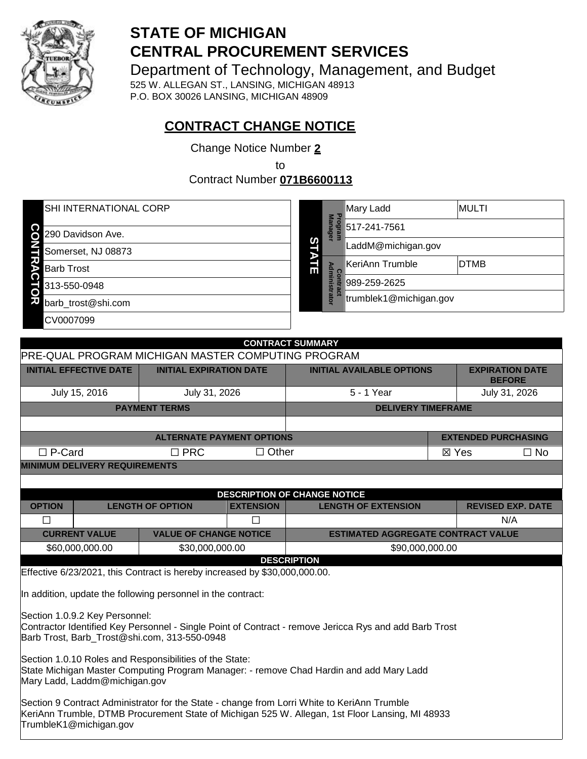# STATE OF MICHIGAN
# CENTRAL PROCUREMENT SERVICES

Department of Technology, Management, and Budget
525 W. ALLEGAN ST., LANSING, MICHIGAN 48913
P.O. BOX 30026 LANSING, MICHIGAN 48909

## CONTRACT CHANGE NOTICE

Change Notice Number **2**
to
Contract Number **071B6600113**

| CONTRACTOR | |
|---|---|
| | SHI INTERNATIONAL CORP |
| | 290 Davidson Ave. |
| | Somerset, NJ 08873 |
| | Barb Trost |
| | 313-550-0948 |
| | barb_trost@shi.com |
| | CV0007099 |

| STATE | | | |
|---|---|---|---|
| Program Manager | Mary Ladd | MULTI |
| | 517-241-7561 | |
| | LaddM@michigan.gov | |
| Contract Administrator | KeriAnn Trumble | DTMB |
| | 989-259-2625 | |
| | trumblek1@michigan.gov | |

| CONTRACT SUMMARY | | | |
|---|---|---|---|
| PRE-QUAL PROGRAM MICHIGAN MASTER COMPUTING PROGRAM | | | |
| **INITIAL EFFECTIVE DATE** | **INITIAL EXPIRATION DATE** | **INITIAL AVAILABLE OPTIONS** | **EXPIRATION DATE BEFORE** |
| July 15, 2016 | July 31, 2026 | 5 - 1 Year | July 31, 2026 |
| **PAYMENT TERMS** | | **DELIVERY TIMEFRAME** | |
| | | | |
| **ALTERNATE PAYMENT OPTIONS** | | | **EXTENDED PURCHASING** |
| ☐ P-Card | ☐ PRC | ☐ Other | ☒ Yes ☐ No |
| **MINIMUM DELIVERY REQUIREMENTS** | | | |
| | | | |

| DESCRIPTION OF CHANGE NOTICE | | | | |
|---|---|---|---|---|
| **OPTION** | **LENGTH OF OPTION** | **EXTENSION** | **LENGTH OF EXTENSION** | **REVISED EXP. DATE** |
| ☐ | | ☐ | | N/A |

| CURRENT VALUE | VALUE OF CHANGE NOTICE | ESTIMATED AGGREGATE CONTRACT VALUE |
|---|---|---|
| $60,000,000.00 | $30,000,000.00 | $90,000,000.00 |

**DESCRIPTION**

Effective 6/23/2021, this Contract is hereby increased by $30,000,000.00.

In addition, update the following personnel in the contract:

Section 1.0.9.2 Key Personnel:
Contractor Identified Key Personnel - Single Point of Contract - remove Jericca Rys and add Barb Trost
Barb Trost, Barb_Trost@shi.com, 313-550-0948

Section 1.0.10 Roles and Responsibilities of the State:
State Michigan Master Computing Program Manager: - remove Chad Hardin and add Mary Ladd
Mary Ladd, Laddm@michigan.gov

Section 9 Contract Administrator for the State - change from Lorri White to KeriAnn Trumble
KeriAnn Trumble, DTMB Procurement State of Michigan 525 W. Allegan, 1st Floor Lansing, MI 48933
TrumbleK1@michigan.gov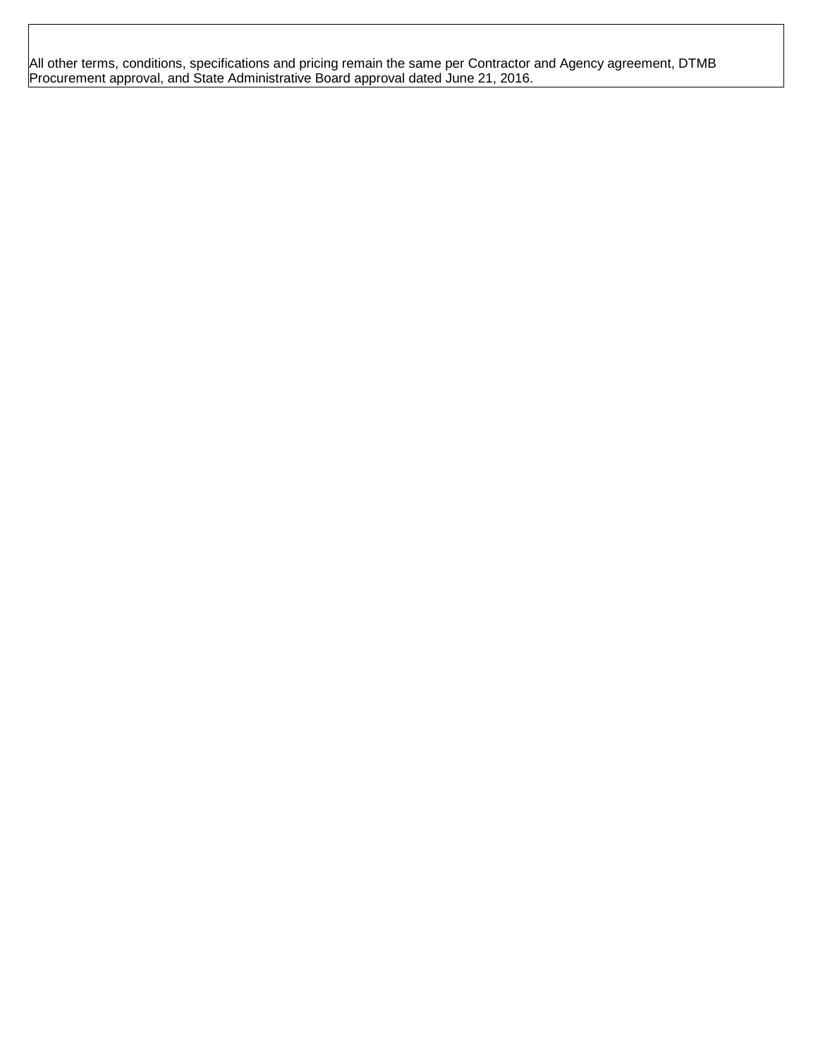All other terms, conditions, specifications and pricing remain the same per Contractor and Agency agreement, DTMB Procurement approval, and State Administrative Board approval dated June 21, 2016.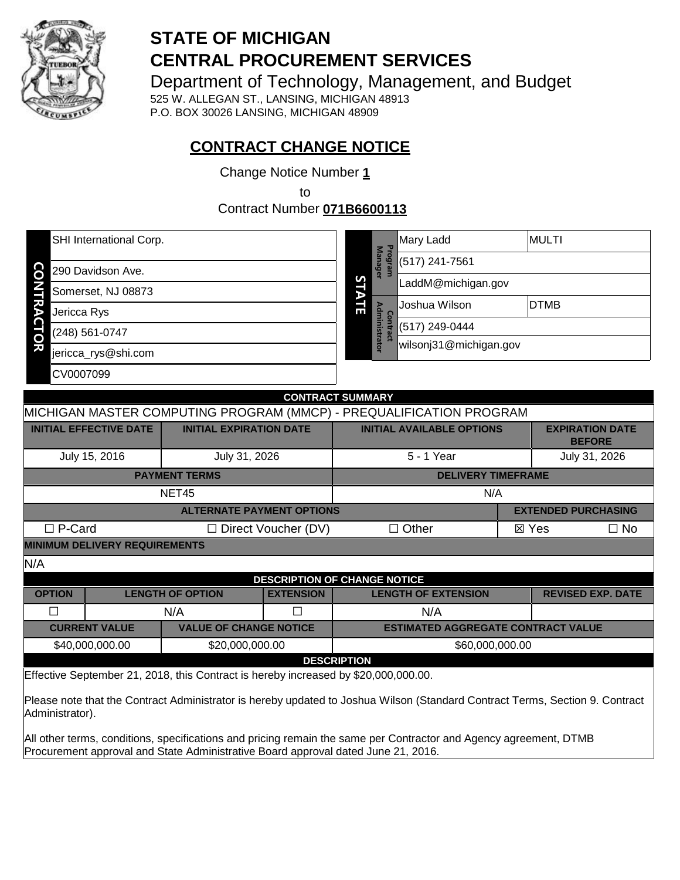# STATE OF MICHIGAN
# CENTRAL PROCUREMENT SERVICES

Department of Technology, Management, and Budget
525 W. ALLEGAN ST., LANSING, MICHIGAN 48913
P.O. BOX 30026 LANSING, MICHIGAN 48909

## CONTRACT CHANGE NOTICE

Change Notice Number **1**
to
Contract Number **071B6600113**

| CONTRACTOR | |
|---|---|
| | SHI International Corp. |
| | 290 Davidson Ave. |
| | Somerset, NJ 08873 |
| | Jericca Rys |
| | (248) 561-0747 |
| | jericca_rys@shi.com |
| | CV0007099 |

| STATE | | | |
|---|---|---|---|
| | Program Manager | Mary Ladd | MULTI |
| | | (517) 241-7561 | |
| | | LaddM@michigan.gov | |
| | Contract Administrator | Joshua Wilson | DTMB |
| | | (517) 249-0444 | |
| | | wilsonj31@michigan.gov | |

| CONTRACT SUMMARY | | | |
|---|---|---|---|
| MICHIGAN MASTER COMPUTING PROGRAM (MMCP) - PREQUALIFICATION PROGRAM | | | |
| **INITIAL EFFECTIVE DATE** | **INITIAL EXPIRATION DATE** | **INITIAL AVAILABLE OPTIONS** | **EXPIRATION DATE BEFORE** |
| July 15, 2016 | July 31, 2026 | 5 - 1 Year | July 31, 2026 |
| **PAYMENT TERMS** | | **DELIVERY TIMEFRAME** | |
| NET45 | | N/A | |
| **ALTERNATE PAYMENT OPTIONS** | | | **EXTENDED PURCHASING** |
| ☐ P-Card | ☐ Direct Voucher (DV) | ☐ Other | ☒ Yes ☐ No |
| **MINIMUM DELIVERY REQUIREMENTS** | | | |
| N/A | | | |

| DESCRIPTION OF CHANGE NOTICE | | | | |
|---|---|---|---|---|
| **OPTION** | **LENGTH OF OPTION** | **EXTENSION** | **LENGTH OF EXTENSION** | **REVISED EXP. DATE** |
| ☐ | N/A | ☐ | N/A | |
| **CURRENT VALUE** | **VALUE OF CHANGE NOTICE** | **ESTIMATED AGGREGATE CONTRACT VALUE** | | |
| $40,000,000.00 | $20,000,000.00 | $60,000,000.00 | | |

**DESCRIPTION**

Effective September 21, 2018, this Contract is hereby increased by $20,000,000.00.

Please note that the Contract Administrator is hereby updated to Joshua Wilson (Standard Contract Terms, Section 9. Contract Administrator).

All other terms, conditions, specifications and pricing remain the same per Contractor and Agency agreement, DTMB Procurement approval and State Administrative Board approval dated June 21, 2016.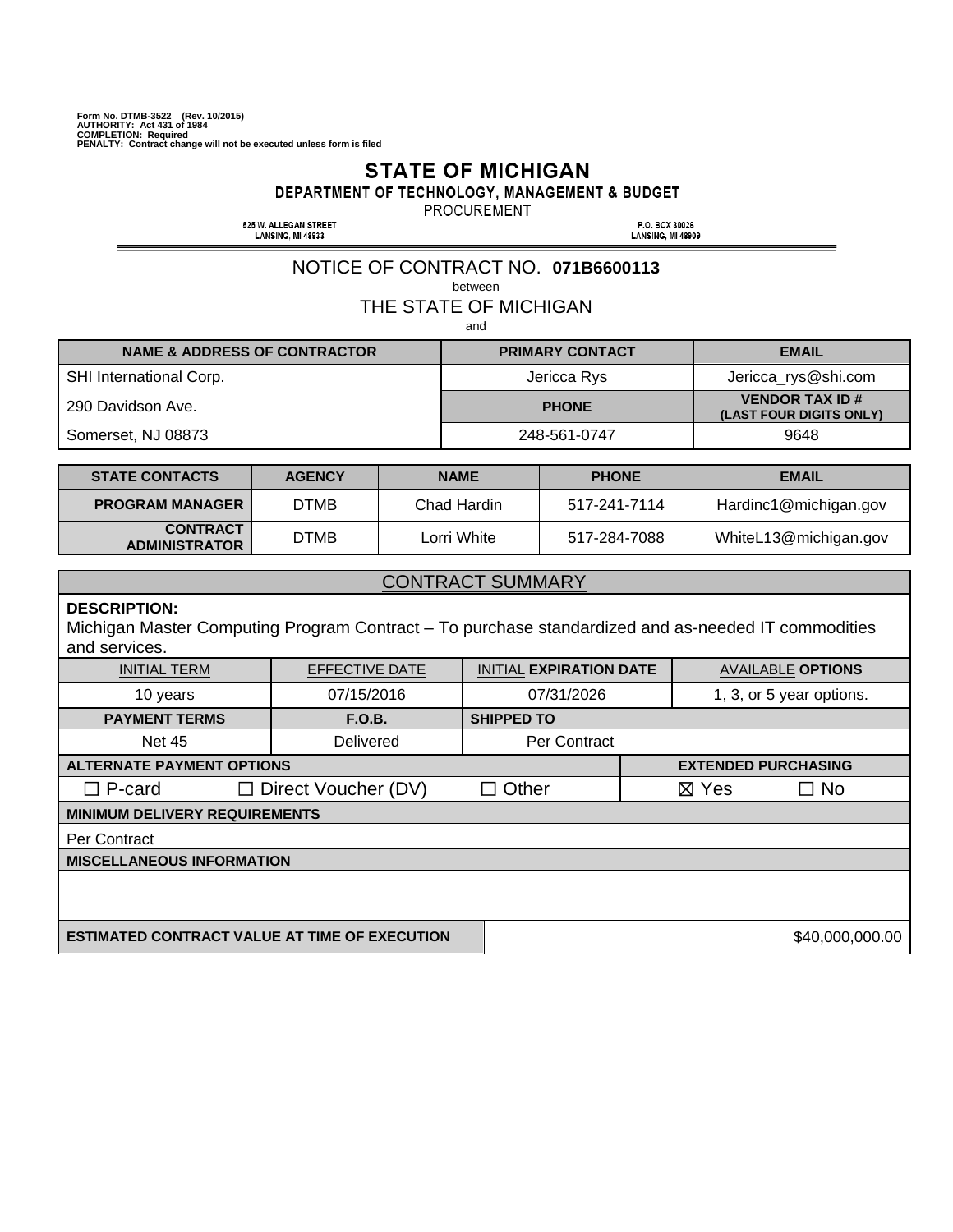Form No. DTMB-3522 (Rev. 10/2015)
AUTHORITY: Act 431 of 1984
COMPLETION: Required
PENALTY: Contract change will not be executed unless form is filed

# STATE OF MICHIGAN

## DEPARTMENT OF TECHNOLOGY, MANAGEMENT & BUDGET

PROCUREMENT

525 W. ALLEGAN STREET
LANSING, MI 48933

P.O. BOX 30026
LANSING, MI 48909

NOTICE OF CONTRACT NO. **071B6600113**

between

THE STATE OF MICHIGAN

and

| NAME & ADDRESS OF CONTRACTOR | PRIMARY CONTACT | EMAIL |
|---|---|---|
| SHI International Corp. | Jericca Rys | Jericca_rys@shi.com |
| 290 Davidson Ave. | **PHONE** | **VENDOR TAX ID # (LAST FOUR DIGITS ONLY)** |
| Somerset, NJ 08873 | 248-561-0747 | 9648 |

| STATE CONTACTS | AGENCY | NAME | PHONE | EMAIL |
|---|---|---|---|---|
| **PROGRAM MANAGER** | DTMB | Chad Hardin | 517-241-7114 | Hardinc1@michigan.gov |
| **CONTRACT ADMINISTRATOR** | DTMB | Lorri White | 517-284-7088 | WhiteL13@michigan.gov |

## CONTRACT SUMMARY

**DESCRIPTION:**
Michigan Master Computing Program Contract – To purchase standardized and as-needed IT commodities and services.

| INITIAL TERM | EFFECTIVE DATE | INITIAL EXPIRATION DATE | AVAILABLE OPTIONS |
|---|---|---|---|
| 10 years | 07/15/2016 | 07/31/2026 | 1, 3, or 5 year options. |
| **PAYMENT TERMS** | **F.O.B.** | **SHIPPED TO** | |
| Net 45 | Delivered | Per Contract | |

| ALTERNATE PAYMENT OPTIONS | | | EXTENDED PURCHASING | |
|---|---|---|---|---|
| ☐ P-card | ☐ Direct Voucher (DV) | ☐ Other | ☒ Yes | ☐ No |

**MINIMUM DELIVERY REQUIREMENTS**

Per Contract

**MISCELLANEOUS INFORMATION**

| ESTIMATED CONTRACT VALUE AT TIME OF EXECUTION | $40,000,000.00 |
|---|---|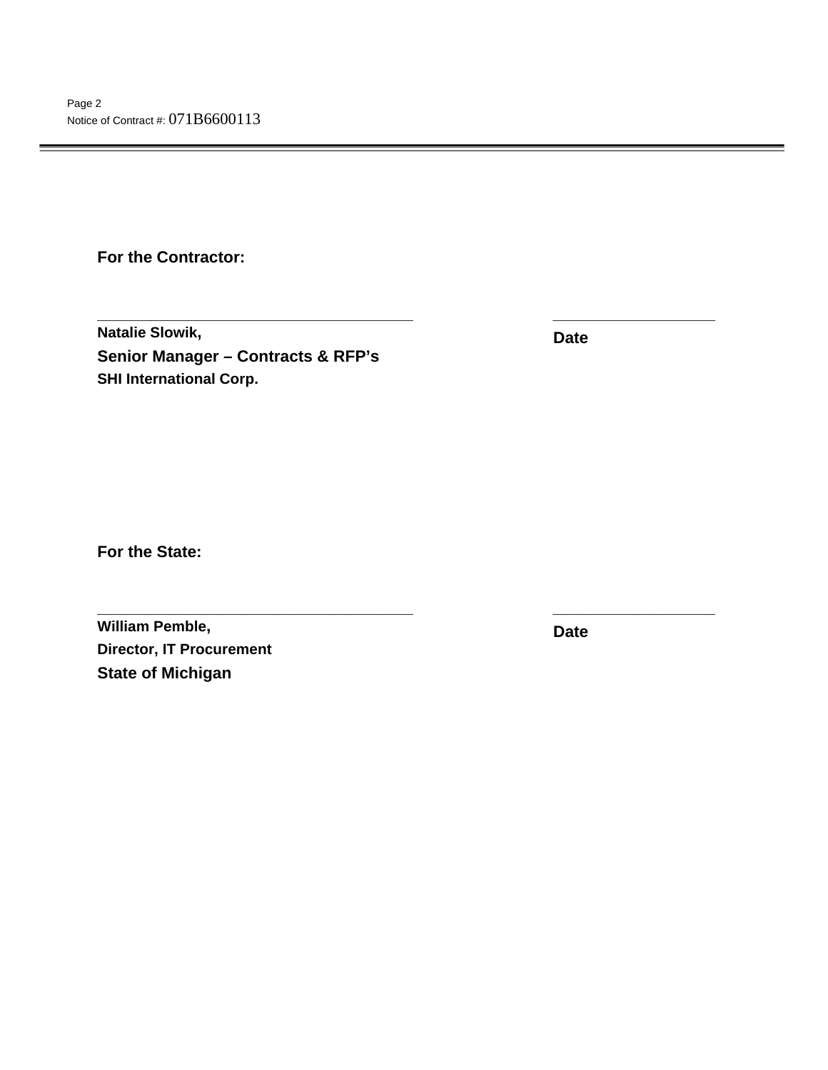**For the Contractor:**

_______________________________________ &nbsp;&nbsp;&nbsp;&nbsp;&nbsp;&nbsp;&nbsp;&nbsp; ____________________

**Natalie Slowik,** &nbsp;&nbsp;&nbsp;&nbsp;&nbsp;&nbsp;&nbsp;&nbsp; **Date**

**Senior Manager – Contracts & RFP's**

**SHI International Corp.**

**For the State:**

_______________________________________ &nbsp;&nbsp;&nbsp;&nbsp;&nbsp;&nbsp;&nbsp;&nbsp; ____________________

**William Pemble,** &nbsp;&nbsp;&nbsp;&nbsp;&nbsp;&nbsp;&nbsp;&nbsp; **Date**

**Director, IT Procurement**

**State of Michigan**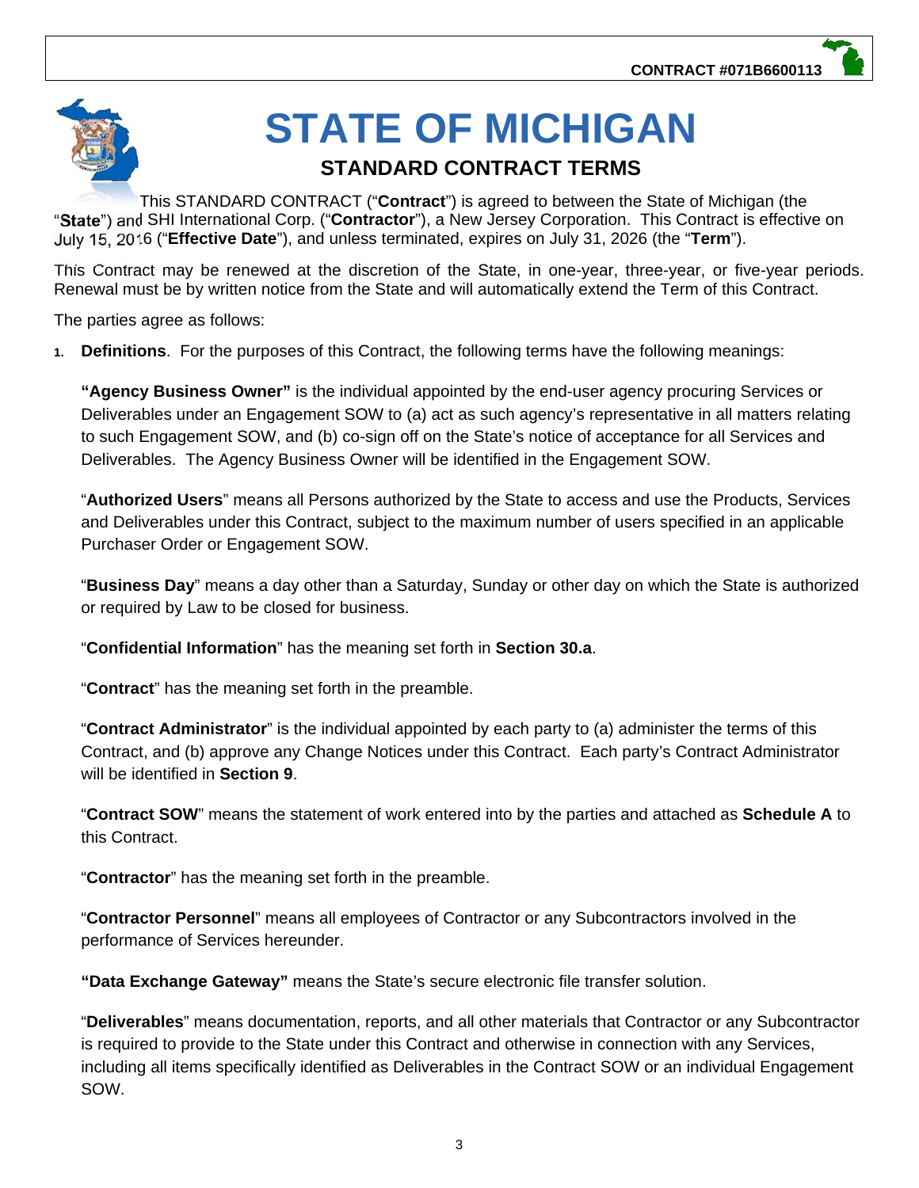CONTRACT #071B6600113

# STATE OF MICHIGAN

## STANDARD CONTRACT TERMS

This STANDARD CONTRACT ("**Contract**") is agreed to between the State of Michigan (the "**State**") and SHI International Corp. ("**Contractor**"), a New Jersey Corporation. This Contract is effective on July 15, 2016 ("**Effective Date**"), and unless terminated, expires on July 31, 2026 (the "**Term**").

This Contract may be renewed at the discretion of the State, in one-year, three-year, or five-year periods. Renewal must be by written notice from the State and will automatically extend the Term of this Contract.

The parties agree as follows:

1. **Definitions**. For the purposes of this Contract, the following terms have the following meanings:

   **"Agency Business Owner"** is the individual appointed by the end-user agency procuring Services or Deliverables under an Engagement SOW to (a) act as such agency's representative in all matters relating to such Engagement SOW, and (b) co-sign off on the State's notice of acceptance for all Services and Deliverables. The Agency Business Owner will be identified in the Engagement SOW.

   "**Authorized Users**" means all Persons authorized by the State to access and use the Products, Services and Deliverables under this Contract, subject to the maximum number of users specified in an applicable Purchaser Order or Engagement SOW.

   "**Business Day**" means a day other than a Saturday, Sunday or other day on which the State is authorized or required by Law to be closed for business.

   "**Confidential Information**" has the meaning set forth in **Section 30.a**.

   "**Contract**" has the meaning set forth in the preamble.

   "**Contract Administrator**" is the individual appointed by each party to (a) administer the terms of this Contract, and (b) approve any Change Notices under this Contract. Each party's Contract Administrator will be identified in **Section 9**.

   "**Contract SOW**" means the statement of work entered into by the parties and attached as **Schedule A** to this Contract.

   "**Contractor**" has the meaning set forth in the preamble.

   "**Contractor Personnel**" means all employees of Contractor or any Subcontractors involved in the performance of Services hereunder.

   **"Data Exchange Gateway"** means the State's secure electronic file transfer solution.

   "**Deliverables**" means documentation, reports, and all other materials that Contractor or any Subcontractor is required to provide to the State under this Contract and otherwise in connection with any Services, including all items specifically identified as Deliverables in the Contract SOW or an individual Engagement SOW.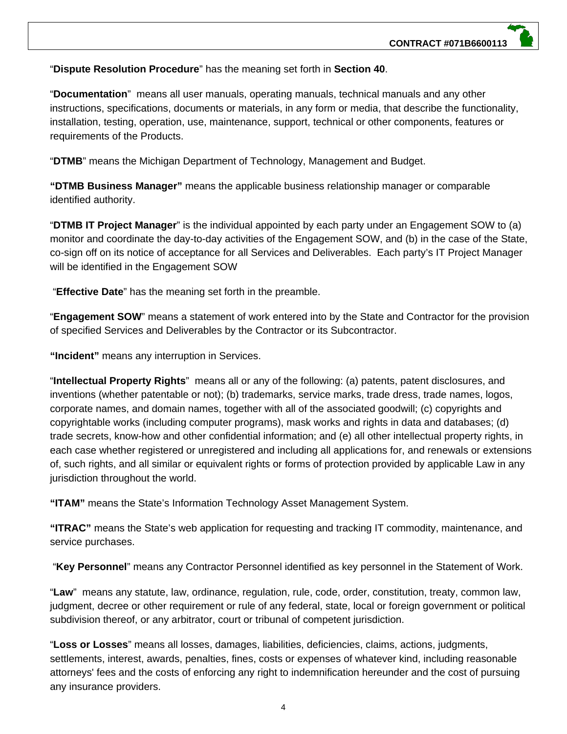"**Dispute Resolution Procedure**" has the meaning set forth in **Section 40**.

"**Documentation**" means all user manuals, operating manuals, technical manuals and any other instructions, specifications, documents or materials, in any form or media, that describe the functionality, installation, testing, operation, use, maintenance, support, technical or other components, features or requirements of the Products.

"**DTMB**" means the Michigan Department of Technology, Management and Budget.

**"DTMB Business Manager"** means the applicable business relationship manager or comparable identified authority.

"**DTMB IT Project Manager**" is the individual appointed by each party under an Engagement SOW to (a) monitor and coordinate the day-to-day activities of the Engagement SOW, and (b) in the case of the State, co-sign off on its notice of acceptance for all Services and Deliverables. Each party's IT Project Manager will be identified in the Engagement SOW

"**Effective Date**" has the meaning set forth in the preamble.

"**Engagement SOW**" means a statement of work entered into by the State and Contractor for the provision of specified Services and Deliverables by the Contractor or its Subcontractor.

**"Incident"** means any interruption in Services.

"**Intellectual Property Rights**" means all or any of the following: (a) patents, patent disclosures, and inventions (whether patentable or not); (b) trademarks, service marks, trade dress, trade names, logos, corporate names, and domain names, together with all of the associated goodwill; (c) copyrights and copyrightable works (including computer programs), mask works and rights in data and databases; (d) trade secrets, know-how and other confidential information; and (e) all other intellectual property rights, in each case whether registered or unregistered and including all applications for, and renewals or extensions of, such rights, and all similar or equivalent rights or forms of protection provided by applicable Law in any jurisdiction throughout the world.

**"ITAM"** means the State's Information Technology Asset Management System.

**"ITRAC"** means the State's web application for requesting and tracking IT commodity, maintenance, and service purchases.

"**Key Personnel**" means any Contractor Personnel identified as key personnel in the Statement of Work.

"**Law**" means any statute, law, ordinance, regulation, rule, code, order, constitution, treaty, common law, judgment, decree or other requirement or rule of any federal, state, local or foreign government or political subdivision thereof, or any arbitrator, court or tribunal of competent jurisdiction.

"**Loss or Losses**" means all losses, damages, liabilities, deficiencies, claims, actions, judgments, settlements, interest, awards, penalties, fines, costs or expenses of whatever kind, including reasonable attorneys' fees and the costs of enforcing any right to indemnification hereunder and the cost of pursuing any insurance providers.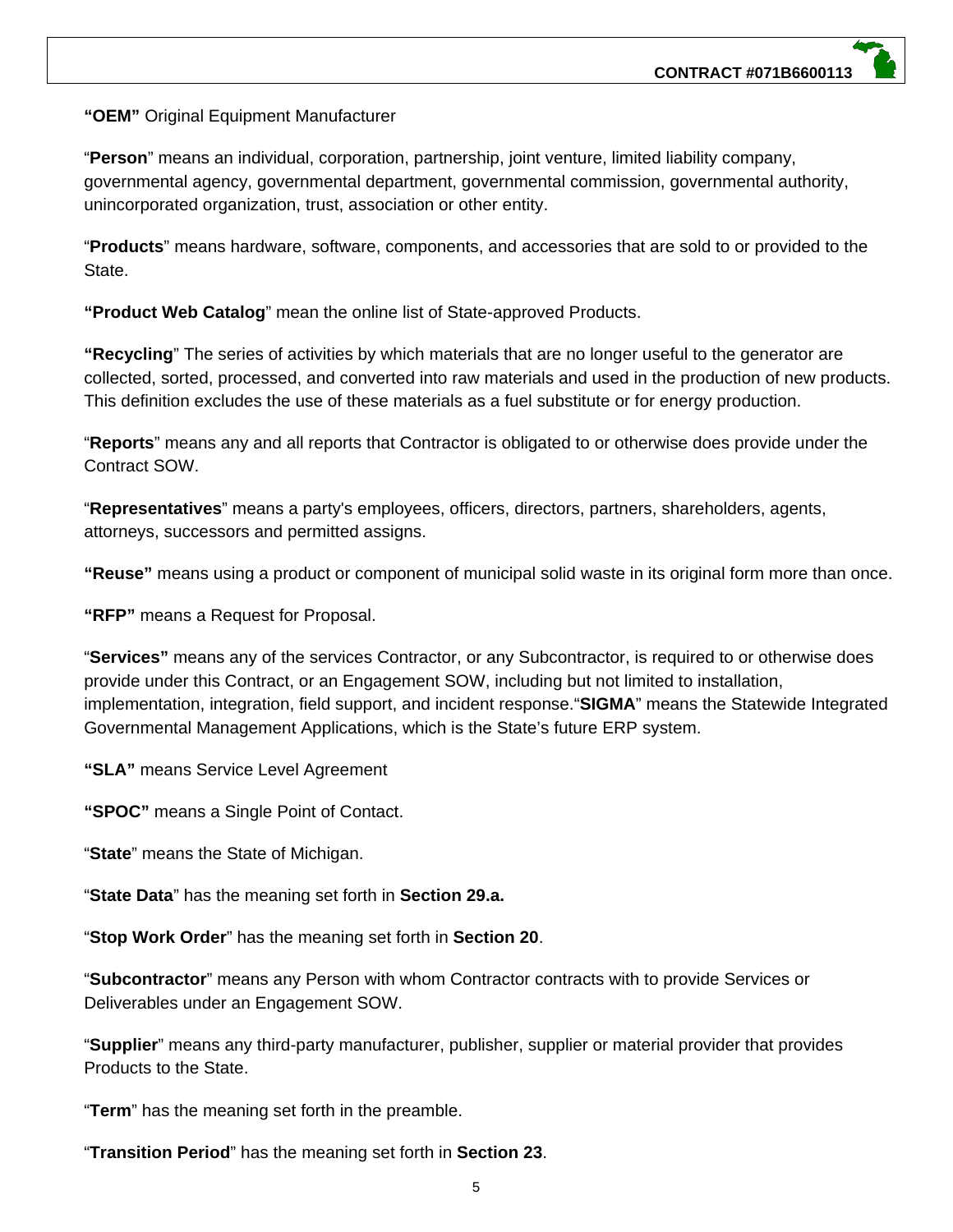**"OEM"** Original Equipment Manufacturer

"**Person**" means an individual, corporation, partnership, joint venture, limited liability company, governmental agency, governmental department, governmental commission, governmental authority, unincorporated organization, trust, association or other entity.

"**Products**" means hardware, software, components, and accessories that are sold to or provided to the State.

**"Product Web Catalog**" mean the online list of State-approved Products.

**"Recycling**" The series of activities by which materials that are no longer useful to the generator are collected, sorted, processed, and converted into raw materials and used in the production of new products. This definition excludes the use of these materials as a fuel substitute or for energy production.

"**Reports**" means any and all reports that Contractor is obligated to or otherwise does provide under the Contract SOW.

"**Representatives**" means a party's employees, officers, directors, partners, shareholders, agents, attorneys, successors and permitted assigns.

**"Reuse"** means using a product or component of municipal solid waste in its original form more than once.

**"RFP"** means a Request for Proposal.

"**Services"** means any of the services Contractor, or any Subcontractor, is required to or otherwise does provide under this Contract, or an Engagement SOW, including but not limited to installation, implementation, integration, field support, and incident response."**SIGMA**" means the Statewide Integrated Governmental Management Applications, which is the State's future ERP system.

**"SLA"** means Service Level Agreement

**"SPOC"** means a Single Point of Contact.

"**State**" means the State of Michigan.

"**State Data**" has the meaning set forth in **Section 29.a.**

"**Stop Work Order**" has the meaning set forth in **Section 20**.

"**Subcontractor**" means any Person with whom Contractor contracts with to provide Services or Deliverables under an Engagement SOW.

"**Supplier**" means any third-party manufacturer, publisher, supplier or material provider that provides Products to the State.

"**Term**" has the meaning set forth in the preamble.

"**Transition Period**" has the meaning set forth in **Section 23**.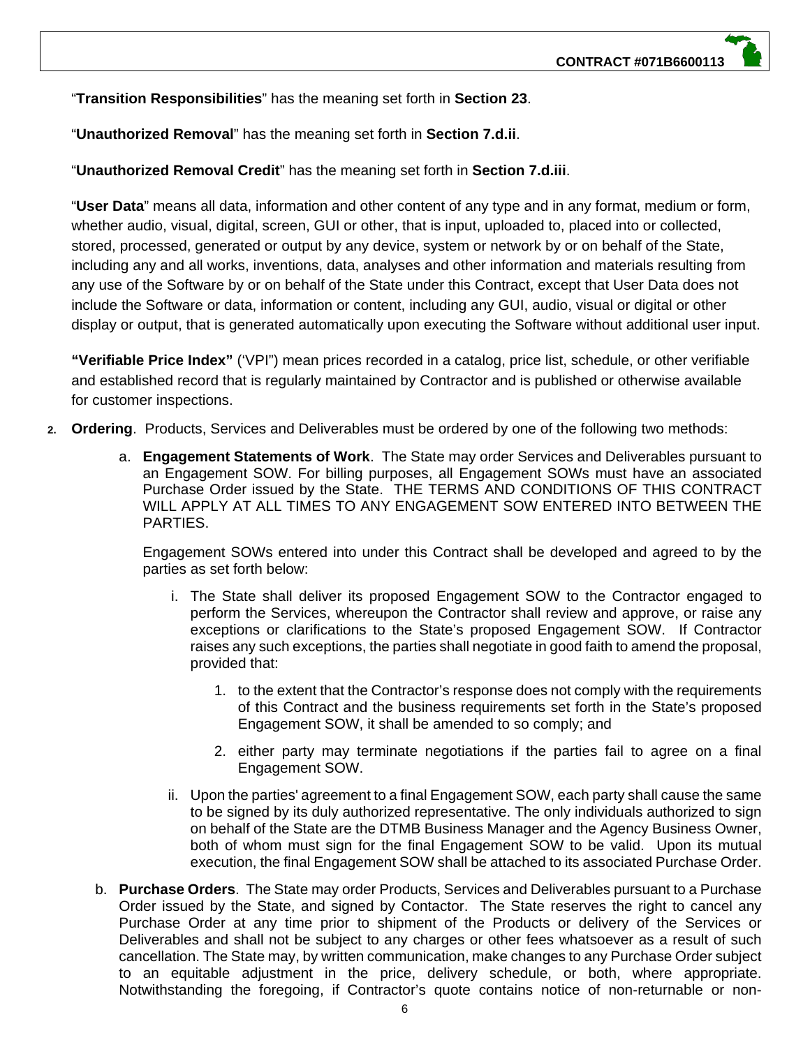"**Transition Responsibilities**" has the meaning set forth in **Section 23**.

"**Unauthorized Removal**" has the meaning set forth in **Section 7.d.ii**.

"**Unauthorized Removal Credit**" has the meaning set forth in **Section 7.d.iii**.

"**User Data**" means all data, information and other content of any type and in any format, medium or form, whether audio, visual, digital, screen, GUI or other, that is input, uploaded to, placed into or collected, stored, processed, generated or output by any device, system or network by or on behalf of the State, including any and all works, inventions, data, analyses and other information and materials resulting from any use of the Software by or on behalf of the State under this Contract, except that User Data does not include the Software or data, information or content, including any GUI, audio, visual or digital or other display or output, that is generated automatically upon executing the Software without additional user input.

**"Verifiable Price Index"** ('VPI") mean prices recorded in a catalog, price list, schedule, or other verifiable and established record that is regularly maintained by Contractor and is published or otherwise available for customer inspections.

2. **Ordering**. Products, Services and Deliverables must be ordered by one of the following two methods:

   a. **Engagement Statements of Work**. The State may order Services and Deliverables pursuant to an Engagement SOW. For billing purposes, all Engagement SOWs must have an associated Purchase Order issued by the State. THE TERMS AND CONDITIONS OF THIS CONTRACT WILL APPLY AT ALL TIMES TO ANY ENGAGEMENT SOW ENTERED INTO BETWEEN THE PARTIES.

      Engagement SOWs entered into under this Contract shall be developed and agreed to by the parties as set forth below:

      i. The State shall deliver its proposed Engagement SOW to the Contractor engaged to perform the Services, whereupon the Contractor shall review and approve, or raise any exceptions or clarifications to the State's proposed Engagement SOW. If Contractor raises any such exceptions, the parties shall negotiate in good faith to amend the proposal, provided that:

         1. to the extent that the Contractor's response does not comply with the requirements of this Contract and the business requirements set forth in the State's proposed Engagement SOW, it shall be amended to so comply; and

         2. either party may terminate negotiations if the parties fail to agree on a final Engagement SOW.

      ii. Upon the parties' agreement to a final Engagement SOW, each party shall cause the same to be signed by its duly authorized representative. The only individuals authorized to sign on behalf of the State are the DTMB Business Manager and the Agency Business Owner, both of whom must sign for the final Engagement SOW to be valid. Upon its mutual execution, the final Engagement SOW shall be attached to its associated Purchase Order.

   b. **Purchase Orders**. The State may order Products, Services and Deliverables pursuant to a Purchase Order issued by the State, and signed by Contactor. The State reserves the right to cancel any Purchase Order at any time prior to shipment of the Products or delivery of the Services or Deliverables and shall not be subject to any charges or other fees whatsoever as a result of such cancellation. The State may, by written communication, make changes to any Purchase Order subject to an equitable adjustment in the price, delivery schedule, or both, where appropriate. Notwithstanding the foregoing, if Contractor's quote contains notice of non-returnable or non-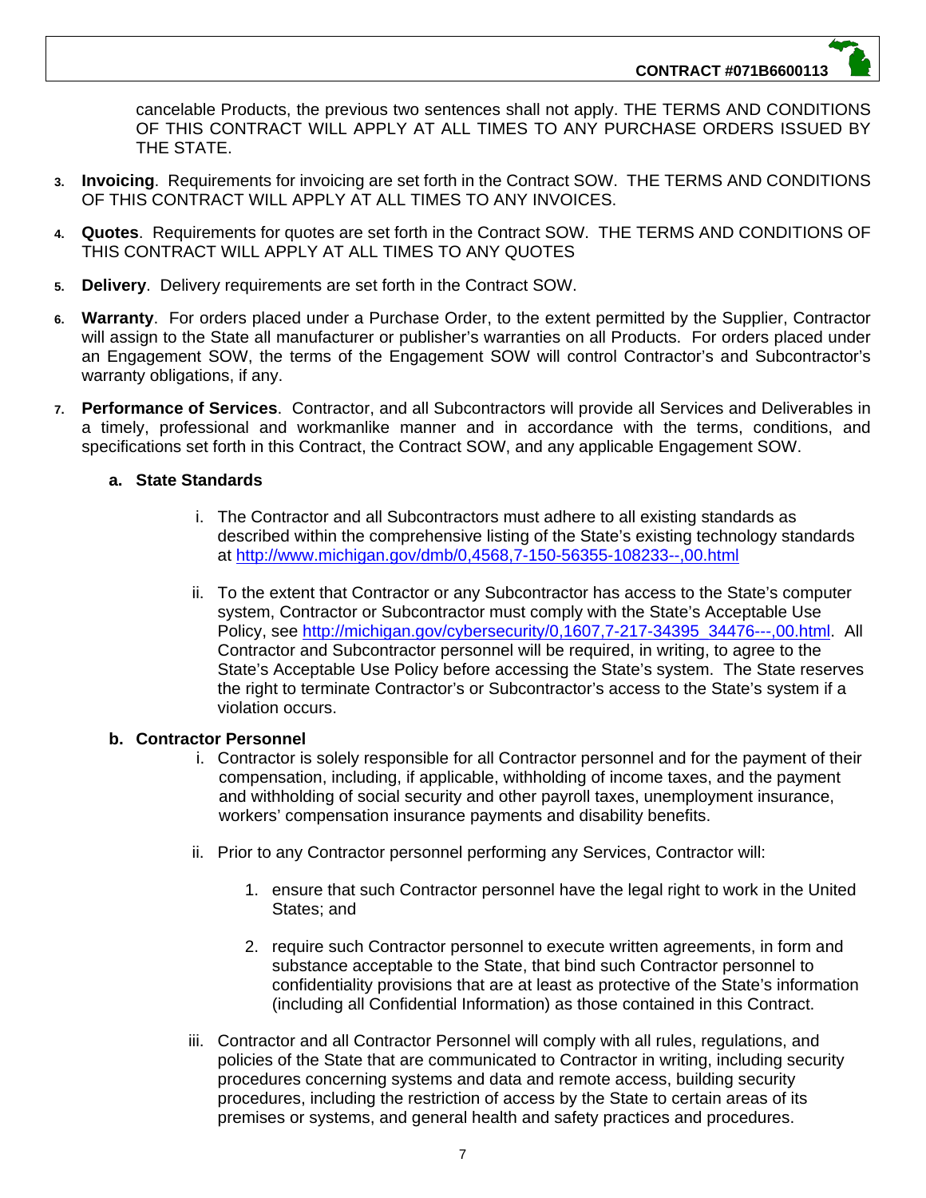cancelable Products, the previous two sentences shall not apply. THE TERMS AND CONDITIONS OF THIS CONTRACT WILL APPLY AT ALL TIMES TO ANY PURCHASE ORDERS ISSUED BY THE STATE.

3. **Invoicing**. Requirements for invoicing are set forth in the Contract SOW. THE TERMS AND CONDITIONS OF THIS CONTRACT WILL APPLY AT ALL TIMES TO ANY INVOICES.

4. **Quotes**. Requirements for quotes are set forth in the Contract SOW. THE TERMS AND CONDITIONS OF THIS CONTRACT WILL APPLY AT ALL TIMES TO ANY QUOTES

5. **Delivery**. Delivery requirements are set forth in the Contract SOW.

6. **Warranty**. For orders placed under a Purchase Order, to the extent permitted by the Supplier, Contractor will assign to the State all manufacturer or publisher's warranties on all Products. For orders placed under an Engagement SOW, the terms of the Engagement SOW will control Contractor's and Subcontractor's warranty obligations, if any.

7. **Performance of Services**. Contractor, and all Subcontractors will provide all Services and Deliverables in a timely, professional and workmanlike manner and in accordance with the terms, conditions, and specifications set forth in this Contract, the Contract SOW, and any applicable Engagement SOW.

   **a. State Standards**

   i. The Contractor and all Subcontractors must adhere to all existing standards as described within the comprehensive listing of the State's existing technology standards at http://www.michigan.gov/dmb/0,4568,7-150-56355-108233--,00.html

   ii. To the extent that Contractor or any Subcontractor has access to the State's computer system, Contractor or Subcontractor must comply with the State's Acceptable Use Policy, see http://michigan.gov/cybersecurity/0,1607,7-217-34395_34476---,00.html. All Contractor and Subcontractor personnel will be required, in writing, to agree to the State's Acceptable Use Policy before accessing the State's system. The State reserves the right to terminate Contractor's or Subcontractor's access to the State's system if a violation occurs.

   **b. Contractor Personnel**

   i. Contractor is solely responsible for all Contractor personnel and for the payment of their compensation, including, if applicable, withholding of income taxes, and the payment and withholding of social security and other payroll taxes, unemployment insurance, workers' compensation insurance payments and disability benefits.

   ii. Prior to any Contractor personnel performing any Services, Contractor will:

      1. ensure that such Contractor personnel have the legal right to work in the United States; and

      2. require such Contractor personnel to execute written agreements, in form and substance acceptable to the State, that bind such Contractor personnel to confidentiality provisions that are at least as protective of the State's information (including all Confidential Information) as those contained in this Contract.

   iii. Contractor and all Contractor Personnel will comply with all rules, regulations, and policies of the State that are communicated to Contractor in writing, including security procedures concerning systems and data and remote access, building security procedures, including the restriction of access by the State to certain areas of its premises or systems, and general health and safety practices and procedures.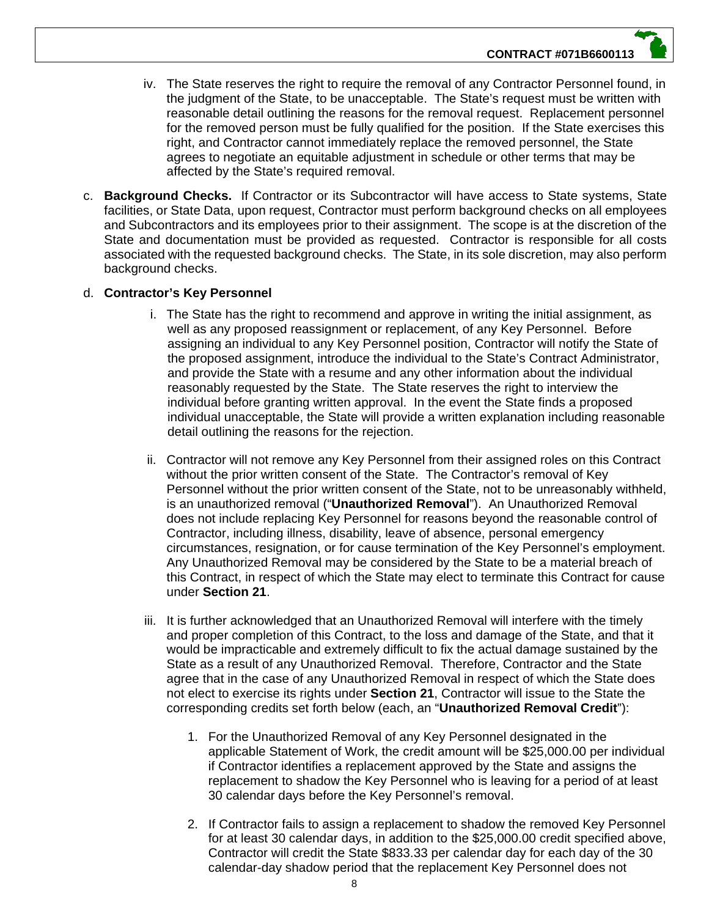iv. The State reserves the right to require the removal of any Contractor Personnel found, in the judgment of the State, to be unacceptable. The State's request must be written with reasonable detail outlining the reasons for the removal request. Replacement personnel for the removed person must be fully qualified for the position. If the State exercises this right, and Contractor cannot immediately replace the removed personnel, the State agrees to negotiate an equitable adjustment in schedule or other terms that may be affected by the State's required removal.

c. **Background Checks.** If Contractor or its Subcontractor will have access to State systems, State facilities, or State Data, upon request, Contractor must perform background checks on all employees and Subcontractors and its employees prior to their assignment. The scope is at the discretion of the State and documentation must be provided as requested. Contractor is responsible for all costs associated with the requested background checks. The State, in its sole discretion, may also perform background checks.

d. **Contractor's Key Personnel**

i. The State has the right to recommend and approve in writing the initial assignment, as well as any proposed reassignment or replacement, of any Key Personnel. Before assigning an individual to any Key Personnel position, Contractor will notify the State of the proposed assignment, introduce the individual to the State's Contract Administrator, and provide the State with a resume and any other information about the individual reasonably requested by the State. The State reserves the right to interview the individual before granting written approval. In the event the State finds a proposed individual unacceptable, the State will provide a written explanation including reasonable detail outlining the reasons for the rejection.

ii. Contractor will not remove any Key Personnel from their assigned roles on this Contract without the prior written consent of the State. The Contractor's removal of Key Personnel without the prior written consent of the State, not to be unreasonably withheld, is an unauthorized removal ("**Unauthorized Removal**"). An Unauthorized Removal does not include replacing Key Personnel for reasons beyond the reasonable control of Contractor, including illness, disability, leave of absence, personal emergency circumstances, resignation, or for cause termination of the Key Personnel's employment. Any Unauthorized Removal may be considered by the State to be a material breach of this Contract, in respect of which the State may elect to terminate this Contract for cause under **Section 21**.

iii. It is further acknowledged that an Unauthorized Removal will interfere with the timely and proper completion of this Contract, to the loss and damage of the State, and that it would be impracticable and extremely difficult to fix the actual damage sustained by the State as a result of any Unauthorized Removal. Therefore, Contractor and the State agree that in the case of any Unauthorized Removal in respect of which the State does not elect to exercise its rights under **Section 21**, Contractor will issue to the State the corresponding credits set forth below (each, an "**Unauthorized Removal Credit**"):

1. For the Unauthorized Removal of any Key Personnel designated in the applicable Statement of Work, the credit amount will be $25,000.00 per individual if Contractor identifies a replacement approved by the State and assigns the replacement to shadow the Key Personnel who is leaving for a period of at least 30 calendar days before the Key Personnel's removal.

2. If Contractor fails to assign a replacement to shadow the removed Key Personnel for at least 30 calendar days, in addition to the $25,000.00 credit specified above, Contractor will credit the State $833.33 per calendar day for each day of the 30 calendar-day shadow period that the replacement Key Personnel does not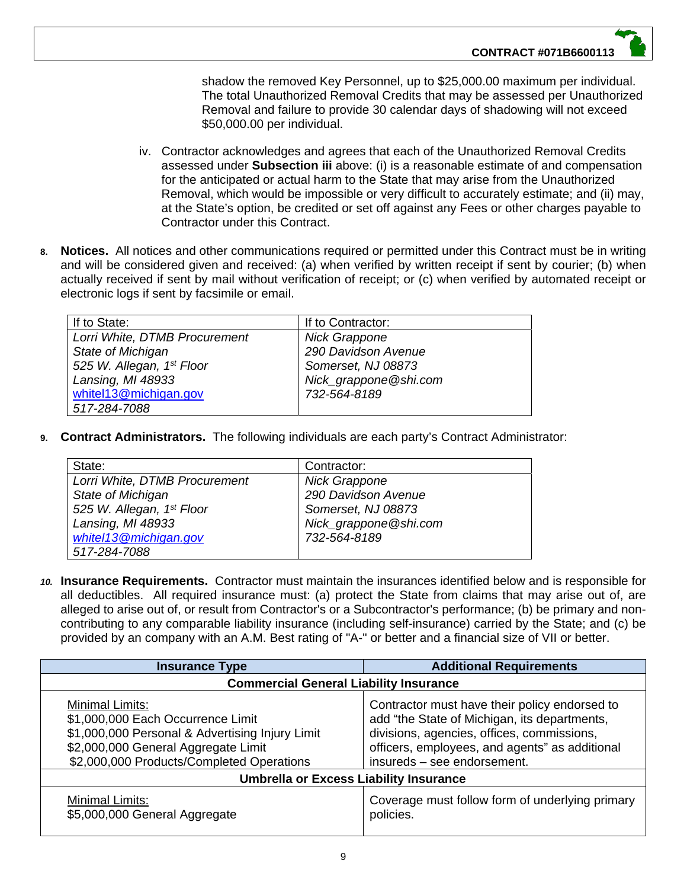shadow the removed Key Personnel, up to $25,000.00 maximum per individual. The total Unauthorized Removal Credits that may be assessed per Unauthorized Removal and failure to provide 30 calendar days of shadowing will not exceed $50,000.00 per individual.

iv. Contractor acknowledges and agrees that each of the Unauthorized Removal Credits assessed under **Subsection iii** above: (i) is a reasonable estimate of and compensation for the anticipated or actual harm to the State that may arise from the Unauthorized Removal, which would be impossible or very difficult to accurately estimate; and (ii) may, at the State's option, be credited or set off against any Fees or other charges payable to Contractor under this Contract.

8. **Notices.** All notices and other communications required or permitted under this Contract must be in writing and will be considered given and received: (a) when verified by written receipt if sent by courier; (b) when actually received if sent by mail without verification of receipt; or (c) when verified by automated receipt or electronic logs if sent by facsimile or email.

| If to State: | If to Contractor: |
|---|---|
| *Lorri White, DTMB Procurement*<br>*State of Michigan*<br>*525 W. Allegan, 1st Floor*<br>*Lansing, MI 48933*<br>whitel13@michigan.gov<br>*517-284-7088* | *Nick Grappone*<br>*290 Davidson Avenue*<br>*Somerset, NJ 08873*<br>*Nick_grappone@shi.com*<br>*732-564-8189* |

9. **Contract Administrators.** The following individuals are each party's Contract Administrator:

| State: | Contractor: |
|---|---|
| *Lorri White, DTMB Procurement*<br>*State of Michigan*<br>*525 W. Allegan, 1st Floor*<br>*Lansing, MI 48933*<br>*whitel13@michigan.gov*<br>*517-284-7088* | *Nick Grappone*<br>*290 Davidson Avenue*<br>*Somerset, NJ 08873*<br>*Nick_grappone@shi.com*<br>*732-564-8189* |

10. **Insurance Requirements.** Contractor must maintain the insurances identified below and is responsible for all deductibles. All required insurance must: (a) protect the State from claims that may arise out of, are alleged to arise out of, or result from Contractor's or a Subcontractor's performance; (b) be primary and non-contributing to any comparable liability insurance (including self-insurance) carried by the State; and (c) be provided by an company with an A.M. Best rating of "A-" or better and a financial size of VII or better.

| Insurance Type | Additional Requirements |
|---|---|
| **Commercial General Liability Insurance** | |
| Minimal Limits:<br>$1,000,000 Each Occurrence Limit<br>$1,000,000 Personal & Advertising Injury Limit<br>$2,000,000 General Aggregate Limit<br>$2,000,000 Products/Completed Operations | Contractor must have their policy endorsed to add "the State of Michigan, its departments, divisions, agencies, offices, commissions, officers, employees, and agents" as additional insureds – see endorsement. |
| **Umbrella or Excess Liability Insurance** | |
| Minimal Limits:<br>$5,000,000 General Aggregate | Coverage must follow form of underlying primary policies. |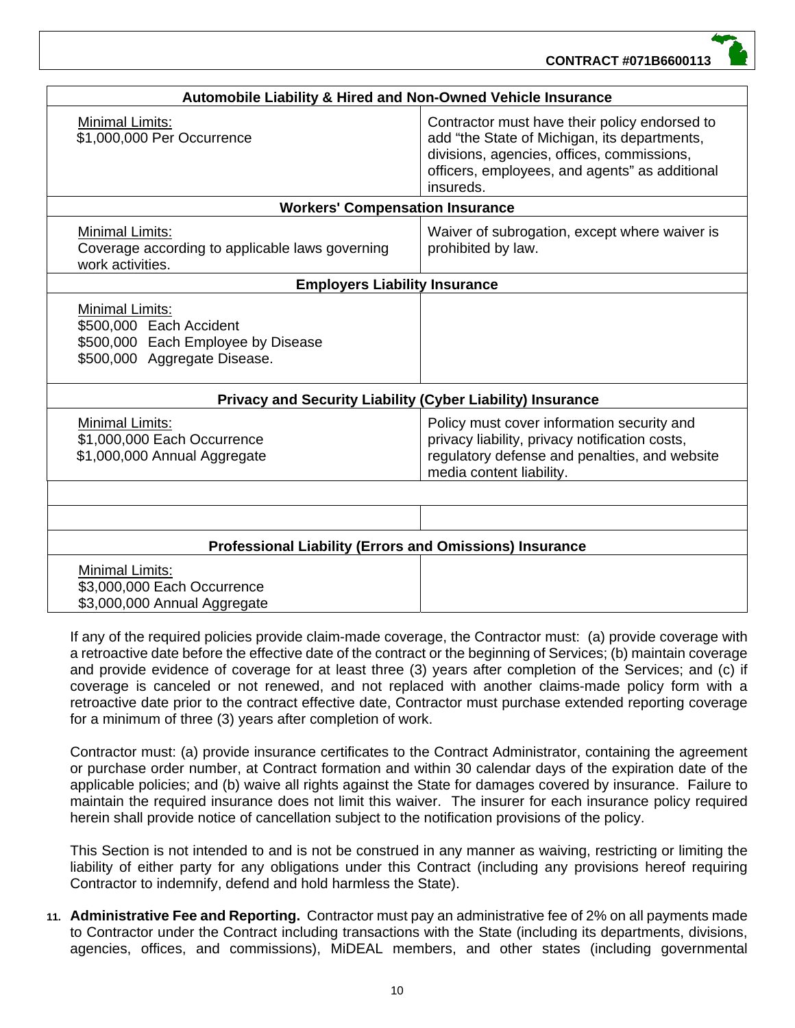| Automobile Liability & Hired and Non-Owned Vehicle Insurance | |
|---|---|
| Minimal Limits:<br>$1,000,000 Per Occurrence | Contractor must have their policy endorsed to add "the State of Michigan, its departments, divisions, agencies, offices, commissions, officers, employees, and agents" as additional insureds. |
| **Workers' Compensation Insurance** | |
| Minimal Limits:<br>Coverage according to applicable laws governing work activities. | Waiver of subrogation, except where waiver is prohibited by law. |
| **Employers Liability Insurance** | |
| Minimal Limits:<br>$500,000 Each Accident<br>$500,000 Each Employee by Disease<br>$500,000 Aggregate Disease. | |
| **Privacy and Security Liability (Cyber Liability) Insurance** | |
| Minimal Limits:<br>$1,000,000 Each Occurrence<br>$1,000,000 Annual Aggregate | Policy must cover information security and privacy liability, privacy notification costs, regulatory defense and penalties, and website media content liability. |
| | |
| | |
| **Professional Liability (Errors and Omissions) Insurance** | |
| Minimal Limits:<br>$3,000,000 Each Occurrence<br>$3,000,000 Annual Aggregate | |

If any of the required policies provide claim-made coverage, the Contractor must: (a) provide coverage with a retroactive date before the effective date of the contract or the beginning of Services; (b) maintain coverage and provide evidence of coverage for at least three (3) years after completion of the Services; and (c) if coverage is canceled or not renewed, and not replaced with another claims-made policy form with a retroactive date prior to the contract effective date, Contractor must purchase extended reporting coverage for a minimum of three (3) years after completion of work.

Contractor must: (a) provide insurance certificates to the Contract Administrator, containing the agreement or purchase order number, at Contract formation and within 30 calendar days of the expiration date of the applicable policies; and (b) waive all rights against the State for damages covered by insurance. Failure to maintain the required insurance does not limit this waiver. The insurer for each insurance policy required herein shall provide notice of cancellation subject to the notification provisions of the policy.

This Section is not intended to and is not be construed in any manner as waiving, restricting or limiting the liability of either party for any obligations under this Contract (including any provisions hereof requiring Contractor to indemnify, defend and hold harmless the State).

11. **Administrative Fee and Reporting.** Contractor must pay an administrative fee of 2% on all payments made to Contractor under the Contract including transactions with the State (including its departments, divisions, agencies, offices, and commissions), MiDEAL members, and other states (including governmental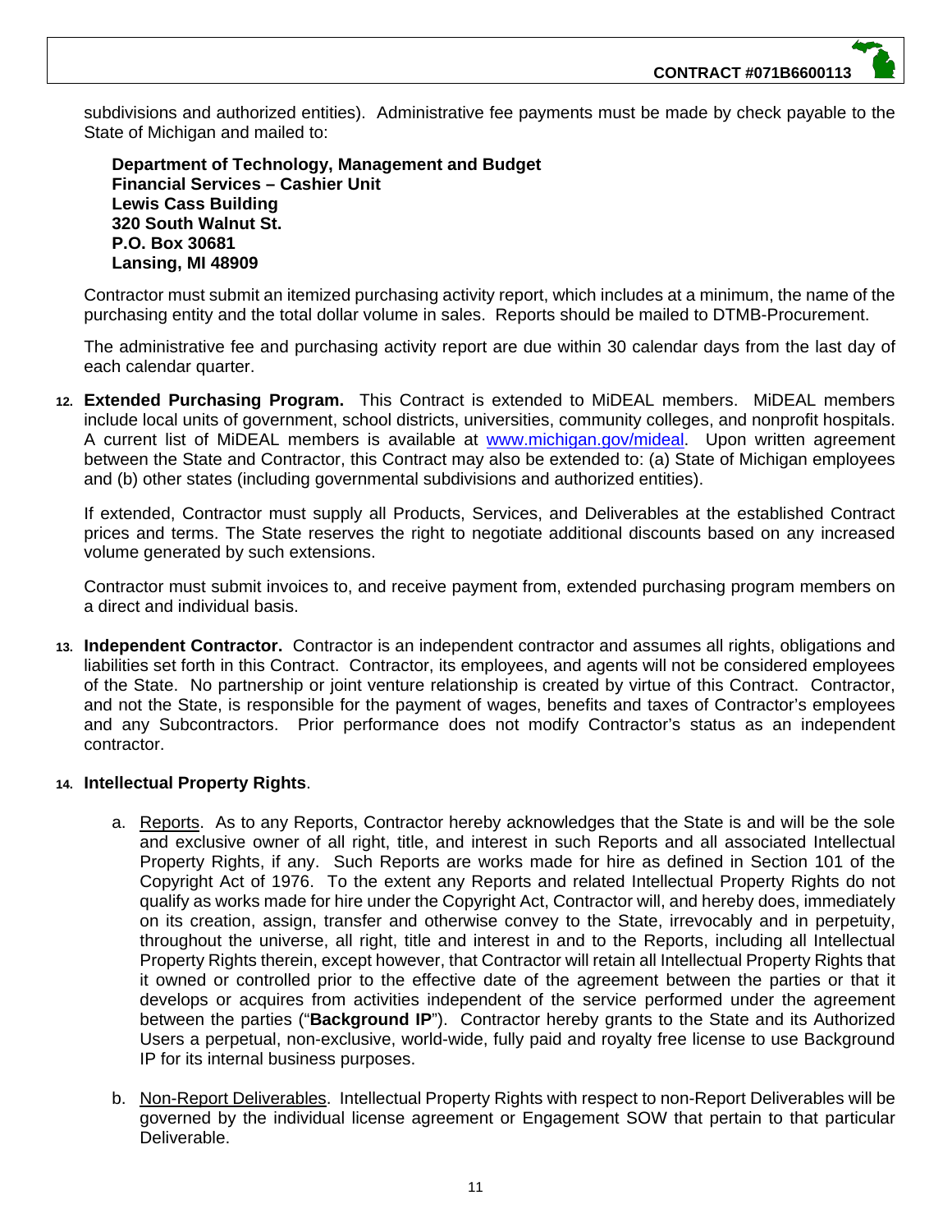subdivisions and authorized entities). Administrative fee payments must be made by check payable to the State of Michigan and mailed to:

**Department of Technology, Management and Budget**
**Financial Services – Cashier Unit**
**Lewis Cass Building**
**320 South Walnut St.**
**P.O. Box 30681**
**Lansing, MI 48909**

Contractor must submit an itemized purchasing activity report, which includes at a minimum, the name of the purchasing entity and the total dollar volume in sales. Reports should be mailed to DTMB-Procurement.

The administrative fee and purchasing activity report are due within 30 calendar days from the last day of each calendar quarter.

12. **Extended Purchasing Program.** This Contract is extended to MiDEAL members. MiDEAL members include local units of government, school districts, universities, community colleges, and nonprofit hospitals. A current list of MiDEAL members is available at www.michigan.gov/mideal. Upon written agreement between the State and Contractor, this Contract may also be extended to: (a) State of Michigan employees and (b) other states (including governmental subdivisions and authorized entities).

    If extended, Contractor must supply all Products, Services, and Deliverables at the established Contract prices and terms. The State reserves the right to negotiate additional discounts based on any increased volume generated by such extensions.

    Contractor must submit invoices to, and receive payment from, extended purchasing program members on a direct and individual basis.

13. **Independent Contractor.** Contractor is an independent contractor and assumes all rights, obligations and liabilities set forth in this Contract. Contractor, its employees, and agents will not be considered employees of the State. No partnership or joint venture relationship is created by virtue of this Contract. Contractor, and not the State, is responsible for the payment of wages, benefits and taxes of Contractor's employees and any Subcontractors. Prior performance does not modify Contractor's status as an independent contractor.

14. **Intellectual Property Rights**.

    a. Reports. As to any Reports, Contractor hereby acknowledges that the State is and will be the sole and exclusive owner of all right, title, and interest in such Reports and all associated Intellectual Property Rights, if any. Such Reports are works made for hire as defined in Section 101 of the Copyright Act of 1976. To the extent any Reports and related Intellectual Property Rights do not qualify as works made for hire under the Copyright Act, Contractor will, and hereby does, immediately on its creation, assign, transfer and otherwise convey to the State, irrevocably and in perpetuity, throughout the universe, all right, title and interest in and to the Reports, including all Intellectual Property Rights therein, except however, that Contractor will retain all Intellectual Property Rights that it owned or controlled prior to the effective date of the agreement between the parties or that it develops or acquires from activities independent of the service performed under the agreement between the parties ("**Background IP**"). Contractor hereby grants to the State and its Authorized Users a perpetual, non-exclusive, world-wide, fully paid and royalty free license to use Background IP for its internal business purposes.

    b. Non-Report Deliverables. Intellectual Property Rights with respect to non-Report Deliverables will be governed by the individual license agreement or Engagement SOW that pertain to that particular Deliverable.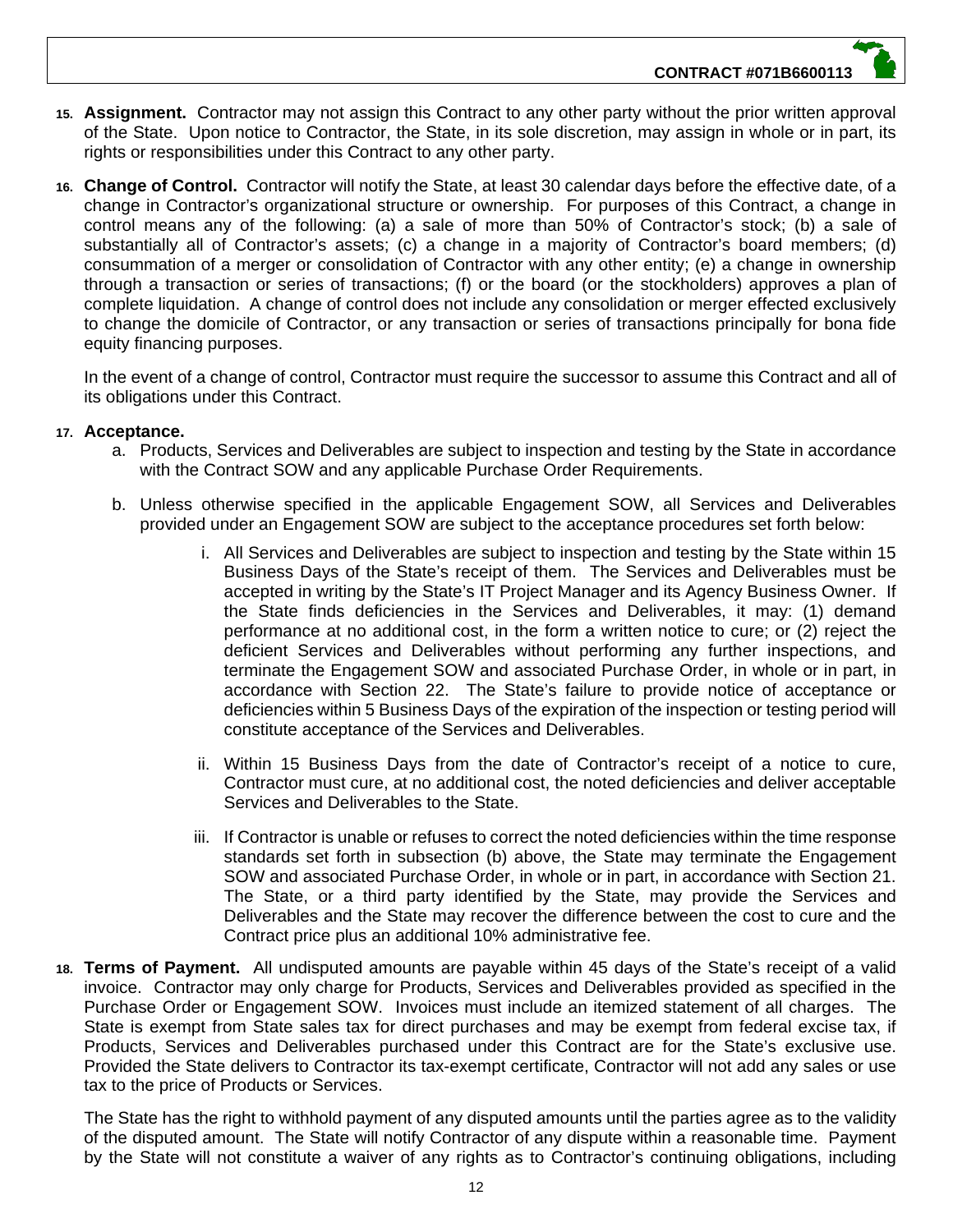**15. Assignment.** Contractor may not assign this Contract to any other party without the prior written approval of the State. Upon notice to Contractor, the State, in its sole discretion, may assign in whole or in part, its rights or responsibilities under this Contract to any other party.

**16. Change of Control.** Contractor will notify the State, at least 30 calendar days before the effective date, of a change in Contractor's organizational structure or ownership. For purposes of this Contract, a change in control means any of the following: (a) a sale of more than 50% of Contractor's stock; (b) a sale of substantially all of Contractor's assets; (c) a change in a majority of Contractor's board members; (d) consummation of a merger or consolidation of Contractor with any other entity; (e) a change in ownership through a transaction or series of transactions; (f) or the board (or the stockholders) approves a plan of complete liquidation. A change of control does not include any consolidation or merger effected exclusively to change the domicile of Contractor, or any transaction or series of transactions principally for bona fide equity financing purposes.

In the event of a change of control, Contractor must require the successor to assume this Contract and all of its obligations under this Contract.

**17. Acceptance.**

a. Products, Services and Deliverables are subject to inspection and testing by the State in accordance with the Contract SOW and any applicable Purchase Order Requirements.

b. Unless otherwise specified in the applicable Engagement SOW, all Services and Deliverables provided under an Engagement SOW are subject to the acceptance procedures set forth below:

   i. All Services and Deliverables are subject to inspection and testing by the State within 15 Business Days of the State's receipt of them. The Services and Deliverables must be accepted in writing by the State's IT Project Manager and its Agency Business Owner. If the State finds deficiencies in the Services and Deliverables, it may: (1) demand performance at no additional cost, in the form a written notice to cure; or (2) reject the deficient Services and Deliverables without performing any further inspections, and terminate the Engagement SOW and associated Purchase Order, in whole or in part, in accordance with Section 22. The State's failure to provide notice of acceptance or deficiencies within 5 Business Days of the expiration of the inspection or testing period will constitute acceptance of the Services and Deliverables.

   ii. Within 15 Business Days from the date of Contractor's receipt of a notice to cure, Contractor must cure, at no additional cost, the noted deficiencies and deliver acceptable Services and Deliverables to the State.

   iii. If Contractor is unable or refuses to correct the noted deficiencies within the time response standards set forth in subsection (b) above, the State may terminate the Engagement SOW and associated Purchase Order, in whole or in part, in accordance with Section 21. The State, or a third party identified by the State, may provide the Services and Deliverables and the State may recover the difference between the cost to cure and the Contract price plus an additional 10% administrative fee.

**18. Terms of Payment.** All undisputed amounts are payable within 45 days of the State's receipt of a valid invoice. Contractor may only charge for Products, Services and Deliverables provided as specified in the Purchase Order or Engagement SOW. Invoices must include an itemized statement of all charges. The State is exempt from State sales tax for direct purchases and may be exempt from federal excise tax, if Products, Services and Deliverables purchased under this Contract are for the State's exclusive use. Provided the State delivers to Contractor its tax-exempt certificate, Contractor will not add any sales or use tax to the price of Products or Services.

The State has the right to withhold payment of any disputed amounts until the parties agree as to the validity of the disputed amount. The State will notify Contractor of any dispute within a reasonable time. Payment by the State will not constitute a waiver of any rights as to Contractor's continuing obligations, including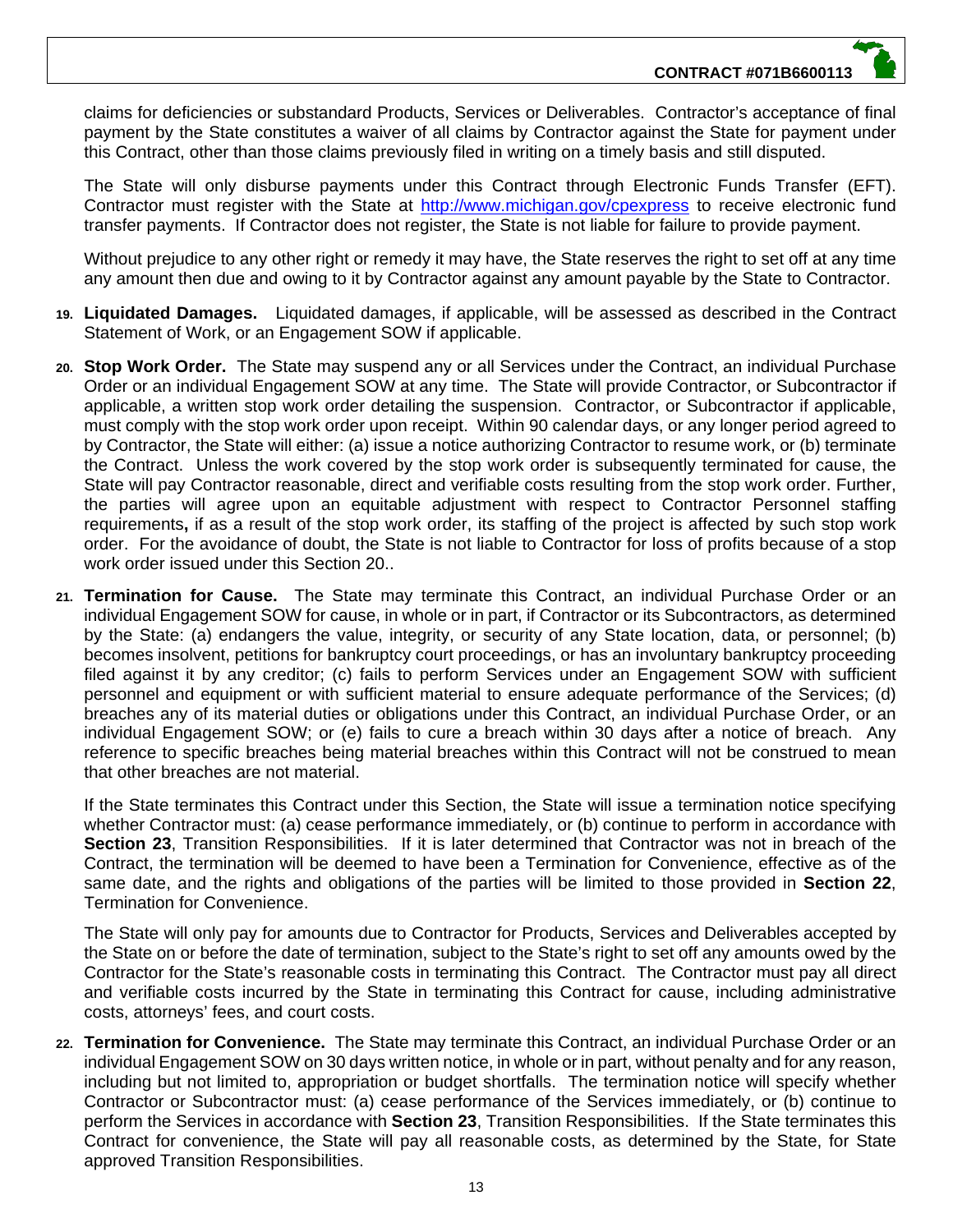claims for deficiencies or substandard Products, Services or Deliverables. Contractor's acceptance of final payment by the State constitutes a waiver of all claims by Contractor against the State for payment under this Contract, other than those claims previously filed in writing on a timely basis and still disputed.

The State will only disburse payments under this Contract through Electronic Funds Transfer (EFT). Contractor must register with the State at http://www.michigan.gov/cpexpress to receive electronic fund transfer payments. If Contractor does not register, the State is not liable for failure to provide payment.

Without prejudice to any other right or remedy it may have, the State reserves the right to set off at any time any amount then due and owing to it by Contractor against any amount payable by the State to Contractor.

19. **Liquidated Damages.** Liquidated damages, if applicable, will be assessed as described in the Contract Statement of Work, or an Engagement SOW if applicable.

20. **Stop Work Order.** The State may suspend any or all Services under the Contract, an individual Purchase Order or an individual Engagement SOW at any time. The State will provide Contractor, or Subcontractor if applicable, a written stop work order detailing the suspension. Contractor, or Subcontractor if applicable, must comply with the stop work order upon receipt. Within 90 calendar days, or any longer period agreed to by Contractor, the State will either: (a) issue a notice authorizing Contractor to resume work, or (b) terminate the Contract. Unless the work covered by the stop work order is subsequently terminated for cause, the State will pay Contractor reasonable, direct and verifiable costs resulting from the stop work order. Further, the parties will agree upon an equitable adjustment with respect to Contractor Personnel staffing requirements**,** if as a result of the stop work order, its staffing of the project is affected by such stop work order. For the avoidance of doubt, the State is not liable to Contractor for loss of profits because of a stop work order issued under this Section 20..

21. **Termination for Cause.** The State may terminate this Contract, an individual Purchase Order or an individual Engagement SOW for cause, in whole or in part, if Contractor or its Subcontractors, as determined by the State: (a) endangers the value, integrity, or security of any State location, data, or personnel; (b) becomes insolvent, petitions for bankruptcy court proceedings, or has an involuntary bankruptcy proceeding filed against it by any creditor; (c) fails to perform Services under an Engagement SOW with sufficient personnel and equipment or with sufficient material to ensure adequate performance of the Services; (d) breaches any of its material duties or obligations under this Contract, an individual Purchase Order, or an individual Engagement SOW; or (e) fails to cure a breach within 30 days after a notice of breach. Any reference to specific breaches being material breaches within this Contract will not be construed to mean that other breaches are not material.

    If the State terminates this Contract under this Section, the State will issue a termination notice specifying whether Contractor must: (a) cease performance immediately, or (b) continue to perform in accordance with **Section 23**, Transition Responsibilities. If it is later determined that Contractor was not in breach of the Contract, the termination will be deemed to have been a Termination for Convenience, effective as of the same date, and the rights and obligations of the parties will be limited to those provided in **Section 22**, Termination for Convenience.

    The State will only pay for amounts due to Contractor for Products, Services and Deliverables accepted by the State on or before the date of termination, subject to the State's right to set off any amounts owed by the Contractor for the State's reasonable costs in terminating this Contract. The Contractor must pay all direct and verifiable costs incurred by the State in terminating this Contract for cause, including administrative costs, attorneys' fees, and court costs.

22. **Termination for Convenience.** The State may terminate this Contract, an individual Purchase Order or an individual Engagement SOW on 30 days written notice, in whole or in part, without penalty and for any reason, including but not limited to, appropriation or budget shortfalls. The termination notice will specify whether Contractor or Subcontractor must: (a) cease performance of the Services immediately, or (b) continue to perform the Services in accordance with **Section 23**, Transition Responsibilities. If the State terminates this Contract for convenience, the State will pay all reasonable costs, as determined by the State, for State approved Transition Responsibilities.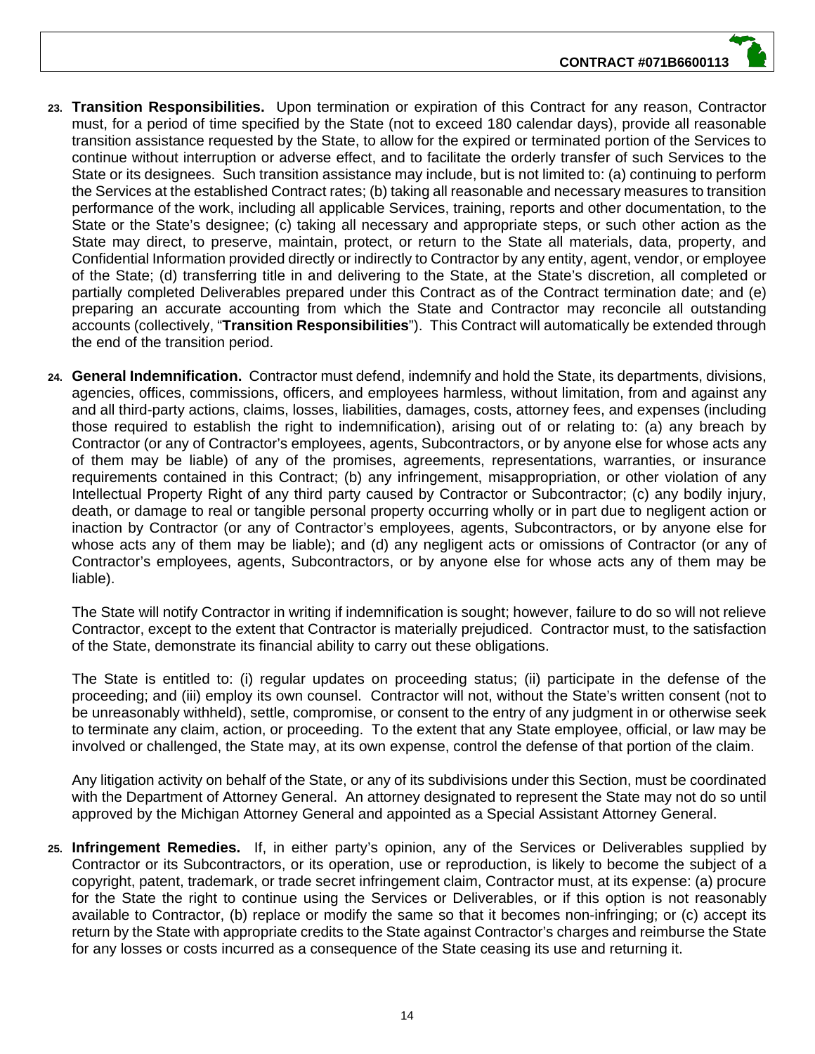23. **Transition Responsibilities.** Upon termination or expiration of this Contract for any reason, Contractor must, for a period of time specified by the State (not to exceed 180 calendar days), provide all reasonable transition assistance requested by the State, to allow for the expired or terminated portion of the Services to continue without interruption or adverse effect, and to facilitate the orderly transfer of such Services to the State or its designees. Such transition assistance may include, but is not limited to: (a) continuing to perform the Services at the established Contract rates; (b) taking all reasonable and necessary measures to transition performance of the work, including all applicable Services, training, reports and other documentation, to the State or the State's designee; (c) taking all necessary and appropriate steps, or such other action as the State may direct, to preserve, maintain, protect, or return to the State all materials, data, property, and Confidential Information provided directly or indirectly to Contractor by any entity, agent, vendor, or employee of the State; (d) transferring title in and delivering to the State, at the State's discretion, all completed or partially completed Deliverables prepared under this Contract as of the Contract termination date; and (e) preparing an accurate accounting from which the State and Contractor may reconcile all outstanding accounts (collectively, "**Transition Responsibilities**"). This Contract will automatically be extended through the end of the transition period.

24. **General Indemnification.** Contractor must defend, indemnify and hold the State, its departments, divisions, agencies, offices, commissions, officers, and employees harmless, without limitation, from and against any and all third-party actions, claims, losses, liabilities, damages, costs, attorney fees, and expenses (including those required to establish the right to indemnification), arising out of or relating to: (a) any breach by Contractor (or any of Contractor's employees, agents, Subcontractors, or by anyone else for whose acts any of them may be liable) of any of the promises, agreements, representations, warranties, or insurance requirements contained in this Contract; (b) any infringement, misappropriation, or other violation of any Intellectual Property Right of any third party caused by Contractor or Subcontractor; (c) any bodily injury, death, or damage to real or tangible personal property occurring wholly or in part due to negligent action or inaction by Contractor (or any of Contractor's employees, agents, Subcontractors, or by anyone else for whose acts any of them may be liable); and (d) any negligent acts or omissions of Contractor (or any of Contractor's employees, agents, Subcontractors, or by anyone else for whose acts any of them may be liable).

    The State will notify Contractor in writing if indemnification is sought; however, failure to do so will not relieve Contractor, except to the extent that Contractor is materially prejudiced. Contractor must, to the satisfaction of the State, demonstrate its financial ability to carry out these obligations.

    The State is entitled to: (i) regular updates on proceeding status; (ii) participate in the defense of the proceeding; and (iii) employ its own counsel. Contractor will not, without the State's written consent (not to be unreasonably withheld), settle, compromise, or consent to the entry of any judgment in or otherwise seek to terminate any claim, action, or proceeding. To the extent that any State employee, official, or law may be involved or challenged, the State may, at its own expense, control the defense of that portion of the claim.

    Any litigation activity on behalf of the State, or any of its subdivisions under this Section, must be coordinated with the Department of Attorney General. An attorney designated to represent the State may not do so until approved by the Michigan Attorney General and appointed as a Special Assistant Attorney General.

25. **Infringement Remedies.** If, in either party's opinion, any of the Services or Deliverables supplied by Contractor or its Subcontractors, or its operation, use or reproduction, is likely to become the subject of a copyright, patent, trademark, or trade secret infringement claim, Contractor must, at its expense: (a) procure for the State the right to continue using the Services or Deliverables, or if this option is not reasonably available to Contractor, (b) replace or modify the same so that it becomes non-infringing; or (c) accept its return by the State with appropriate credits to the State against Contractor's charges and reimburse the State for any losses or costs incurred as a consequence of the State ceasing its use and returning it.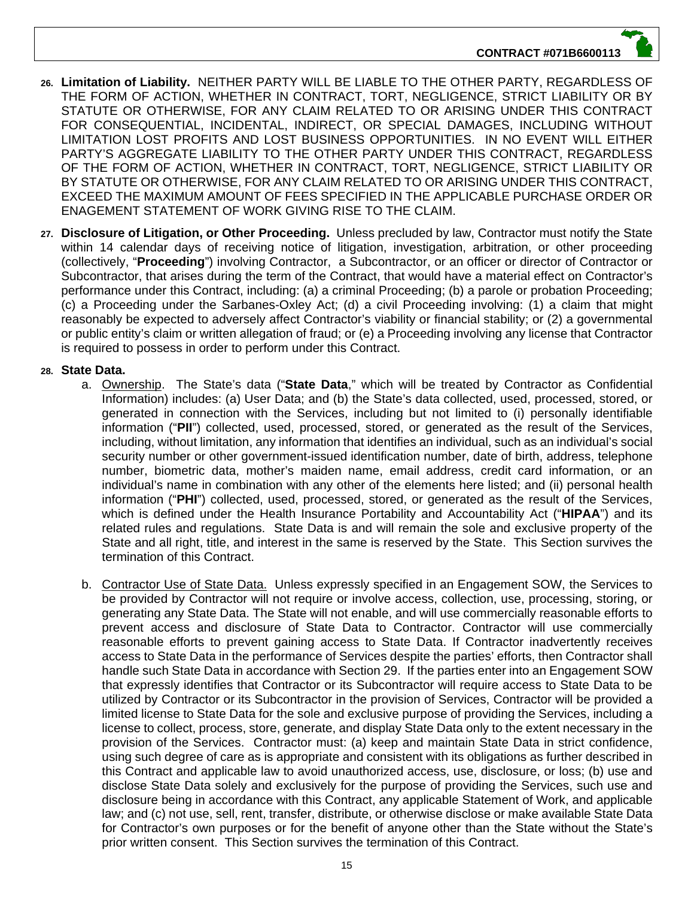26. **Limitation of Liability.** NEITHER PARTY WILL BE LIABLE TO THE OTHER PARTY, REGARDLESS OF THE FORM OF ACTION, WHETHER IN CONTRACT, TORT, NEGLIGENCE, STRICT LIABILITY OR BY STATUTE OR OTHERWISE, FOR ANY CLAIM RELATED TO OR ARISING UNDER THIS CONTRACT FOR CONSEQUENTIAL, INCIDENTAL, INDIRECT, OR SPECIAL DAMAGES, INCLUDING WITHOUT LIMITATION LOST PROFITS AND LOST BUSINESS OPPORTUNITIES. IN NO EVENT WILL EITHER PARTY'S AGGREGATE LIABILITY TO THE OTHER PARTY UNDER THIS CONTRACT, REGARDLESS OF THE FORM OF ACTION, WHETHER IN CONTRACT, TORT, NEGLIGENCE, STRICT LIABILITY OR BY STATUTE OR OTHERWISE, FOR ANY CLAIM RELATED TO OR ARISING UNDER THIS CONTRACT, EXCEED THE MAXIMUM AMOUNT OF FEES SPECIFIED IN THE APPLICABLE PURCHASE ORDER OR ENAGEMENT STATEMENT OF WORK GIVING RISE TO THE CLAIM.

27. **Disclosure of Litigation, or Other Proceeding.** Unless precluded by law, Contractor must notify the State within 14 calendar days of receiving notice of litigation, investigation, arbitration, or other proceeding (collectively, "**Proceeding**") involving Contractor, a Subcontractor, or an officer or director of Contractor or Subcontractor, that arises during the term of the Contract, that would have a material effect on Contractor's performance under this Contract, including: (a) a criminal Proceeding; (b) a parole or probation Proceeding; (c) a Proceeding under the Sarbanes-Oxley Act; (d) a civil Proceeding involving: (1) a claim that might reasonably be expected to adversely affect Contractor's viability or financial stability; or (2) a governmental or public entity's claim or written allegation of fraud; or (e) a Proceeding involving any license that Contractor is required to possess in order to perform under this Contract.

28. **State Data.**

    a. Ownership. The State's data ("**State Data**," which will be treated by Contractor as Confidential Information) includes: (a) User Data; and (b) the State's data collected, used, processed, stored, or generated in connection with the Services, including but not limited to (i) personally identifiable information ("**PII**") collected, used, processed, stored, or generated as the result of the Services, including, without limitation, any information that identifies an individual, such as an individual's social security number or other government-issued identification number, date of birth, address, telephone number, biometric data, mother's maiden name, email address, credit card information, or an individual's name in combination with any other of the elements here listed; and (ii) personal health information ("**PHI**") collected, used, processed, stored, or generated as the result of the Services, which is defined under the Health Insurance Portability and Accountability Act ("**HIPAA**") and its related rules and regulations. State Data is and will remain the sole and exclusive property of the State and all right, title, and interest in the same is reserved by the State. This Section survives the termination of this Contract.

    b. Contractor Use of State Data. Unless expressly specified in an Engagement SOW, the Services to be provided by Contractor will not require or involve access, collection, use, processing, storing, or generating any State Data. The State will not enable, and will use commercially reasonable efforts to prevent access and disclosure of State Data to Contractor. Contractor will use commercially reasonable efforts to prevent gaining access to State Data. If Contractor inadvertently receives access to State Data in the performance of Services despite the parties' efforts, then Contractor shall handle such State Data in accordance with Section 29. If the parties enter into an Engagement SOW that expressly identifies that Contractor or its Subcontractor will require access to State Data to be utilized by Contractor or its Subcontractor in the provision of Services, Contractor will be provided a limited license to State Data for the sole and exclusive purpose of providing the Services, including a license to collect, process, store, generate, and display State Data only to the extent necessary in the provision of the Services. Contractor must: (a) keep and maintain State Data in strict confidence, using such degree of care as is appropriate and consistent with its obligations as further described in this Contract and applicable law to avoid unauthorized access, use, disclosure, or loss; (b) use and disclose State Data solely and exclusively for the purpose of providing the Services, such use and disclosure being in accordance with this Contract, any applicable Statement of Work, and applicable law; and (c) not use, sell, rent, transfer, distribute, or otherwise disclose or make available State Data for Contractor's own purposes or for the benefit of anyone other than the State without the State's prior written consent. This Section survives the termination of this Contract.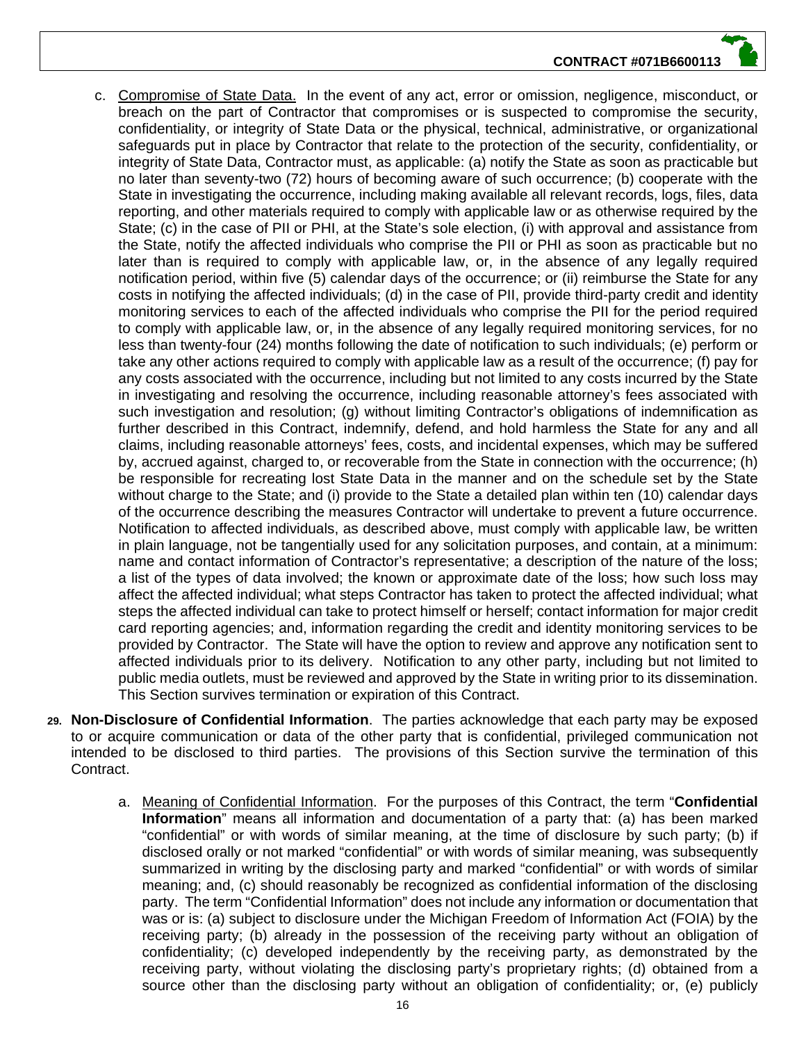c. Compromise of State Data. In the event of any act, error or omission, negligence, misconduct, or breach on the part of Contractor that compromises or is suspected to compromise the security, confidentiality, or integrity of State Data or the physical, technical, administrative, or organizational safeguards put in place by Contractor that relate to the protection of the security, confidentiality, or integrity of State Data, Contractor must, as applicable: (a) notify the State as soon as practicable but no later than seventy-two (72) hours of becoming aware of such occurrence; (b) cooperate with the State in investigating the occurrence, including making available all relevant records, logs, files, data reporting, and other materials required to comply with applicable law or as otherwise required by the State; (c) in the case of PII or PHI, at the State's sole election, (i) with approval and assistance from the State, notify the affected individuals who comprise the PII or PHI as soon as practicable but no later than is required to comply with applicable law, or, in the absence of any legally required notification period, within five (5) calendar days of the occurrence; or (ii) reimburse the State for any costs in notifying the affected individuals; (d) in the case of PII, provide third-party credit and identity monitoring services to each of the affected individuals who comprise the PII for the period required to comply with applicable law, or, in the absence of any legally required monitoring services, for no less than twenty-four (24) months following the date of notification to such individuals; (e) perform or take any other actions required to comply with applicable law as a result of the occurrence; (f) pay for any costs associated with the occurrence, including but not limited to any costs incurred by the State in investigating and resolving the occurrence, including reasonable attorney's fees associated with such investigation and resolution; (g) without limiting Contractor's obligations of indemnification as further described in this Contract, indemnify, defend, and hold harmless the State for any and all claims, including reasonable attorneys' fees, costs, and incidental expenses, which may be suffered by, accrued against, charged to, or recoverable from the State in connection with the occurrence; (h) be responsible for recreating lost State Data in the manner and on the schedule set by the State without charge to the State; and (i) provide to the State a detailed plan within ten (10) calendar days of the occurrence describing the measures Contractor will undertake to prevent a future occurrence. Notification to affected individuals, as described above, must comply with applicable law, be written in plain language, not be tangentially used for any solicitation purposes, and contain, at a minimum: name and contact information of Contractor's representative; a description of the nature of the loss; a list of the types of data involved; the known or approximate date of the loss; how such loss may affect the affected individual; what steps Contractor has taken to protect the affected individual; what steps the affected individual can take to protect himself or herself; contact information for major credit card reporting agencies; and, information regarding the credit and identity monitoring services to be provided by Contractor. The State will have the option to review and approve any notification sent to affected individuals prior to its delivery. Notification to any other party, including but not limited to public media outlets, must be reviewed and approved by the State in writing prior to its dissemination. This Section survives termination or expiration of this Contract.

29. **Non-Disclosure of Confidential Information**. The parties acknowledge that each party may be exposed to or acquire communication or data of the other party that is confidential, privileged communication not intended to be disclosed to third parties. The provisions of this Section survive the termination of this Contract.

a. Meaning of Confidential Information. For the purposes of this Contract, the term "**Confidential Information**" means all information and documentation of a party that: (a) has been marked "confidential" or with words of similar meaning, at the time of disclosure by such party; (b) if disclosed orally or not marked "confidential" or with words of similar meaning, was subsequently summarized in writing by the disclosing party and marked "confidential" or with words of similar meaning; and, (c) should reasonably be recognized as confidential information of the disclosing party. The term "Confidential Information" does not include any information or documentation that was or is: (a) subject to disclosure under the Michigan Freedom of Information Act (FOIA) by the receiving party; (b) already in the possession of the receiving party without an obligation of confidentiality; (c) developed independently by the receiving party, as demonstrated by the receiving party, without violating the disclosing party's proprietary rights; (d) obtained from a source other than the disclosing party without an obligation of confidentiality; or, (e) publicly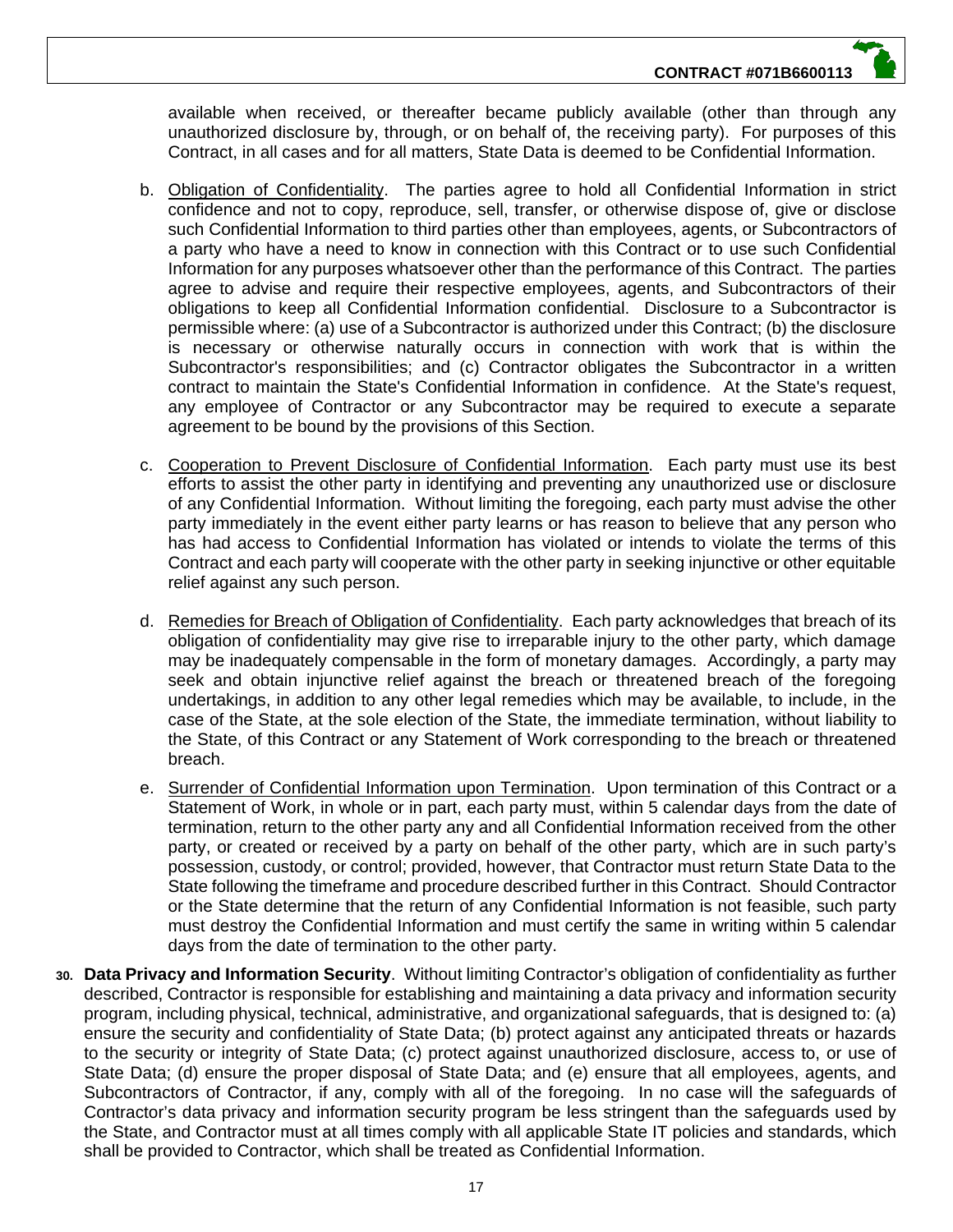available when received, or thereafter became publicly available (other than through any unauthorized disclosure by, through, or on behalf of, the receiving party). For purposes of this Contract, in all cases and for all matters, State Data is deemed to be Confidential Information.

b. Obligation of Confidentiality. The parties agree to hold all Confidential Information in strict confidence and not to copy, reproduce, sell, transfer, or otherwise dispose of, give or disclose such Confidential Information to third parties other than employees, agents, or Subcontractors of a party who have a need to know in connection with this Contract or to use such Confidential Information for any purposes whatsoever other than the performance of this Contract. The parties agree to advise and require their respective employees, agents, and Subcontractors of their obligations to keep all Confidential Information confidential. Disclosure to a Subcontractor is permissible where: (a) use of a Subcontractor is authorized under this Contract; (b) the disclosure is necessary or otherwise naturally occurs in connection with work that is within the Subcontractor's responsibilities; and (c) Contractor obligates the Subcontractor in a written contract to maintain the State's Confidential Information in confidence. At the State's request, any employee of Contractor or any Subcontractor may be required to execute a separate agreement to be bound by the provisions of this Section.

c. Cooperation to Prevent Disclosure of Confidential Information. Each party must use its best efforts to assist the other party in identifying and preventing any unauthorized use or disclosure of any Confidential Information. Without limiting the foregoing, each party must advise the other party immediately in the event either party learns or has reason to believe that any person who has had access to Confidential Information has violated or intends to violate the terms of this Contract and each party will cooperate with the other party in seeking injunctive or other equitable relief against any such person.

d. Remedies for Breach of Obligation of Confidentiality. Each party acknowledges that breach of its obligation of confidentiality may give rise to irreparable injury to the other party, which damage may be inadequately compensable in the form of monetary damages. Accordingly, a party may seek and obtain injunctive relief against the breach or threatened breach of the foregoing undertakings, in addition to any other legal remedies which may be available, to include, in the case of the State, at the sole election of the State, the immediate termination, without liability to the State, of this Contract or any Statement of Work corresponding to the breach or threatened breach.

e. Surrender of Confidential Information upon Termination. Upon termination of this Contract or a Statement of Work, in whole or in part, each party must, within 5 calendar days from the date of termination, return to the other party any and all Confidential Information received from the other party, or created or received by a party on behalf of the other party, which are in such party's possession, custody, or control; provided, however, that Contractor must return State Data to the State following the timeframe and procedure described further in this Contract. Should Contractor or the State determine that the return of any Confidential Information is not feasible, such party must destroy the Confidential Information and must certify the same in writing within 5 calendar days from the date of termination to the other party.

30. **Data Privacy and Information Security**. Without limiting Contractor's obligation of confidentiality as further described, Contractor is responsible for establishing and maintaining a data privacy and information security program, including physical, technical, administrative, and organizational safeguards, that is designed to: (a) ensure the security and confidentiality of State Data; (b) protect against any anticipated threats or hazards to the security or integrity of State Data; (c) protect against unauthorized disclosure, access to, or use of State Data; (d) ensure the proper disposal of State Data; and (e) ensure that all employees, agents, and Subcontractors of Contractor, if any, comply with all of the foregoing. In no case will the safeguards of Contractor's data privacy and information security program be less stringent than the safeguards used by the State, and Contractor must at all times comply with all applicable State IT policies and standards, which shall be provided to Contractor, which shall be treated as Confidential Information.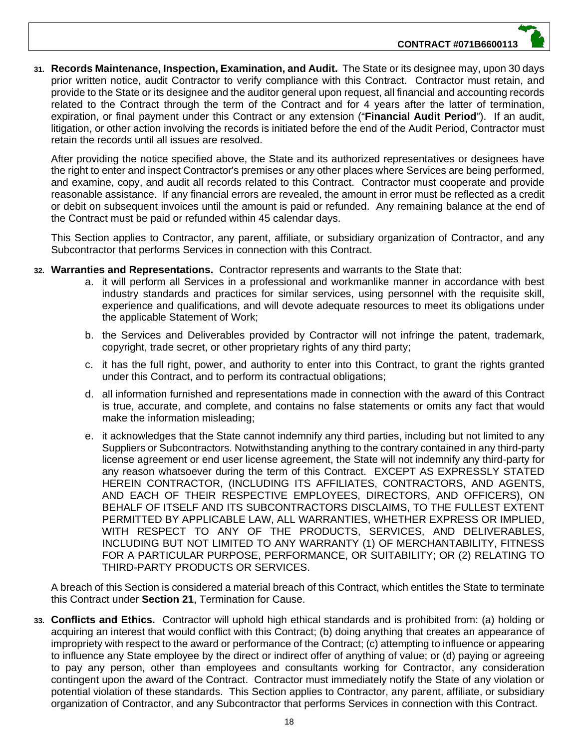31. **Records Maintenance, Inspection, Examination, and Audit.** The State or its designee may, upon 30 days prior written notice, audit Contractor to verify compliance with this Contract. Contractor must retain, and provide to the State or its designee and the auditor general upon request, all financial and accounting records related to the Contract through the term of the Contract and for 4 years after the latter of termination, expiration, or final payment under this Contract or any extension ("**Financial Audit Period**"). If an audit, litigation, or other action involving the records is initiated before the end of the Audit Period, Contractor must retain the records until all issues are resolved.

    After providing the notice specified above, the State and its authorized representatives or designees have the right to enter and inspect Contractor's premises or any other places where Services are being performed, and examine, copy, and audit all records related to this Contract. Contractor must cooperate and provide reasonable assistance. If any financial errors are revealed, the amount in error must be reflected as a credit or debit on subsequent invoices until the amount is paid or refunded. Any remaining balance at the end of the Contract must be paid or refunded within 45 calendar days.

    This Section applies to Contractor, any parent, affiliate, or subsidiary organization of Contractor, and any Subcontractor that performs Services in connection with this Contract.

32. **Warranties and Representations.** Contractor represents and warrants to the State that:

    a. it will perform all Services in a professional and workmanlike manner in accordance with best industry standards and practices for similar services, using personnel with the requisite skill, experience and qualifications, and will devote adequate resources to meet its obligations under the applicable Statement of Work;

    b. the Services and Deliverables provided by Contractor will not infringe the patent, trademark, copyright, trade secret, or other proprietary rights of any third party;

    c. it has the full right, power, and authority to enter into this Contract, to grant the rights granted under this Contract, and to perform its contractual obligations;

    d. all information furnished and representations made in connection with the award of this Contract is true, accurate, and complete, and contains no false statements or omits any fact that would make the information misleading;

    e. it acknowledges that the State cannot indemnify any third parties, including but not limited to any Suppliers or Subcontractors. Notwithstanding anything to the contrary contained in any third-party license agreement or end user license agreement, the State will not indemnify any third-party for any reason whatsoever during the term of this Contract. EXCEPT AS EXPRESSLY STATED HEREIN CONTRACTOR, (INCLUDING ITS AFFILIATES, CONTRACTORS, AND AGENTS, AND EACH OF THEIR RESPECTIVE EMPLOYEES, DIRECTORS, AND OFFICERS), ON BEHALF OF ITSELF AND ITS SUBCONTRACTORS DISCLAIMS, TO THE FULLEST EXTENT PERMITTED BY APPLICABLE LAW, ALL WARRANTIES, WHETHER EXPRESS OR IMPLIED, WITH RESPECT TO ANY OF THE PRODUCTS, SERVICES, AND DELIVERABLES, INCLUDING BUT NOT LIMITED TO ANY WARRANTY (1) OF MERCHANTABILITY, FITNESS FOR A PARTICULAR PURPOSE, PERFORMANCE, OR SUITABILITY; OR (2) RELATING TO THIRD-PARTY PRODUCTS OR SERVICES.

    A breach of this Section is considered a material breach of this Contract, which entitles the State to terminate this Contract under **Section 21**, Termination for Cause.

33. **Conflicts and Ethics.** Contractor will uphold high ethical standards and is prohibited from: (a) holding or acquiring an interest that would conflict with this Contract; (b) doing anything that creates an appearance of impropriety with respect to the award or performance of the Contract; (c) attempting to influence or appearing to influence any State employee by the direct or indirect offer of anything of value; or (d) paying or agreeing to pay any person, other than employees and consultants working for Contractor, any consideration contingent upon the award of the Contract. Contractor must immediately notify the State of any violation or potential violation of these standards. This Section applies to Contractor, any parent, affiliate, or subsidiary organization of Contractor, and any Subcontractor that performs Services in connection with this Contract.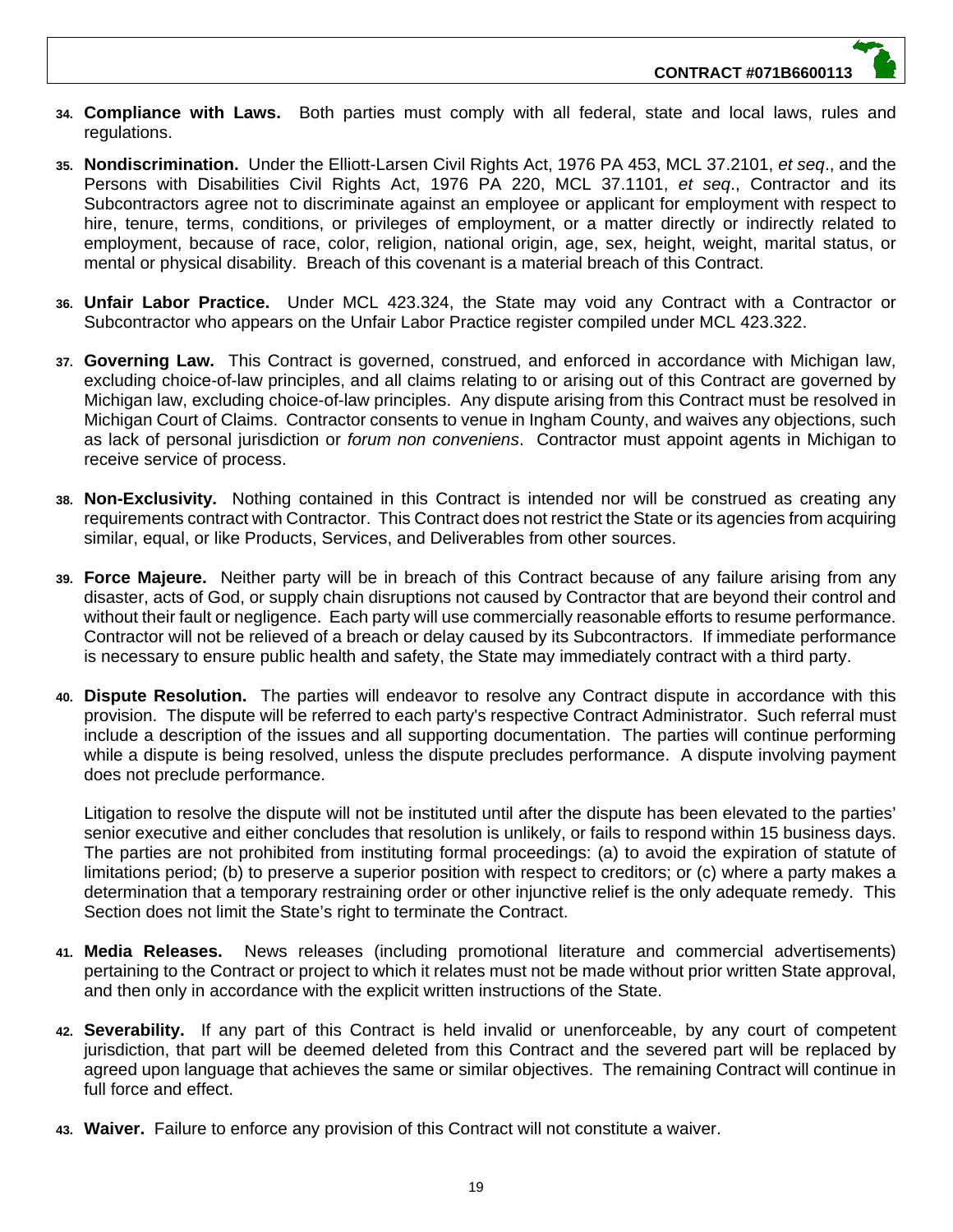34. **Compliance with Laws.** Both parties must comply with all federal, state and local laws, rules and regulations.

35. **Nondiscrimination.** Under the Elliott-Larsen Civil Rights Act, 1976 PA 453, MCL 37.2101, *et seq*., and the Persons with Disabilities Civil Rights Act, 1976 PA 220, MCL 37.1101, *et seq*., Contractor and its Subcontractors agree not to discriminate against an employee or applicant for employment with respect to hire, tenure, terms, conditions, or privileges of employment, or a matter directly or indirectly related to employment, because of race, color, religion, national origin, age, sex, height, weight, marital status, or mental or physical disability. Breach of this covenant is a material breach of this Contract.

36. **Unfair Labor Practice.** Under MCL 423.324, the State may void any Contract with a Contractor or Subcontractor who appears on the Unfair Labor Practice register compiled under MCL 423.322.

37. **Governing Law.** This Contract is governed, construed, and enforced in accordance with Michigan law, excluding choice-of-law principles, and all claims relating to or arising out of this Contract are governed by Michigan law, excluding choice-of-law principles. Any dispute arising from this Contract must be resolved in Michigan Court of Claims. Contractor consents to venue in Ingham County, and waives any objections, such as lack of personal jurisdiction or *forum non conveniens*. Contractor must appoint agents in Michigan to receive service of process.

38. **Non-Exclusivity.** Nothing contained in this Contract is intended nor will be construed as creating any requirements contract with Contractor. This Contract does not restrict the State or its agencies from acquiring similar, equal, or like Products, Services, and Deliverables from other sources.

39. **Force Majeure.** Neither party will be in breach of this Contract because of any failure arising from any disaster, acts of God, or supply chain disruptions not caused by Contractor that are beyond their control and without their fault or negligence. Each party will use commercially reasonable efforts to resume performance. Contractor will not be relieved of a breach or delay caused by its Subcontractors. If immediate performance is necessary to ensure public health and safety, the State may immediately contract with a third party.

40. **Dispute Resolution.** The parties will endeavor to resolve any Contract dispute in accordance with this provision. The dispute will be referred to each party's respective Contract Administrator. Such referral must include a description of the issues and all supporting documentation. The parties will continue performing while a dispute is being resolved, unless the dispute precludes performance. A dispute involving payment does not preclude performance.

    Litigation to resolve the dispute will not be instituted until after the dispute has been elevated to the parties' senior executive and either concludes that resolution is unlikely, or fails to respond within 15 business days. The parties are not prohibited from instituting formal proceedings: (a) to avoid the expiration of statute of limitations period; (b) to preserve a superior position with respect to creditors; or (c) where a party makes a determination that a temporary restraining order or other injunctive relief is the only adequate remedy. This Section does not limit the State's right to terminate the Contract.

41. **Media Releases.** News releases (including promotional literature and commercial advertisements) pertaining to the Contract or project to which it relates must not be made without prior written State approval, and then only in accordance with the explicit written instructions of the State.

42. **Severability.** If any part of this Contract is held invalid or unenforceable, by any court of competent jurisdiction, that part will be deemed deleted from this Contract and the severed part will be replaced by agreed upon language that achieves the same or similar objectives. The remaining Contract will continue in full force and effect.

43. **Waiver.** Failure to enforce any provision of this Contract will not constitute a waiver.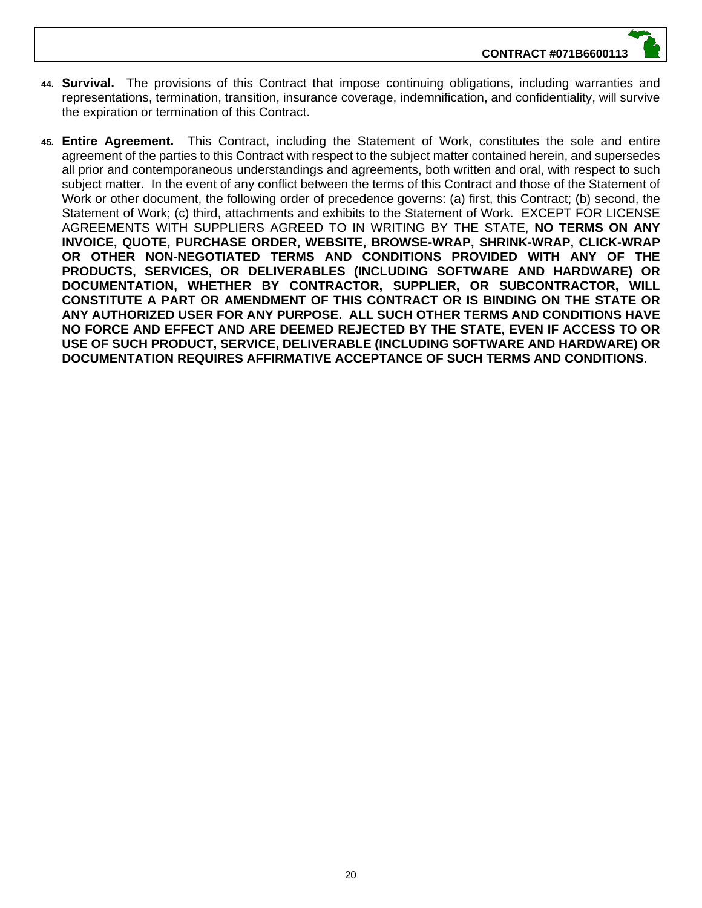44. **Survival.** The provisions of this Contract that impose continuing obligations, including warranties and representations, termination, transition, insurance coverage, indemnification, and confidentiality, will survive the expiration or termination of this Contract.

45. **Entire Agreement.** This Contract, including the Statement of Work, constitutes the sole and entire agreement of the parties to this Contract with respect to the subject matter contained herein, and supersedes all prior and contemporaneous understandings and agreements, both written and oral, with respect to such subject matter. In the event of any conflict between the terms of this Contract and those of the Statement of Work or other document, the following order of precedence governs: (a) first, this Contract; (b) second, the Statement of Work; (c) third, attachments and exhibits to the Statement of Work. EXCEPT FOR LICENSE AGREEMENTS WITH SUPPLIERS AGREED TO IN WRITING BY THE STATE, **NO TERMS ON ANY INVOICE, QUOTE, PURCHASE ORDER, WEBSITE, BROWSE-WRAP, SHRINK-WRAP, CLICK-WRAP OR OTHER NON-NEGOTIATED TERMS AND CONDITIONS PROVIDED WITH ANY OF THE PRODUCTS, SERVICES, OR DELIVERABLES (INCLUDING SOFTWARE AND HARDWARE) OR DOCUMENTATION, WHETHER BY CONTRACTOR, SUPPLIER, OR SUBCONTRACTOR, WILL CONSTITUTE A PART OR AMENDMENT OF THIS CONTRACT OR IS BINDING ON THE STATE OR ANY AUTHORIZED USER FOR ANY PURPOSE. ALL SUCH OTHER TERMS AND CONDITIONS HAVE NO FORCE AND EFFECT AND ARE DEEMED REJECTED BY THE STATE, EVEN IF ACCESS TO OR USE OF SUCH PRODUCT, SERVICE, DELIVERABLE (INCLUDING SOFTWARE AND HARDWARE) OR DOCUMENTATION REQUIRES AFFIRMATIVE ACCEPTANCE OF SUCH TERMS AND CONDITIONS**.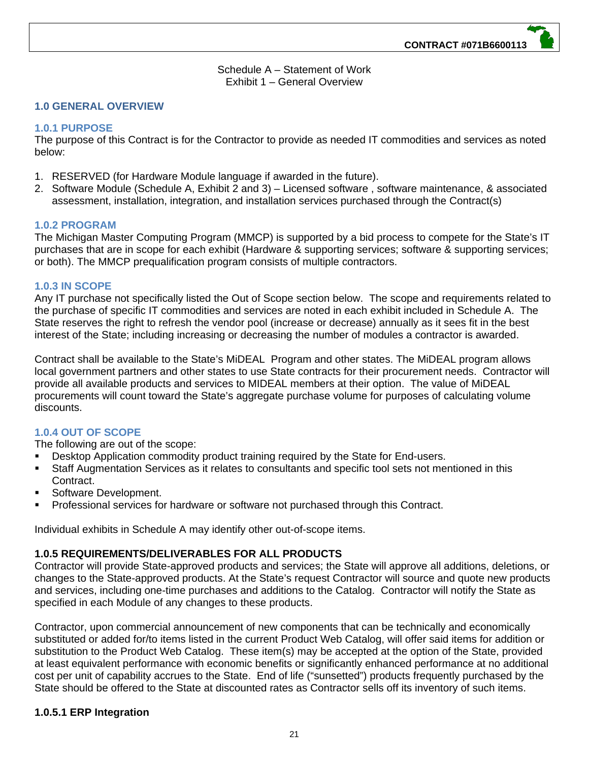Schedule A – Statement of Work
Exhibit 1 – General Overview

## 1.0 GENERAL OVERVIEW

### 1.0.1 PURPOSE

The purpose of this Contract is for the Contractor to provide as needed IT commodities and services as noted below:

1. RESERVED (for Hardware Module language if awarded in the future).
2. Software Module (Schedule A, Exhibit 2 and 3) – Licensed software , software maintenance, & associated assessment, installation, integration, and installation services purchased through the Contract(s)

### 1.0.2 PROGRAM

The Michigan Master Computing Program (MMCP) is supported by a bid process to compete for the State's IT purchases that are in scope for each exhibit (Hardware & supporting services; software & supporting services; or both). The MMCP prequalification program consists of multiple contractors.

### 1.0.3 IN SCOPE

Any IT purchase not specifically listed the Out of Scope section below. The scope and requirements related to the purchase of specific IT commodities and services are noted in each exhibit included in Schedule A. The State reserves the right to refresh the vendor pool (increase or decrease) annually as it sees fit in the best interest of the State; including increasing or decreasing the number of modules a contractor is awarded.

Contract shall be available to the State's MiDEAL Program and other states. The MiDEAL program allows local government partners and other states to use State contracts for their procurement needs. Contractor will provide all available products and services to MIDEAL members at their option. The value of MiDEAL procurements will count toward the State's aggregate purchase volume for purposes of calculating volume discounts.

### 1.0.4 OUT OF SCOPE

The following are out of the scope:

- Desktop Application commodity product training required by the State for End-users.
- Staff Augmentation Services as it relates to consultants and specific tool sets not mentioned in this Contract.
- Software Development.
- Professional services for hardware or software not purchased through this Contract.

Individual exhibits in Schedule A may identify other out-of-scope items.

### 1.0.5 REQUIREMENTS/DELIVERABLES FOR ALL PRODUCTS

Contractor will provide State-approved products and services; the State will approve all additions, deletions, or changes to the State-approved products. At the State's request Contractor will source and quote new products and services, including one-time purchases and additions to the Catalog. Contractor will notify the State as specified in each Module of any changes to these products.

Contractor, upon commercial announcement of new components that can be technically and economically substituted or added for/to items listed in the current Product Web Catalog, will offer said items for addition or substitution to the Product Web Catalog. These item(s) may be accepted at the option of the State, provided at least equivalent performance with economic benefits or significantly enhanced performance at no additional cost per unit of capability accrues to the State. End of life ("sunsetted") products frequently purchased by the State should be offered to the State at discounted rates as Contractor sells off its inventory of such items.

#### 1.0.5.1 ERP Integration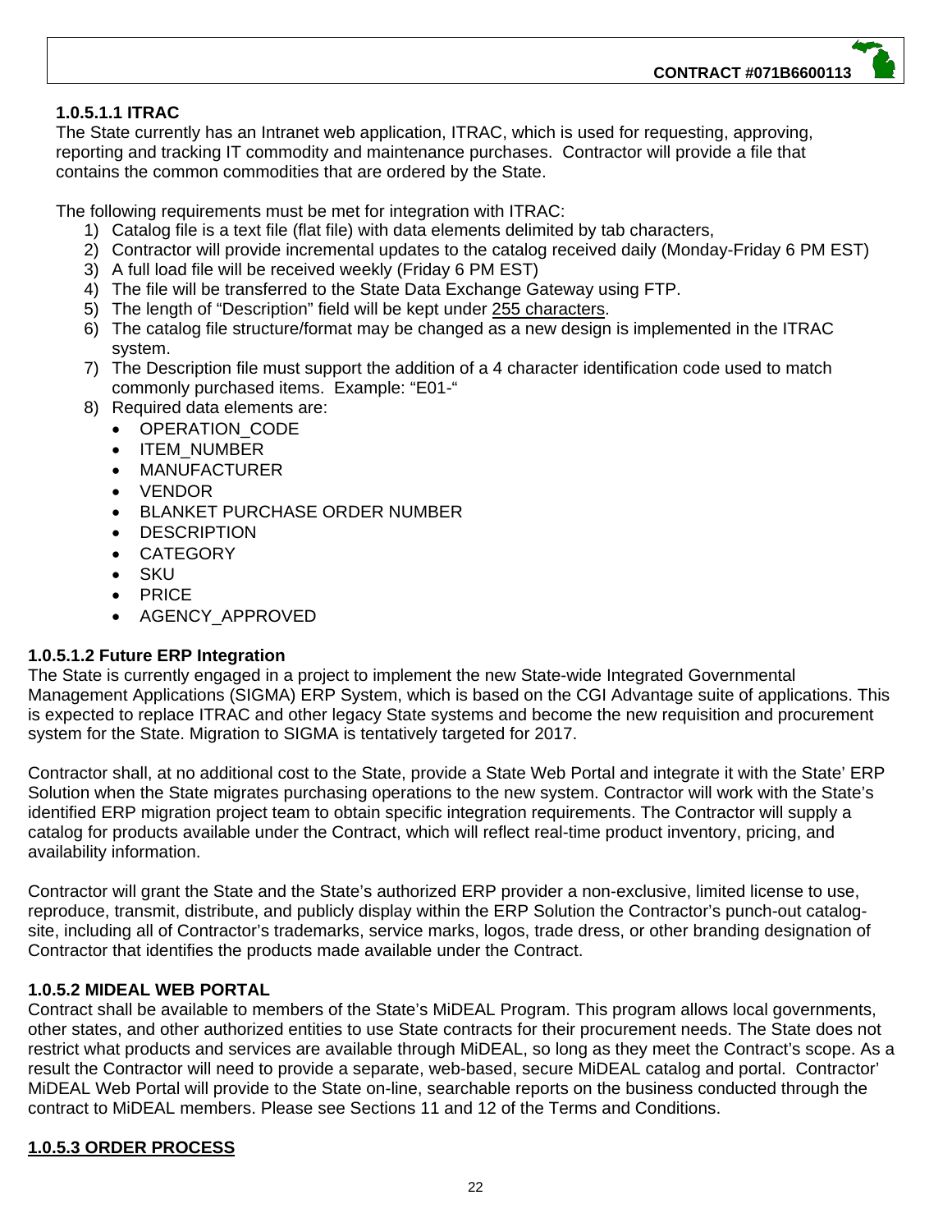#### 1.0.5.1.1 ITRAC

The State currently has an Intranet web application, ITRAC, which is used for requesting, approving, reporting and tracking IT commodity and maintenance purchases. Contractor will provide a file that contains the common commodities that are ordered by the State.

The following requirements must be met for integration with ITRAC:

1) Catalog file is a text file (flat file) with data elements delimited by tab characters,
2) Contractor will provide incremental updates to the catalog received daily (Monday-Friday 6 PM EST)
3) A full load file will be received weekly (Friday 6 PM EST)
4) The file will be transferred to the State Data Exchange Gateway using FTP.
5) The length of "Description" field will be kept under 255 characters.
6) The catalog file structure/format may be changed as a new design is implemented in the ITRAC system.
7) The Description file must support the addition of a 4 character identification code used to match commonly purchased items. Example: "E01-"
8) Required data elements are:
   - OPERATION_CODE
   - ITEM_NUMBER
   - MANUFACTURER
   - VENDOR
   - BLANKET PURCHASE ORDER NUMBER
   - DESCRIPTION
   - CATEGORY
   - SKU
   - PRICE
   - AGENCY_APPROVED

#### 1.0.5.1.2 Future ERP Integration

The State is currently engaged in a project to implement the new State-wide Integrated Governmental Management Applications (SIGMA) ERP System, which is based on the CGI Advantage suite of applications. This is expected to replace ITRAC and other legacy State systems and become the new requisition and procurement system for the State. Migration to SIGMA is tentatively targeted for 2017.

Contractor shall, at no additional cost to the State, provide a State Web Portal and integrate it with the State' ERP Solution when the State migrates purchasing operations to the new system. Contractor will work with the State's identified ERP migration project team to obtain specific integration requirements. The Contractor will supply a catalog for products available under the Contract, which will reflect real-time product inventory, pricing, and availability information.

Contractor will grant the State and the State's authorized ERP provider a non-exclusive, limited license to use, reproduce, transmit, distribute, and publicly display within the ERP Solution the Contractor's punch-out catalog-site, including all of Contractor's trademarks, service marks, logos, trade dress, or other branding designation of Contractor that identifies the products made available under the Contract.

#### 1.0.5.2 MIDEAL WEB PORTAL

Contract shall be available to members of the State's MiDEAL Program. This program allows local governments, other states, and other authorized entities to use State contracts for their procurement needs. The State does not restrict what products and services are available through MiDEAL, so long as they meet the Contract's scope. As a result the Contractor will need to provide a separate, web-based, secure MiDEAL catalog and portal. Contractor' MiDEAL Web Portal will provide to the State on-line, searchable reports on the business conducted through the contract to MiDEAL members. Please see Sections 11 and 12 of the Terms and Conditions.

#### 1.0.5.3 ORDER PROCESS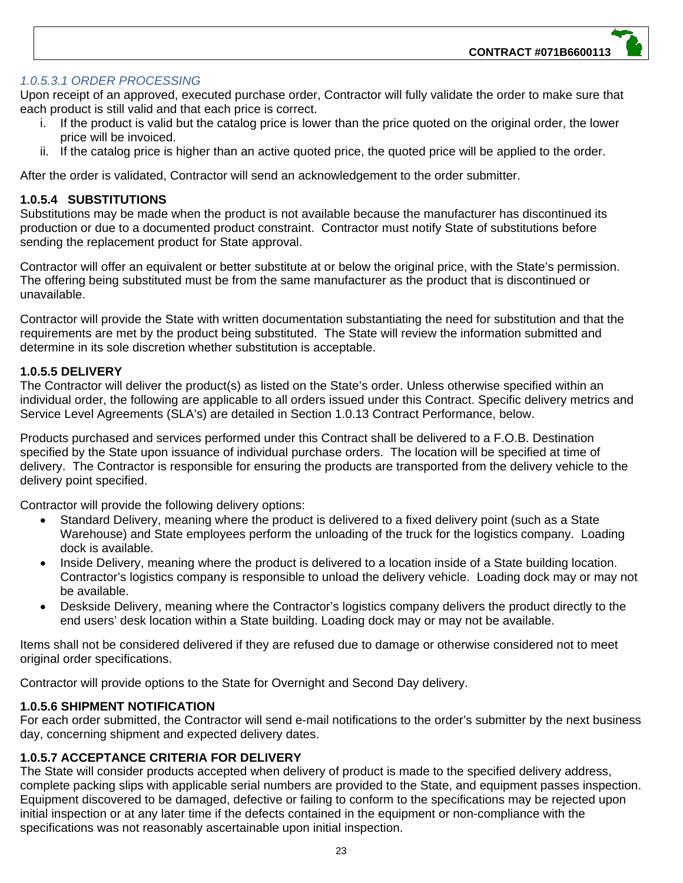*1.0.5.3.1 ORDER PROCESSING*

Upon receipt of an approved, executed purchase order, Contractor will fully validate the order to make sure that each product is still valid and that each price is correct.

i. If the product is valid but the catalog price is lower than the price quoted on the original order, the lower price will be invoiced.
ii. If the catalog price is higher than an active quoted price, the quoted price will be applied to the order.

After the order is validated, Contractor will send an acknowledgement to the order submitter.

**1.0.5.4 SUBSTITUTIONS**

Substitutions may be made when the product is not available because the manufacturer has discontinued its production or due to a documented product constraint. Contractor must notify State of substitutions before sending the replacement product for State approval.

Contractor will offer an equivalent or better substitute at or below the original price, with the State's permission. The offering being substituted must be from the same manufacturer as the product that is discontinued or unavailable.

Contractor will provide the State with written documentation substantiating the need for substitution and that the requirements are met by the product being substituted. The State will review the information submitted and determine in its sole discretion whether substitution is acceptable.

**1.0.5.5 DELIVERY**

The Contractor will deliver the product(s) as listed on the State's order. Unless otherwise specified within an individual order, the following are applicable to all orders issued under this Contract. Specific delivery metrics and Service Level Agreements (SLA's) are detailed in Section 1.0.13 Contract Performance, below.

Products purchased and services performed under this Contract shall be delivered to a F.O.B. Destination specified by the State upon issuance of individual purchase orders. The location will be specified at time of delivery. The Contractor is responsible for ensuring the products are transported from the delivery vehicle to the delivery point specified.

Contractor will provide the following delivery options:

- Standard Delivery, meaning where the product is delivered to a fixed delivery point (such as a State Warehouse) and State employees perform the unloading of the truck for the logistics company. Loading dock is available.
- Inside Delivery, meaning where the product is delivered to a location inside of a State building location. Contractor's logistics company is responsible to unload the delivery vehicle. Loading dock may or may not be available.
- Deskside Delivery, meaning where the Contractor's logistics company delivers the product directly to the end users' desk location within a State building. Loading dock may or may not be available.

Items shall not be considered delivered if they are refused due to damage or otherwise considered not to meet original order specifications.

Contractor will provide options to the State for Overnight and Second Day delivery.

**1.0.5.6 SHIPMENT NOTIFICATION**

For each order submitted, the Contractor will send e-mail notifications to the order's submitter by the next business day, concerning shipment and expected delivery dates.

**1.0.5.7 ACCEPTANCE CRITERIA FOR DELIVERY**

The State will consider products accepted when delivery of product is made to the specified delivery address, complete packing slips with applicable serial numbers are provided to the State, and equipment passes inspection. Equipment discovered to be damaged, defective or failing to conform to the specifications may be rejected upon initial inspection or at any later time if the defects contained in the equipment or non-compliance with the specifications was not reasonably ascertainable upon initial inspection.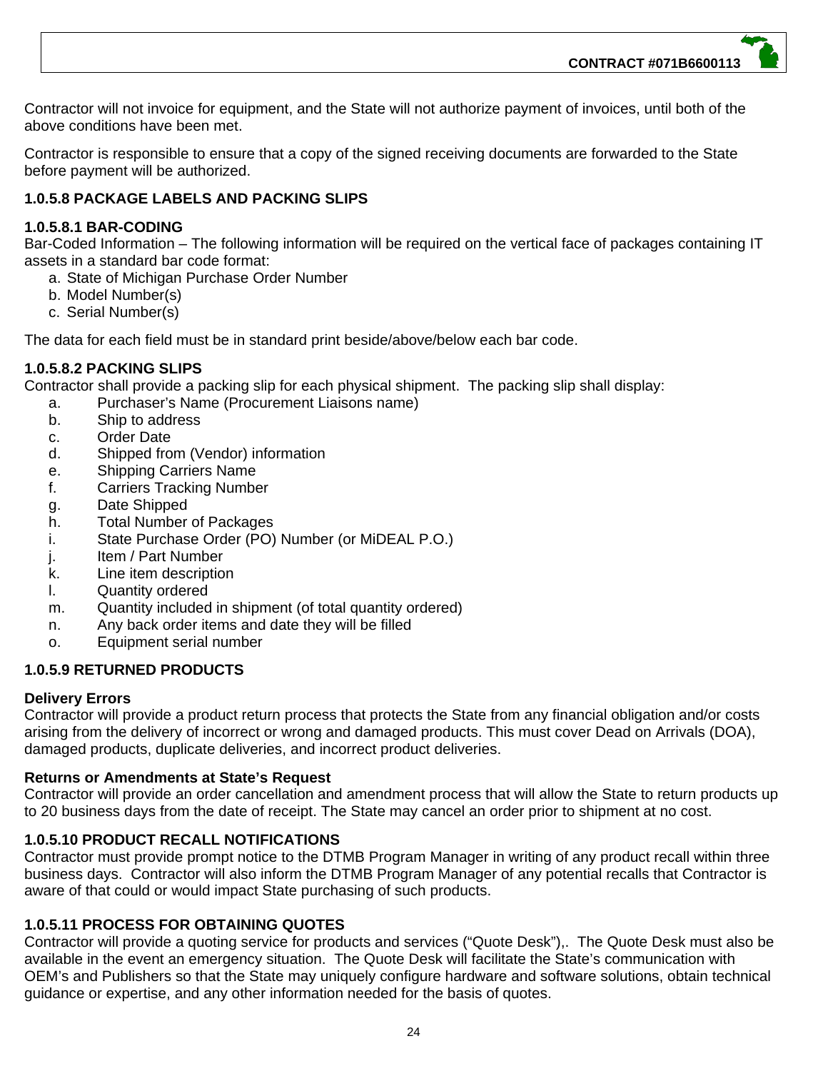Contractor will not invoice for equipment, and the State will not authorize payment of invoices, until both of the above conditions have been met.

Contractor is responsible to ensure that a copy of the signed receiving documents are forwarded to the State before payment will be authorized.

**1.0.5.8 PACKAGE LABELS AND PACKING SLIPS**

**1.0.5.8.1 BAR-CODING**

Bar-Coded Information – The following information will be required on the vertical face of packages containing IT assets in a standard bar code format:

a. State of Michigan Purchase Order Number
b. Model Number(s)
c. Serial Number(s)

The data for each field must be in standard print beside/above/below each bar code.

**1.0.5.8.2 PACKING SLIPS**

Contractor shall provide a packing slip for each physical shipment. The packing slip shall display:

a. Purchaser's Name (Procurement Liaisons name)
b. Ship to address
c. Order Date
d. Shipped from (Vendor) information
e. Shipping Carriers Name
f. Carriers Tracking Number
g. Date Shipped
h. Total Number of Packages
i. State Purchase Order (PO) Number (or MiDEAL P.O.)
j. Item / Part Number
k. Line item description
l. Quantity ordered
m. Quantity included in shipment (of total quantity ordered)
n. Any back order items and date they will be filled
o. Equipment serial number

**1.0.5.9 RETURNED PRODUCTS**

**Delivery Errors**

Contractor will provide a product return process that protects the State from any financial obligation and/or costs arising from the delivery of incorrect or wrong and damaged products. This must cover Dead on Arrivals (DOA), damaged products, duplicate deliveries, and incorrect product deliveries.

**Returns or Amendments at State's Request**

Contractor will provide an order cancellation and amendment process that will allow the State to return products up to 20 business days from the date of receipt. The State may cancel an order prior to shipment at no cost.

**1.0.5.10 PRODUCT RECALL NOTIFICATIONS**

Contractor must provide prompt notice to the DTMB Program Manager in writing of any product recall within three business days. Contractor will also inform the DTMB Program Manager of any potential recalls that Contractor is aware of that could or would impact State purchasing of such products.

**1.0.5.11 PROCESS FOR OBTAINING QUOTES**

Contractor will provide a quoting service for products and services ("Quote Desk"),. The Quote Desk must also be available in the event an emergency situation. The Quote Desk will facilitate the State's communication with OEM's and Publishers so that the State may uniquely configure hardware and software solutions, obtain technical guidance or expertise, and any other information needed for the basis of quotes.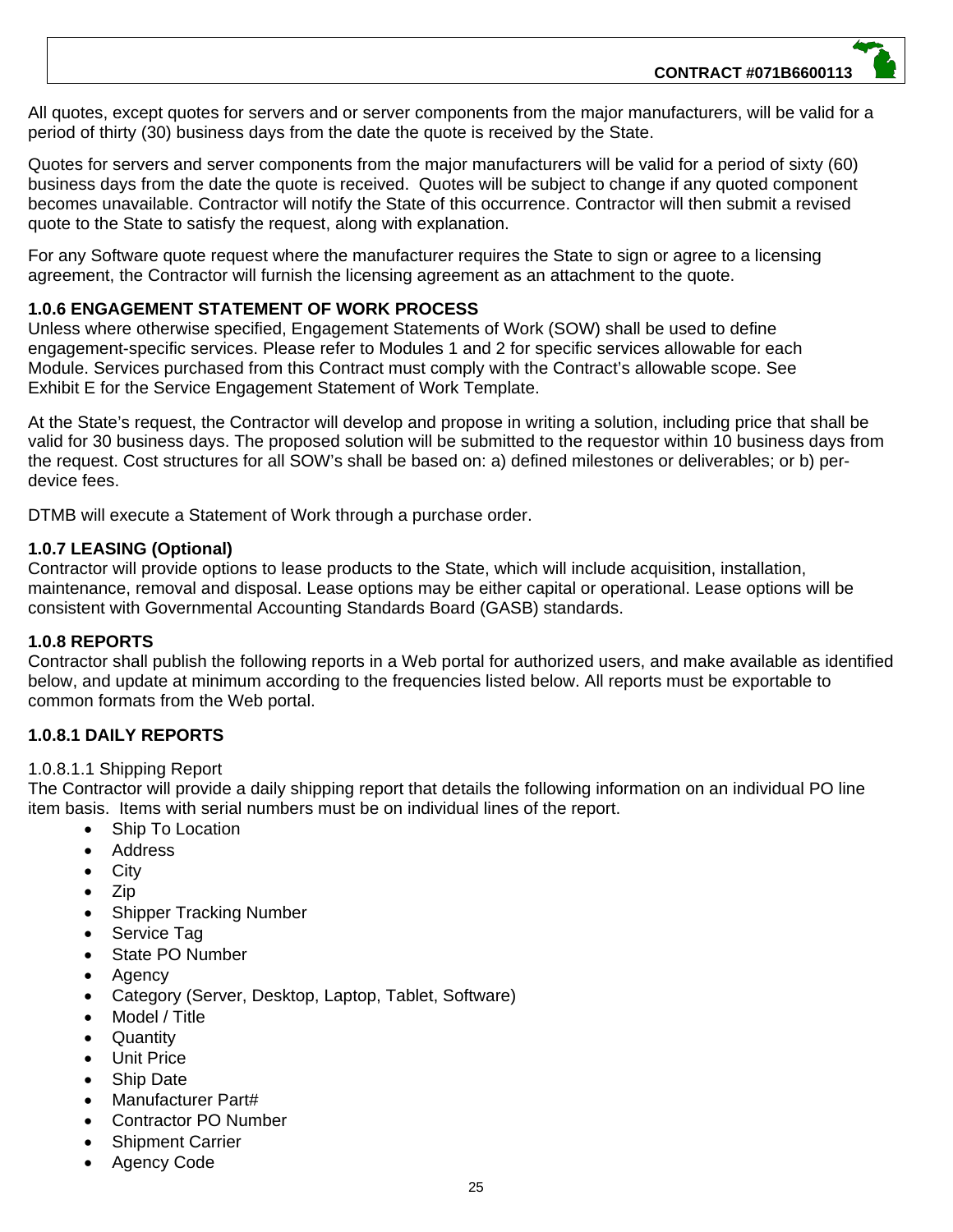All quotes, except quotes for servers and or server components from the major manufacturers, will be valid for a period of thirty (30) business days from the date the quote is received by the State.

Quotes for servers and server components from the major manufacturers will be valid for a period of sixty (60) business days from the date the quote is received. Quotes will be subject to change if any quoted component becomes unavailable. Contractor will notify the State of this occurrence. Contractor will then submit a revised quote to the State to satisfy the request, along with explanation.

For any Software quote request where the manufacturer requires the State to sign or agree to a licensing agreement, the Contractor will furnish the licensing agreement as an attachment to the quote.

### 1.0.6 ENGAGEMENT STATEMENT OF WORK PROCESS

Unless where otherwise specified, Engagement Statements of Work (SOW) shall be used to define engagement-specific services. Please refer to Modules 1 and 2 for specific services allowable for each Module. Services purchased from this Contract must comply with the Contract's allowable scope. See Exhibit E for the Service Engagement Statement of Work Template.

At the State's request, the Contractor will develop and propose in writing a solution, including price that shall be valid for 30 business days. The proposed solution will be submitted to the requestor within 10 business days from the request. Cost structures for all SOW's shall be based on: a) defined milestones or deliverables; or b) per-device fees.

DTMB will execute a Statement of Work through a purchase order.

### 1.0.7 LEASING (Optional)

Contractor will provide options to lease products to the State, which will include acquisition, installation, maintenance, removal and disposal. Lease options may be either capital or operational. Lease options will be consistent with Governmental Accounting Standards Board (GASB) standards.

### 1.0.8 REPORTS

Contractor shall publish the following reports in a Web portal for authorized users, and make available as identified below, and update at minimum according to the frequencies listed below. All reports must be exportable to common formats from the Web portal.

### 1.0.8.1 DAILY REPORTS

1.0.8.1.1 Shipping Report

The Contractor will provide a daily shipping report that details the following information on an individual PO line item basis. Items with serial numbers must be on individual lines of the report.

- Ship To Location
- Address
- City
- Zip
- Shipper Tracking Number
- Service Tag
- State PO Number
- Agency
- Category (Server, Desktop, Laptop, Tablet, Software)
- Model / Title
- Quantity
- Unit Price
- Ship Date
- Manufacturer Part#
- Contractor PO Number
- Shipment Carrier
- Agency Code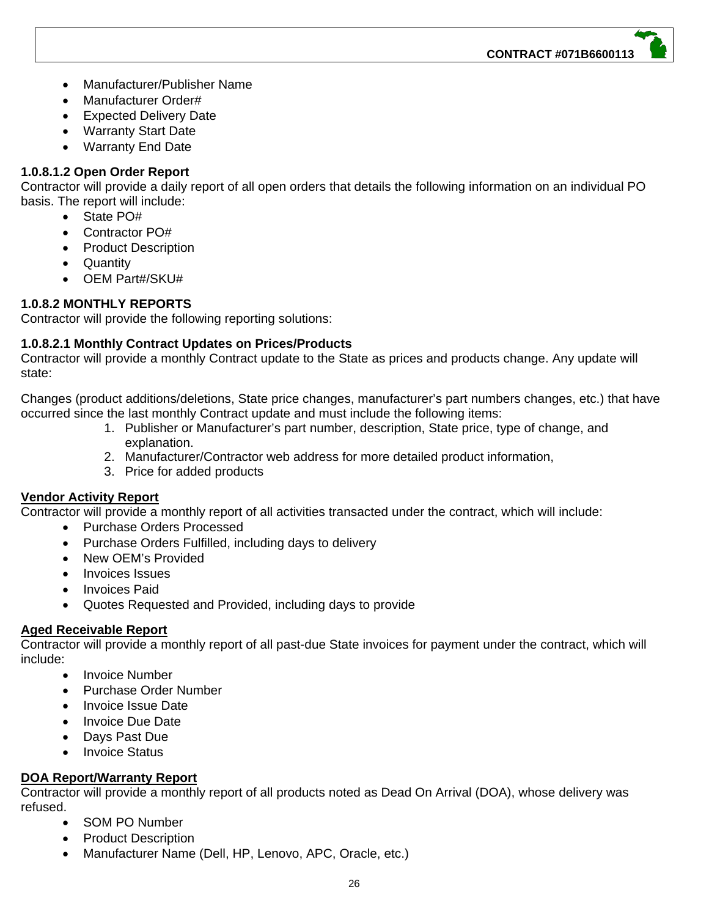- Manufacturer/Publisher Name
- Manufacturer Order#
- Expected Delivery Date
- Warranty Start Date
- Warranty End Date

**1.0.8.1.2 Open Order Report**

Contractor will provide a daily report of all open orders that details the following information on an individual PO basis. The report will include:

- State PO#
- Contractor PO#
- Product Description
- Quantity
- OEM Part#/SKU#

**1.0.8.2 MONTHLY REPORTS**

Contractor will provide the following reporting solutions:

**1.0.8.2.1 Monthly Contract Updates on Prices/Products**

Contractor will provide a monthly Contract update to the State as prices and products change. Any update will state:

Changes (product additions/deletions, State price changes, manufacturer's part numbers changes, etc.) that have occurred since the last monthly Contract update and must include the following items:

1. Publisher or Manufacturer's part number, description, State price, type of change, and explanation.
2. Manufacturer/Contractor web address for more detailed product information,
3. Price for added products

**Vendor Activity Report**

Contractor will provide a monthly report of all activities transacted under the contract, which will include:

- Purchase Orders Processed
- Purchase Orders Fulfilled, including days to delivery
- New OEM's Provided
- Invoices Issues
- Invoices Paid
- Quotes Requested and Provided, including days to provide

**Aged Receivable Report**

Contractor will provide a monthly report of all past-due State invoices for payment under the contract, which will include:

- Invoice Number
- Purchase Order Number
- Invoice Issue Date
- Invoice Due Date
- Days Past Due
- Invoice Status

**DOA Report/Warranty Report**

Contractor will provide a monthly report of all products noted as Dead On Arrival (DOA), whose delivery was refused.

- SOM PO Number
- Product Description
- Manufacturer Name (Dell, HP, Lenovo, APC, Oracle, etc.)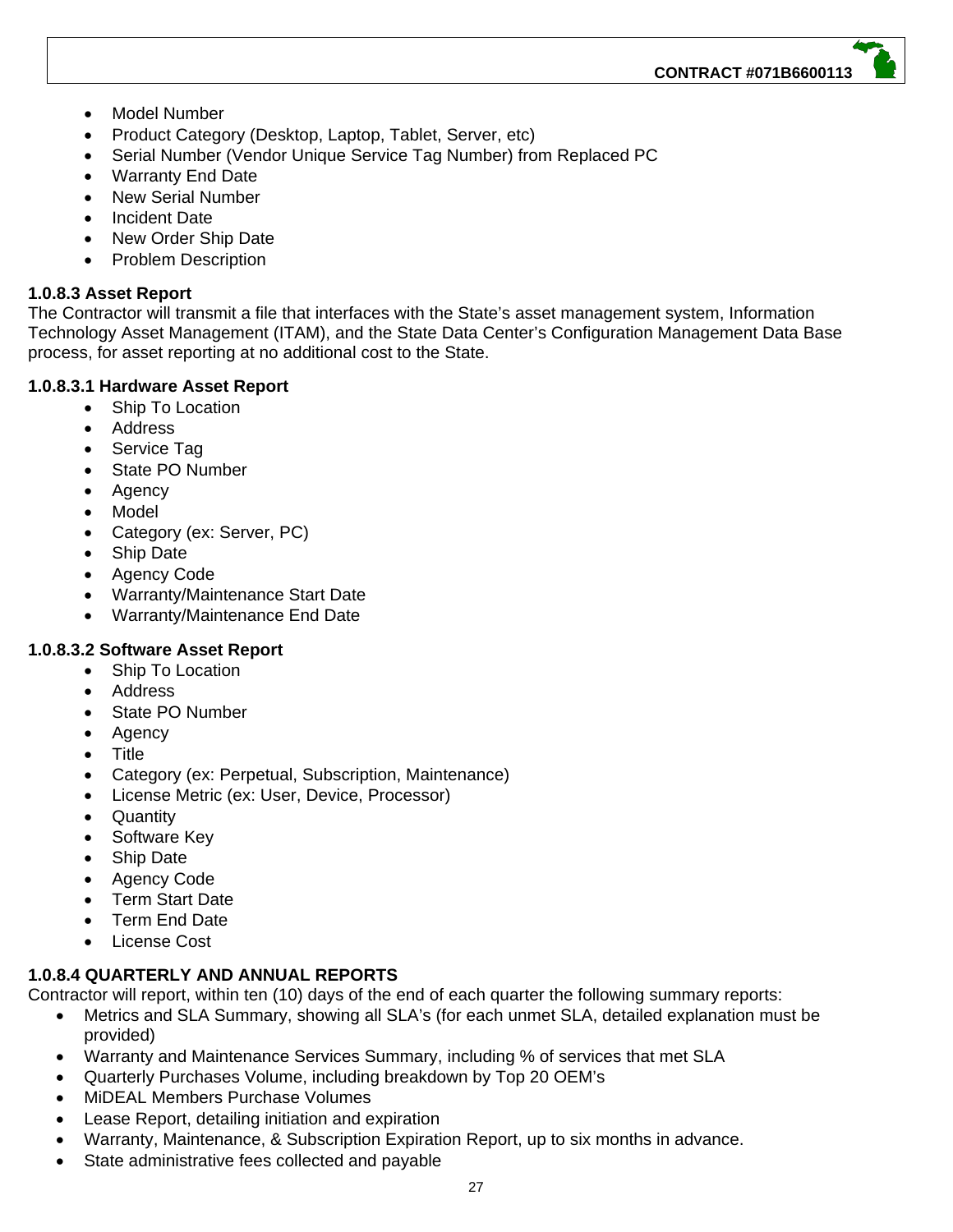- Model Number
- Product Category (Desktop, Laptop, Tablet, Server, etc)
- Serial Number (Vendor Unique Service Tag Number) from Replaced PC
- Warranty End Date
- New Serial Number
- Incident Date
- New Order Ship Date
- Problem Description

**1.0.8.3 Asset Report**

The Contractor will transmit a file that interfaces with the State's asset management system, Information Technology Asset Management (ITAM), and the State Data Center's Configuration Management Data Base process, for asset reporting at no additional cost to the State.

**1.0.8.3.1 Hardware Asset Report**

- Ship To Location
- Address
- Service Tag
- State PO Number
- Agency
- Model
- Category (ex: Server, PC)
- Ship Date
- Agency Code
- Warranty/Maintenance Start Date
- Warranty/Maintenance End Date

**1.0.8.3.2 Software Asset Report**

- Ship To Location
- Address
- State PO Number
- Agency
- Title
- Category (ex: Perpetual, Subscription, Maintenance)
- License Metric (ex: User, Device, Processor)
- Quantity
- Software Key
- Ship Date
- Agency Code
- Term Start Date
- Term End Date
- License Cost

**1.0.8.4 QUARTERLY AND ANNUAL REPORTS**

Contractor will report, within ten (10) days of the end of each quarter the following summary reports:

- Metrics and SLA Summary, showing all SLA's (for each unmet SLA, detailed explanation must be provided)
- Warranty and Maintenance Services Summary, including % of services that met SLA
- Quarterly Purchases Volume, including breakdown by Top 20 OEM's
- MiDEAL Members Purchase Volumes
- Lease Report, detailing initiation and expiration
- Warranty, Maintenance, & Subscription Expiration Report, up to six months in advance.
- State administrative fees collected and payable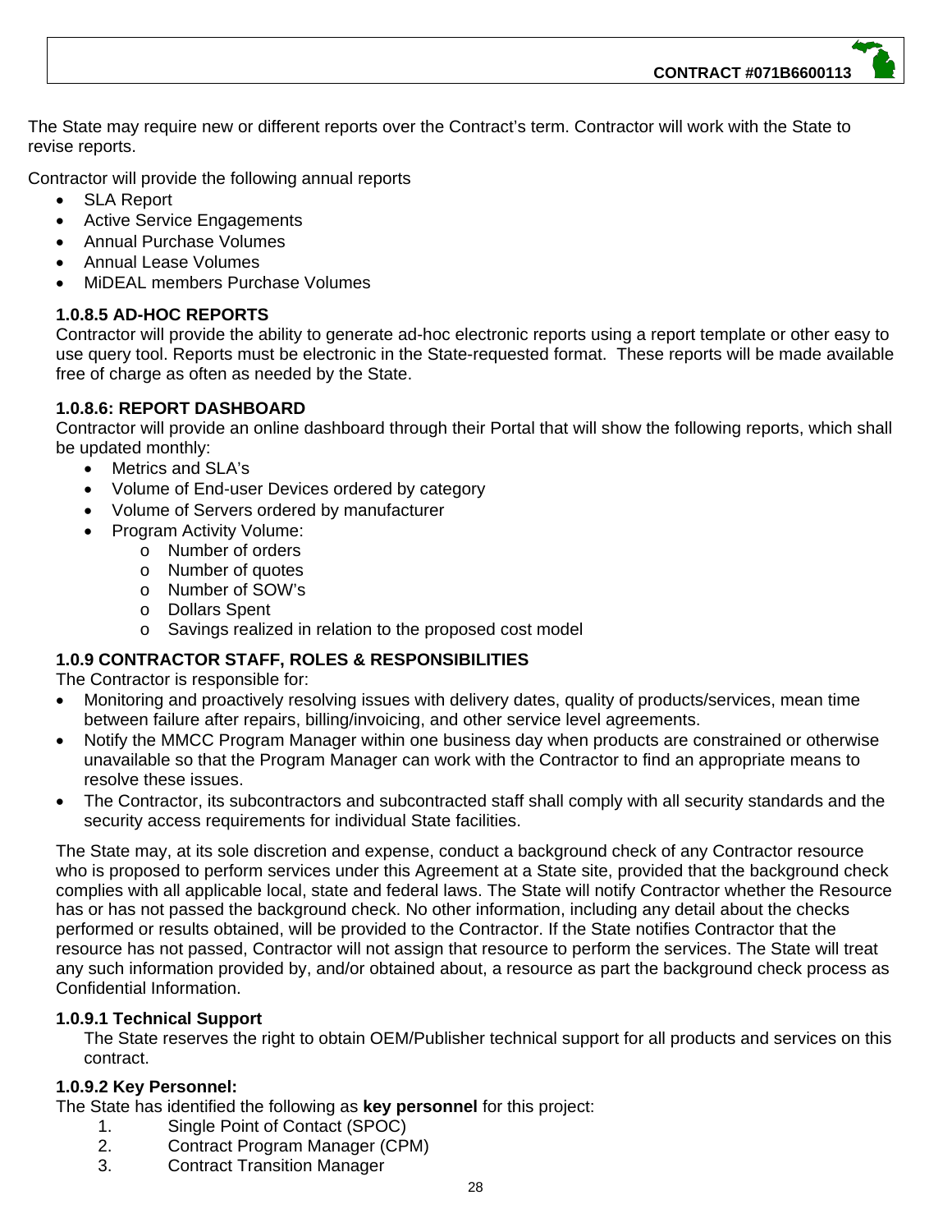The State may require new or different reports over the Contract's term. Contractor will work with the State to revise reports.

Contractor will provide the following annual reports

- SLA Report
- Active Service Engagements
- Annual Purchase Volumes
- Annual Lease Volumes
- MiDEAL members Purchase Volumes

### 1.0.8.5 AD-HOC REPORTS

Contractor will provide the ability to generate ad-hoc electronic reports using a report template or other easy to use query tool. Reports must be electronic in the State-requested format. These reports will be made available free of charge as often as needed by the State.

### 1.0.8.6: REPORT DASHBOARD

Contractor will provide an online dashboard through their Portal that will show the following reports, which shall be updated monthly:

- Metrics and SLA's
- Volume of End-user Devices ordered by category
- Volume of Servers ordered by manufacturer
- Program Activity Volume:
  - Number of orders
  - Number of quotes
  - Number of SOW's
  - Dollars Spent
  - Savings realized in relation to the proposed cost model

### 1.0.9 CONTRACTOR STAFF, ROLES & RESPONSIBILITIES

The Contractor is responsible for:

- Monitoring and proactively resolving issues with delivery dates, quality of products/services, mean time between failure after repairs, billing/invoicing, and other service level agreements.
- Notify the MMCC Program Manager within one business day when products are constrained or otherwise unavailable so that the Program Manager can work with the Contractor to find an appropriate means to resolve these issues.
- The Contractor, its subcontractors and subcontracted staff shall comply with all security standards and the security access requirements for individual State facilities.

The State may, at its sole discretion and expense, conduct a background check of any Contractor resource who is proposed to perform services under this Agreement at a State site, provided that the background check complies with all applicable local, state and federal laws. The State will notify Contractor whether the Resource has or has not passed the background check. No other information, including any detail about the checks performed or results obtained, will be provided to the Contractor. If the State notifies Contractor that the resource has not passed, Contractor will not assign that resource to perform the services. The State will treat any such information provided by, and/or obtained about, a resource as part the background check process as Confidential Information.

#### 1.0.9.1 Technical Support

The State reserves the right to obtain OEM/Publisher technical support for all products and services on this contract.

#### 1.0.9.2 Key Personnel:

The State has identified the following as **key personnel** for this project:

1. Single Point of Contact (SPOC)
2. Contract Program Manager (CPM)
3. Contract Transition Manager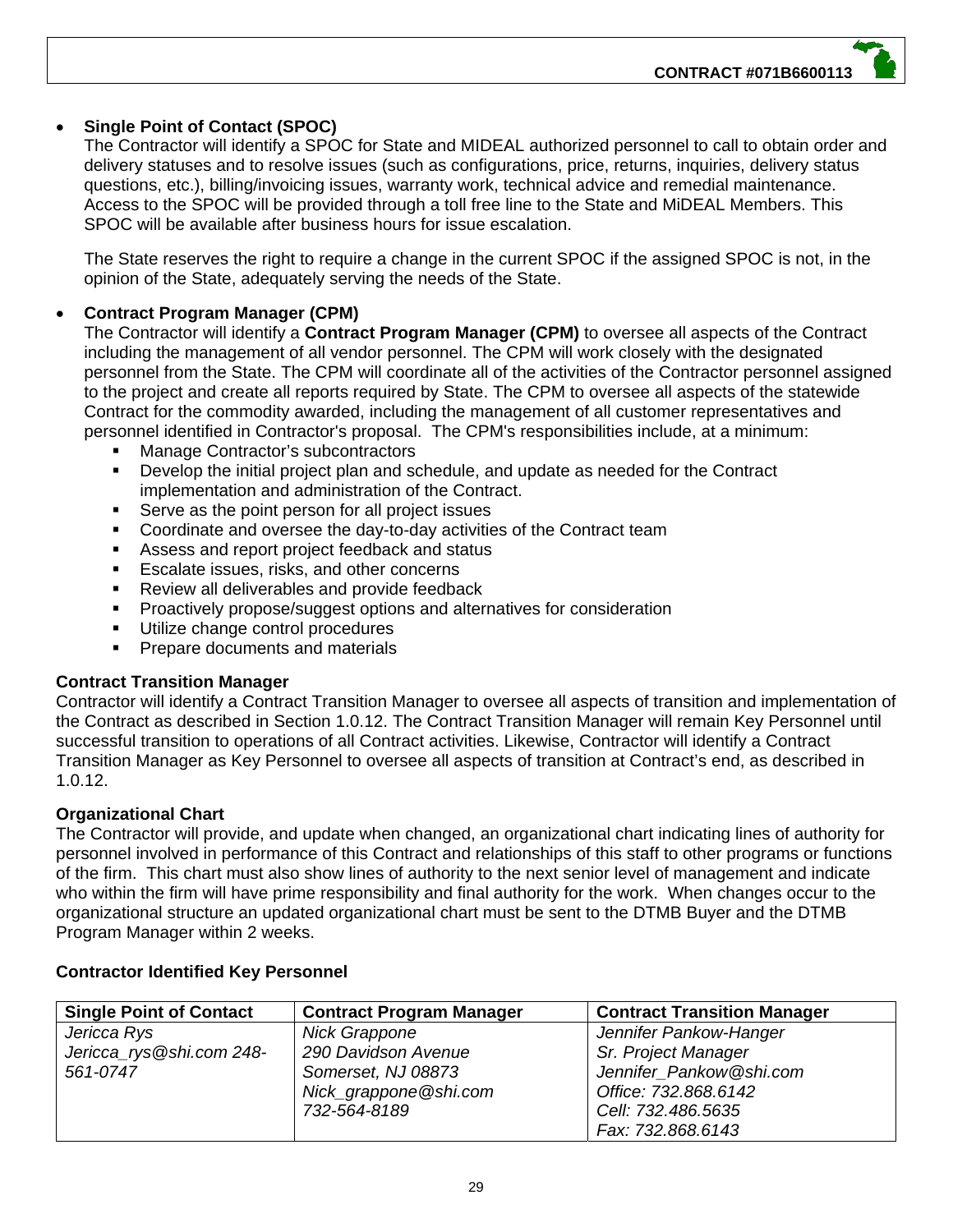- **Single Point of Contact (SPOC)**
  The Contractor will identify a SPOC for State and MIDEAL authorized personnel to call to obtain order and delivery statuses and to resolve issues (such as configurations, price, returns, inquiries, delivery status questions, etc.), billing/invoicing issues, warranty work, technical advice and remedial maintenance. Access to the SPOC will be provided through a toll free line to the State and MiDEAL Members. This SPOC will be available after business hours for issue escalation.

  The State reserves the right to require a change in the current SPOC if the assigned SPOC is not, in the opinion of the State, adequately serving the needs of the State.

- **Contract Program Manager (CPM)**
  The Contractor will identify a **Contract Program Manager (CPM)** to oversee all aspects of the Contract including the management of all vendor personnel. The CPM will work closely with the designated personnel from the State. The CPM will coordinate all of the activities of the Contractor personnel assigned to the project and create all reports required by State. The CPM to oversee all aspects of the statewide Contract for the commodity awarded, including the management of all customer representatives and personnel identified in Contractor's proposal. The CPM's responsibilities include, at a minimum:
  - Manage Contractor's subcontractors
  - Develop the initial project plan and schedule, and update as needed for the Contract implementation and administration of the Contract.
  - Serve as the point person for all project issues
  - Coordinate and oversee the day-to-day activities of the Contract team
  - Assess and report project feedback and status
  - Escalate issues, risks, and other concerns
  - Review all deliverables and provide feedback
  - Proactively propose/suggest options and alternatives for consideration
  - Utilize change control procedures
  - Prepare documents and materials

**Contract Transition Manager**

Contractor will identify a Contract Transition Manager to oversee all aspects of transition and implementation of the Contract as described in Section 1.0.12. The Contract Transition Manager will remain Key Personnel until successful transition to operations of all Contract activities. Likewise, Contractor will identify a Contract Transition Manager as Key Personnel to oversee all aspects of transition at Contract's end, as described in 1.0.12.

**Organizational Chart**

The Contractor will provide, and update when changed, an organizational chart indicating lines of authority for personnel involved in performance of this Contract and relationships of this staff to other programs or functions of the firm. This chart must also show lines of authority to the next senior level of management and indicate who within the firm will have prime responsibility and final authority for the work. When changes occur to the organizational structure an updated organizational chart must be sent to the DTMB Buyer and the DTMB Program Manager within 2 weeks.

**Contractor Identified Key Personnel**

| Single Point of Contact | Contract Program Manager | Contract Transition Manager |
|---|---|---|
| *Jericca Rys*<br>*Jericca_rys@shi.com 248-561-0747* | *Nick Grappone*<br>*290 Davidson Avenue*<br>*Somerset, NJ 08873*<br>*Nick_grappone@shi.com*<br>*732-564-8189* | *Jennifer Pankow-Hanger*<br>*Sr. Project Manager*<br>*Jennifer_Pankow@shi.com*<br>*Office: 732.868.6142*<br>*Cell: 732.486.5635*<br>*Fax: 732.868.6143* |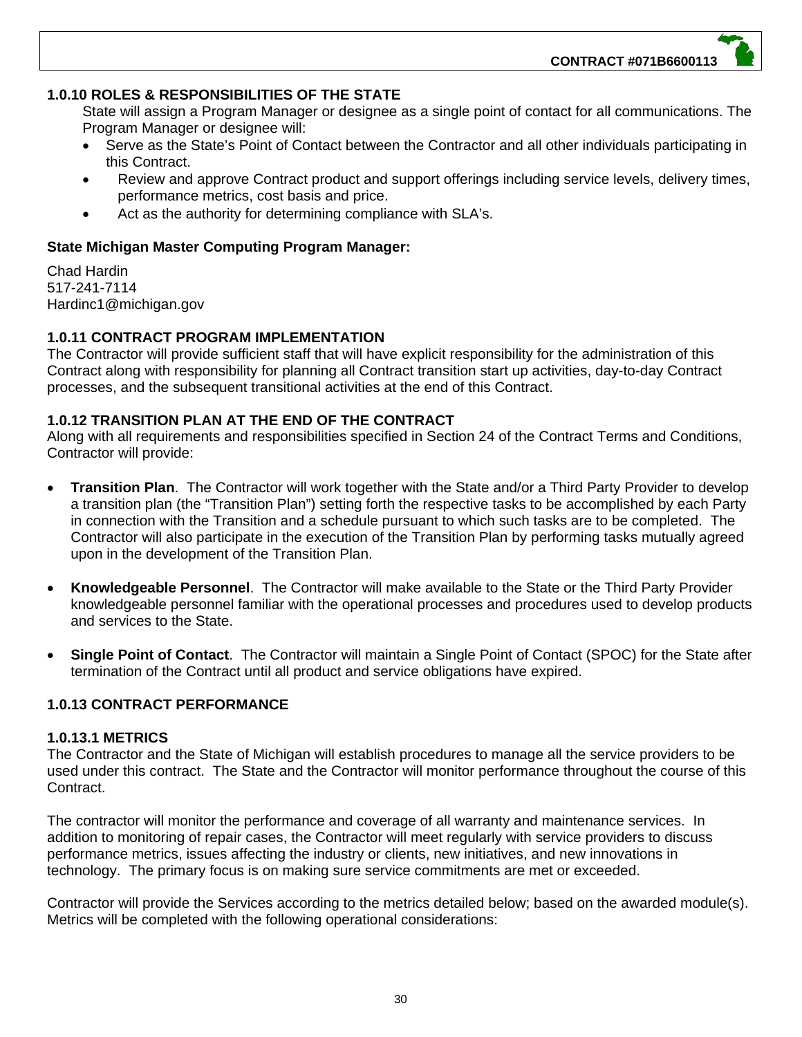### 1.0.10 ROLES & RESPONSIBILITIES OF THE STATE

State will assign a Program Manager or designee as a single point of contact for all communications. The Program Manager or designee will:

- Serve as the State's Point of Contact between the Contractor and all other individuals participating in this Contract.
- Review and approve Contract product and support offerings including service levels, delivery times, performance metrics, cost basis and price.
- Act as the authority for determining compliance with SLA's.

**State Michigan Master Computing Program Manager:**

Chad Hardin
517-241-7114
Hardinc1@michigan.gov

### 1.0.11 CONTRACT PROGRAM IMPLEMENTATION

The Contractor will provide sufficient staff that will have explicit responsibility for the administration of this Contract along with responsibility for planning all Contract transition start up activities, day-to-day Contract processes, and the subsequent transitional activities at the end of this Contract.

### 1.0.12 TRANSITION PLAN AT THE END OF THE CONTRACT

Along with all requirements and responsibilities specified in Section 24 of the Contract Terms and Conditions, Contractor will provide:

- **Transition Plan**. The Contractor will work together with the State and/or a Third Party Provider to develop a transition plan (the "Transition Plan") setting forth the respective tasks to be accomplished by each Party in connection with the Transition and a schedule pursuant to which such tasks are to be completed. The Contractor will also participate in the execution of the Transition Plan by performing tasks mutually agreed upon in the development of the Transition Plan.

- **Knowledgeable Personnel**. The Contractor will make available to the State or the Third Party Provider knowledgeable personnel familiar with the operational processes and procedures used to develop products and services to the State.

- **Single Point of Contact**. The Contractor will maintain a Single Point of Contact (SPOC) for the State after termination of the Contract until all product and service obligations have expired.

### 1.0.13 CONTRACT PERFORMANCE

#### 1.0.13.1 METRICS

The Contractor and the State of Michigan will establish procedures to manage all the service providers to be used under this contract. The State and the Contractor will monitor performance throughout the course of this Contract.

The contractor will monitor the performance and coverage of all warranty and maintenance services. In addition to monitoring of repair cases, the Contractor will meet regularly with service providers to discuss performance metrics, issues affecting the industry or clients, new initiatives, and new innovations in technology. The primary focus is on making sure service commitments are met or exceeded.

Contractor will provide the Services according to the metrics detailed below; based on the awarded module(s). Metrics will be completed with the following operational considerations: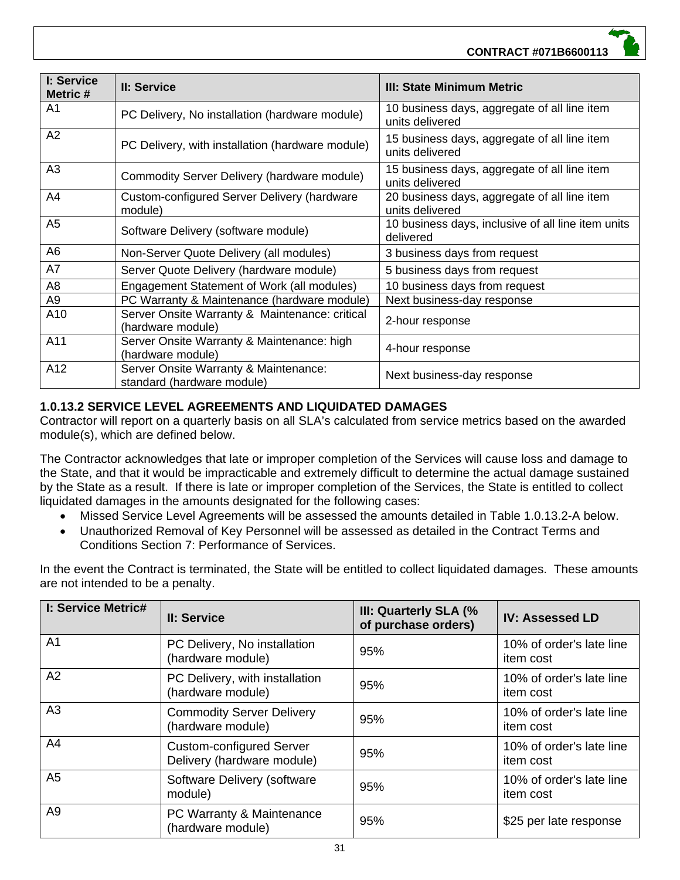| I: Service Metric # | II: Service | III: State Minimum Metric |
| --- | --- | --- |
| A1 | PC Delivery, No installation (hardware module) | 10 business days, aggregate of all line item units delivered |
| A2 | PC Delivery, with installation (hardware module) | 15 business days, aggregate of all line item units delivered |
| A3 | Commodity Server Delivery (hardware module) | 15 business days, aggregate of all line item units delivered |
| A4 | Custom-configured Server Delivery (hardware module) | 20 business days, aggregate of all line item units delivered |
| A5 | Software Delivery (software module) | 10 business days, inclusive of all line item units delivered |
| A6 | Non-Server Quote Delivery (all modules) | 3 business days from request |
| A7 | Server Quote Delivery (hardware module) | 5 business days from request |
| A8 | Engagement Statement of Work (all modules) | 10 business days from request |
| A9 | PC Warranty & Maintenance (hardware module) | Next business-day response |
| A10 | Server Onsite Warranty & Maintenance: critical (hardware module) | 2-hour response |
| A11 | Server Onsite Warranty & Maintenance: high (hardware module) | 4-hour response |
| A12 | Server Onsite Warranty & Maintenance: standard (hardware module) | Next business-day response |

### 1.0.13.2 SERVICE LEVEL AGREEMENTS AND LIQUIDATED DAMAGES

Contractor will report on a quarterly basis on all SLA's calculated from service metrics based on the awarded module(s), which are defined below.

The Contractor acknowledges that late or improper completion of the Services will cause loss and damage to the State, and that it would be impracticable and extremely difficult to determine the actual damage sustained by the State as a result. If there is late or improper completion of the Services, the State is entitled to collect liquidated damages in the amounts designated for the following cases:

- Missed Service Level Agreements will be assessed the amounts detailed in Table 1.0.13.2-A below.
- Unauthorized Removal of Key Personnel will be assessed as detailed in the Contract Terms and Conditions Section 7: Performance of Services.

In the event the Contract is terminated, the State will be entitled to collect liquidated damages. These amounts are not intended to be a penalty.

| I: Service Metric# | II: Service | III: Quarterly SLA (% of purchase orders) | IV: Assessed LD |
| --- | --- | --- | --- |
| A1 | PC Delivery, No installation (hardware module) | 95% | 10% of order's late line item cost |
| A2 | PC Delivery, with installation (hardware module) | 95% | 10% of order's late line item cost |
| A3 | Commodity Server Delivery (hardware module) | 95% | 10% of order's late line item cost |
| A4 | Custom-configured Server Delivery (hardware module) | 95% | 10% of order's late line item cost |
| A5 | Software Delivery (software module) | 95% | 10% of order's late line item cost |
| A9 | PC Warranty & Maintenance (hardware module) | 95% | $25 per late response |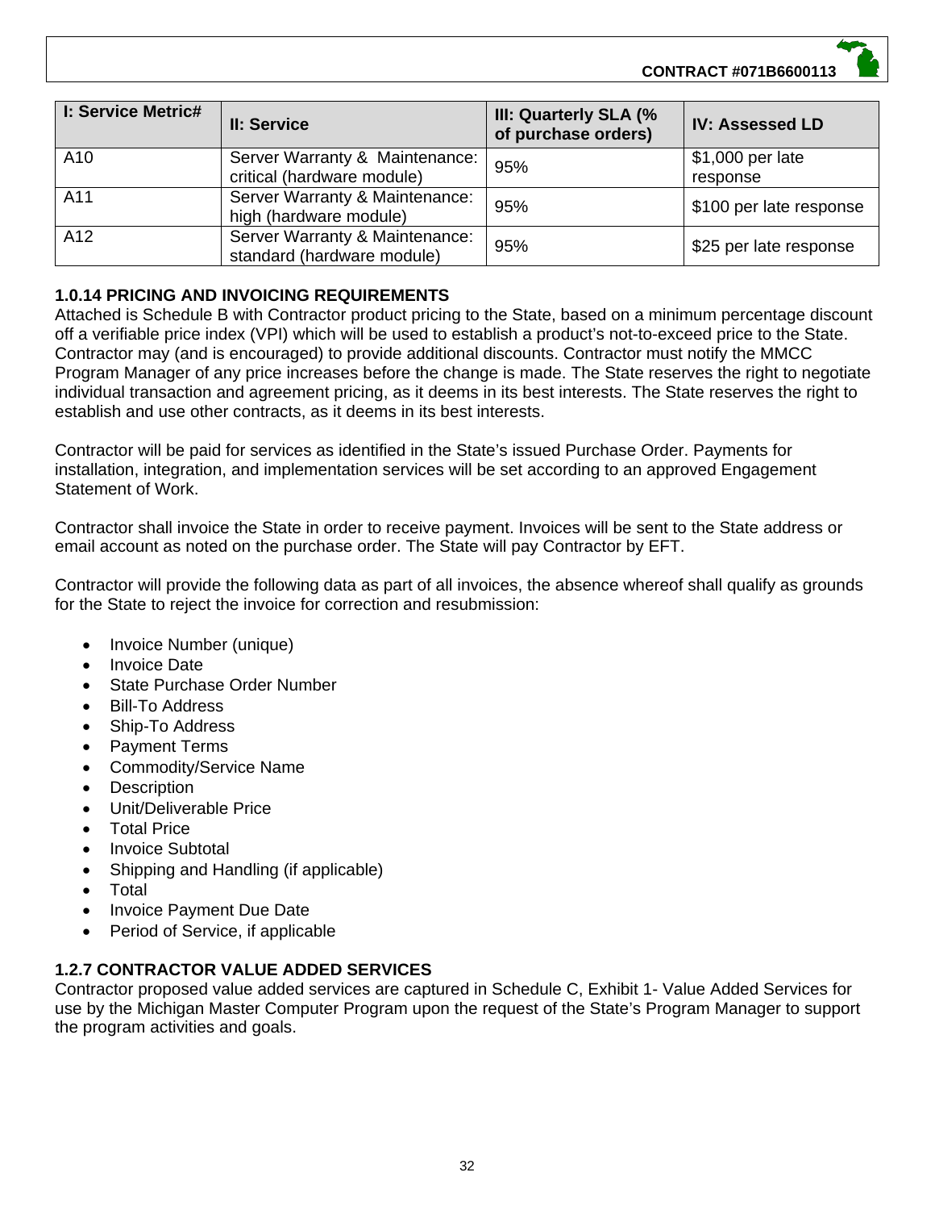| I: Service Metric# | II: Service | III: Quarterly SLA (% of purchase orders) | IV: Assessed LD |
|---|---|---|---|
| A10 | Server Warranty & Maintenance: critical (hardware module) | 95% | $1,000 per late response |
| A11 | Server Warranty & Maintenance: high (hardware module) | 95% | $100 per late response |
| A12 | Server Warranty & Maintenance: standard (hardware module) | 95% | $25 per late response |

### 1.0.14 PRICING AND INVOICING REQUIREMENTS

Attached is Schedule B with Contractor product pricing to the State, based on a minimum percentage discount off a verifiable price index (VPI) which will be used to establish a product's not-to-exceed price to the State. Contractor may (and is encouraged) to provide additional discounts. Contractor must notify the MMCC Program Manager of any price increases before the change is made. The State reserves the right to negotiate individual transaction and agreement pricing, as it deems in its best interests. The State reserves the right to establish and use other contracts, as it deems in its best interests.

Contractor will be paid for services as identified in the State's issued Purchase Order. Payments for installation, integration, and implementation services will be set according to an approved Engagement Statement of Work.

Contractor shall invoice the State in order to receive payment. Invoices will be sent to the State address or email account as noted on the purchase order. The State will pay Contractor by EFT.

Contractor will provide the following data as part of all invoices, the absence whereof shall qualify as grounds for the State to reject the invoice for correction and resubmission:

- Invoice Number (unique)
- Invoice Date
- State Purchase Order Number
- Bill-To Address
- Ship-To Address
- Payment Terms
- Commodity/Service Name
- Description
- Unit/Deliverable Price
- Total Price
- Invoice Subtotal
- Shipping and Handling (if applicable)
- Total
- Invoice Payment Due Date
- Period of Service, if applicable

### 1.2.7 CONTRACTOR VALUE ADDED SERVICES

Contractor proposed value added services are captured in Schedule C, Exhibit 1- Value Added Services for use by the Michigan Master Computer Program upon the request of the State's Program Manager to support the program activities and goals.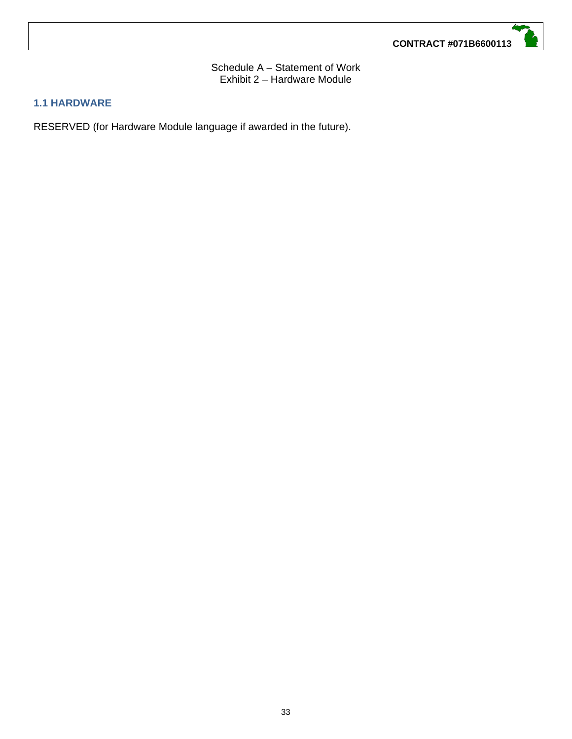Schedule A – Statement of Work
Exhibit 2 – Hardware Module

## 1.1 HARDWARE

RESERVED (for Hardware Module language if awarded in the future).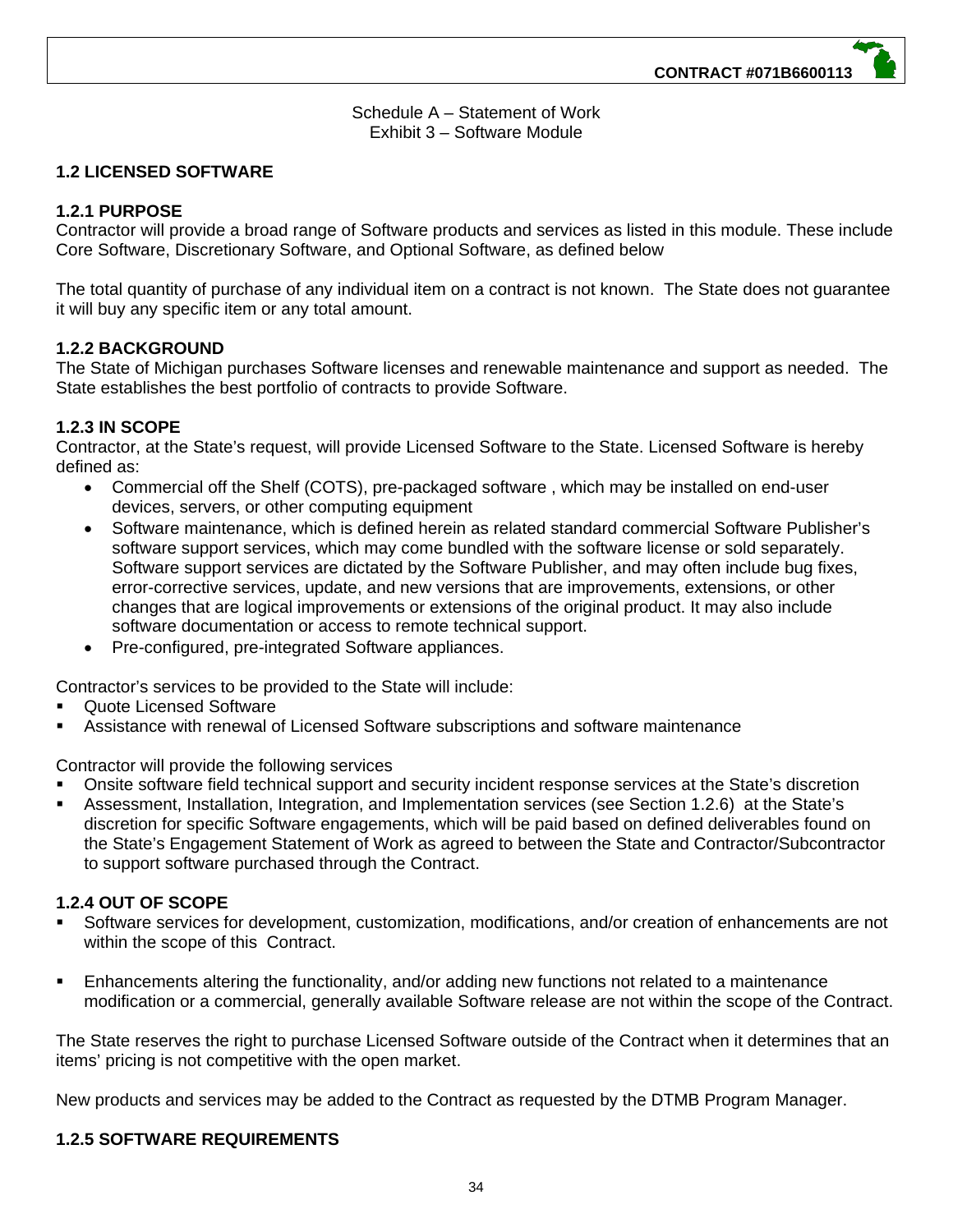Schedule A – Statement of Work
Exhibit 3 – Software Module

## 1.2 LICENSED SOFTWARE

### 1.2.1 PURPOSE

Contractor will provide a broad range of Software products and services as listed in this module. These include Core Software, Discretionary Software, and Optional Software, as defined below

The total quantity of purchase of any individual item on a contract is not known. The State does not guarantee it will buy any specific item or any total amount.

### 1.2.2 BACKGROUND

The State of Michigan purchases Software licenses and renewable maintenance and support as needed. The State establishes the best portfolio of contracts to provide Software.

### 1.2.3 IN SCOPE

Contractor, at the State's request, will provide Licensed Software to the State. Licensed Software is hereby defined as:

- Commercial off the Shelf (COTS), pre-packaged software , which may be installed on end-user devices, servers, or other computing equipment
- Software maintenance, which is defined herein as related standard commercial Software Publisher's software support services, which may come bundled with the software license or sold separately. Software support services are dictated by the Software Publisher, and may often include bug fixes, error-corrective services, update, and new versions that are improvements, extensions, or other changes that are logical improvements or extensions of the original product. It may also include software documentation or access to remote technical support.
- Pre-configured, pre-integrated Software appliances.

Contractor's services to be provided to the State will include:

- Quote Licensed Software
- Assistance with renewal of Licensed Software subscriptions and software maintenance

Contractor will provide the following services

- Onsite software field technical support and security incident response services at the State's discretion
- Assessment, Installation, Integration, and Implementation services (see Section 1.2.6) at the State's discretion for specific Software engagements, which will be paid based on defined deliverables found on the State's Engagement Statement of Work as agreed to between the State and Contractor/Subcontractor to support software purchased through the Contract.

### 1.2.4 OUT OF SCOPE

- Software services for development, customization, modifications, and/or creation of enhancements are not within the scope of this Contract.
- Enhancements altering the functionality, and/or adding new functions not related to a maintenance modification or a commercial, generally available Software release are not within the scope of the Contract.

The State reserves the right to purchase Licensed Software outside of the Contract when it determines that an items' pricing is not competitive with the open market.

New products and services may be added to the Contract as requested by the DTMB Program Manager.

### 1.2.5 SOFTWARE REQUIREMENTS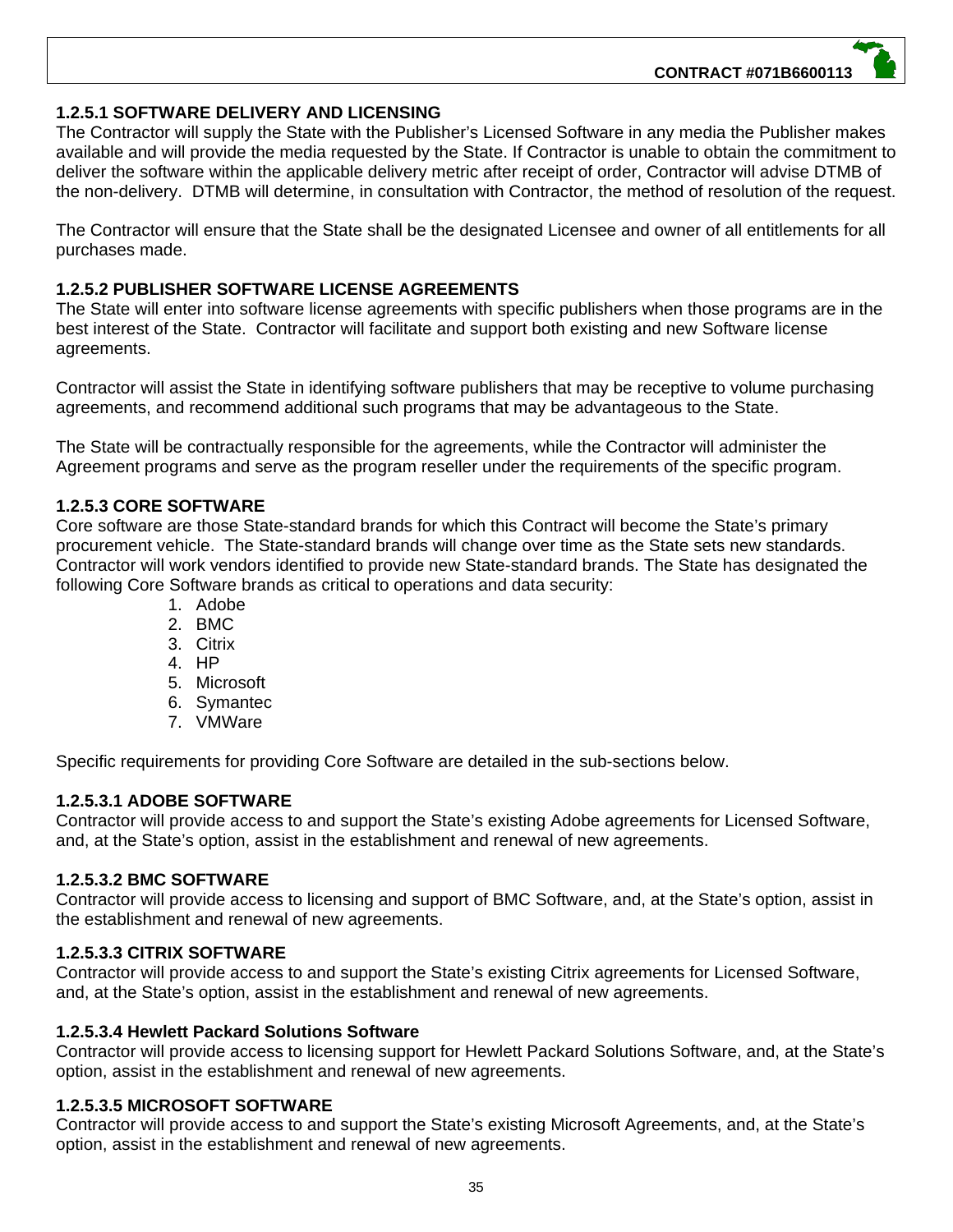#### 1.2.5.1 SOFTWARE DELIVERY AND LICENSING

The Contractor will supply the State with the Publisher's Licensed Software in any media the Publisher makes available and will provide the media requested by the State. If Contractor is unable to obtain the commitment to deliver the software within the applicable delivery metric after receipt of order, Contractor will advise DTMB of the non-delivery. DTMB will determine, in consultation with Contractor, the method of resolution of the request.

The Contractor will ensure that the State shall be the designated Licensee and owner of all entitlements for all purchases made.

#### 1.2.5.2 PUBLISHER SOFTWARE LICENSE AGREEMENTS

The State will enter into software license agreements with specific publishers when those programs are in the best interest of the State. Contractor will facilitate and support both existing and new Software license agreements.

Contractor will assist the State in identifying software publishers that may be receptive to volume purchasing agreements, and recommend additional such programs that may be advantageous to the State.

The State will be contractually responsible for the agreements, while the Contractor will administer the Agreement programs and serve as the program reseller under the requirements of the specific program.

#### 1.2.5.3 CORE SOFTWARE

Core software are those State-standard brands for which this Contract will become the State's primary procurement vehicle. The State-standard brands will change over time as the State sets new standards. Contractor will work vendors identified to provide new State-standard brands. The State has designated the following Core Software brands as critical to operations and data security:

1. Adobe
2. BMC
3. Citrix
4. HP
5. Microsoft
6. Symantec
7. VMWare

Specific requirements for providing Core Software are detailed in the sub-sections below.

##### 1.2.5.3.1 ADOBE SOFTWARE

Contractor will provide access to and support the State's existing Adobe agreements for Licensed Software, and, at the State's option, assist in the establishment and renewal of new agreements.

##### 1.2.5.3.2 BMC SOFTWARE

Contractor will provide access to licensing and support of BMC Software, and, at the State's option, assist in the establishment and renewal of new agreements.

##### 1.2.5.3.3 CITRIX SOFTWARE

Contractor will provide access to and support the State's existing Citrix agreements for Licensed Software, and, at the State's option, assist in the establishment and renewal of new agreements.

##### 1.2.5.3.4 Hewlett Packard Solutions Software

Contractor will provide access to licensing support for Hewlett Packard Solutions Software, and, at the State's option, assist in the establishment and renewal of new agreements.

##### 1.2.5.3.5 MICROSOFT SOFTWARE

Contractor will provide access to and support the State's existing Microsoft Agreements, and, at the State's option, assist in the establishment and renewal of new agreements.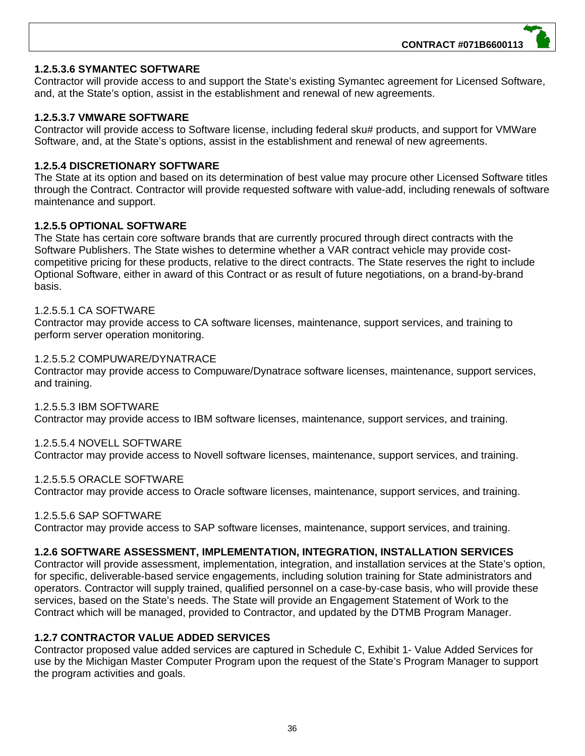**1.2.5.3.6 SYMANTEC SOFTWARE**

Contractor will provide access to and support the State's existing Symantec agreement for Licensed Software, and, at the State's option, assist in the establishment and renewal of new agreements.

**1.2.5.3.7 VMWARE SOFTWARE**

Contractor will provide access to Software license, including federal sku# products, and support for VMWare Software, and, at the State's options, assist in the establishment and renewal of new agreements.

**1.2.5.4 DISCRETIONARY SOFTWARE**

The State at its option and based on its determination of best value may procure other Licensed Software titles through the Contract. Contractor will provide requested software with value-add, including renewals of software maintenance and support.

**1.2.5.5 OPTIONAL SOFTWARE**

The State has certain core software brands that are currently procured through direct contracts with the Software Publishers. The State wishes to determine whether a VAR contract vehicle may provide cost-competitive pricing for these products, relative to the direct contracts. The State reserves the right to include Optional Software, either in award of this Contract or as result of future negotiations, on a brand-by-brand basis.

1.2.5.5.1 CA SOFTWARE

Contractor may provide access to CA software licenses, maintenance, support services, and training to perform server operation monitoring.

1.2.5.5.2 COMPUWARE/DYNATRACE

Contractor may provide access to Compuware/Dynatrace software licenses, maintenance, support services, and training.

1.2.5.5.3 IBM SOFTWARE

Contractor may provide access to IBM software licenses, maintenance, support services, and training.

1.2.5.5.4 NOVELL SOFTWARE

Contractor may provide access to Novell software licenses, maintenance, support services, and training.

1.2.5.5.5 ORACLE SOFTWARE

Contractor may provide access to Oracle software licenses, maintenance, support services, and training.

1.2.5.5.6 SAP SOFTWARE

Contractor may provide access to SAP software licenses, maintenance, support services, and training.

**1.2.6 SOFTWARE ASSESSMENT, IMPLEMENTATION, INTEGRATION, INSTALLATION SERVICES**

Contractor will provide assessment, implementation, integration, and installation services at the State's option, for specific, deliverable-based service engagements, including solution training for State administrators and operators. Contractor will supply trained, qualified personnel on a case-by-case basis, who will provide these services, based on the State's needs. The State will provide an Engagement Statement of Work to the Contract which will be managed, provided to Contractor, and updated by the DTMB Program Manager.

**1.2.7 CONTRACTOR VALUE ADDED SERVICES**

Contractor proposed value added services are captured in Schedule C, Exhibit 1- Value Added Services for use by the Michigan Master Computer Program upon the request of the State's Program Manager to support the program activities and goals.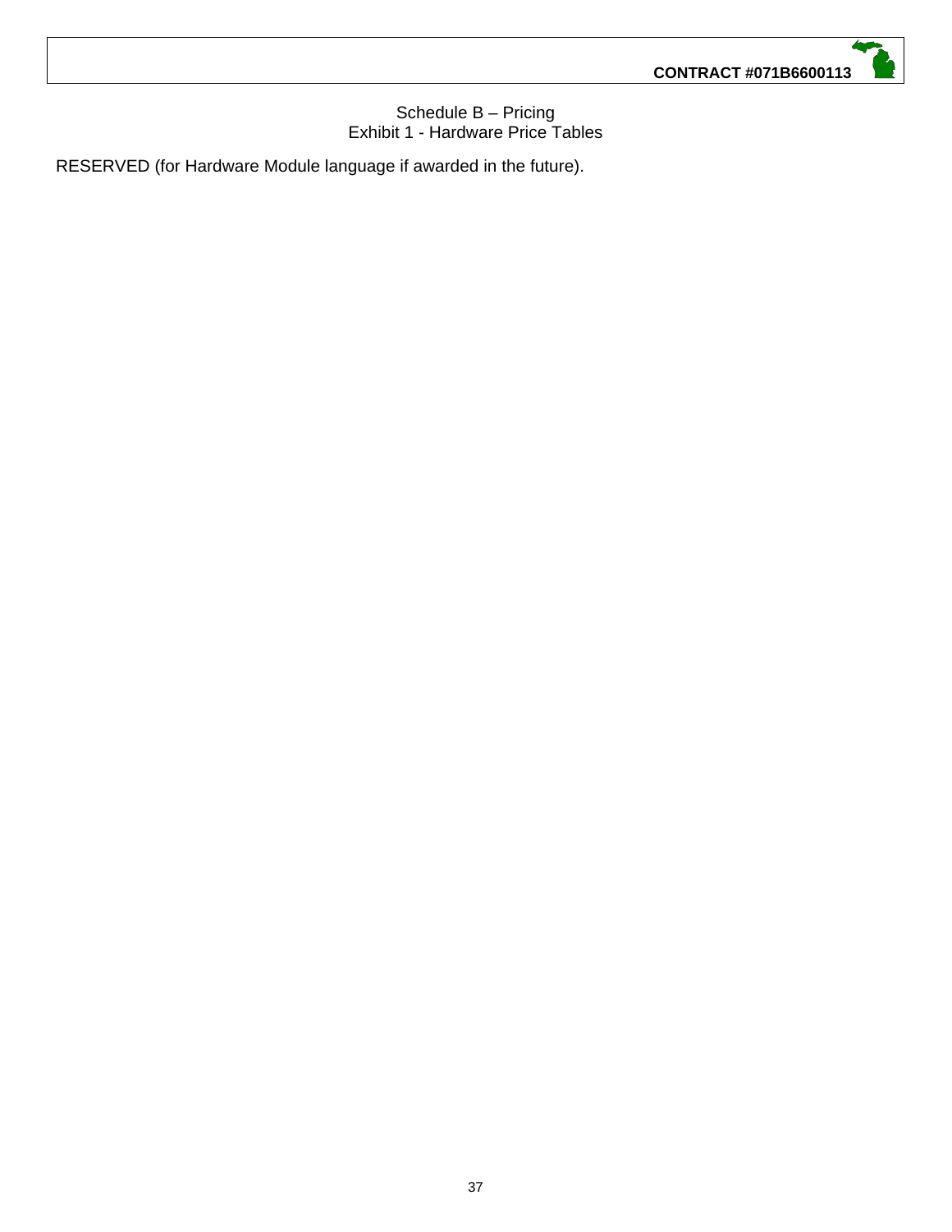Schedule B – Pricing
Exhibit 1 - Hardware Price Tables

RESERVED (for Hardware Module language if awarded in the future).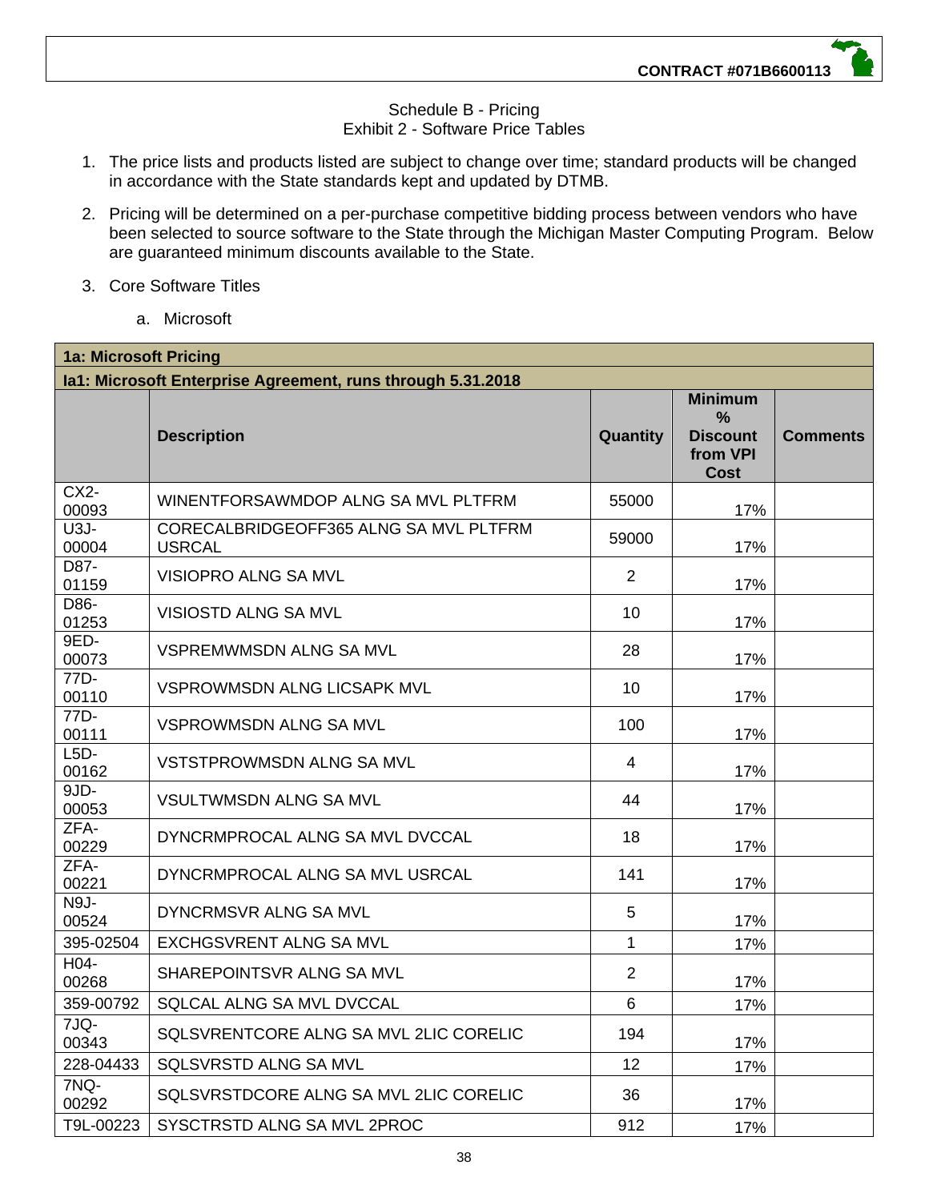Schedule B - Pricing
Exhibit 2 - Software Price Tables

1. The price lists and products listed are subject to change over time; standard products will be changed in accordance with the State standards kept and updated by DTMB.
2. Pricing will be determined on a per-purchase competitive bidding process between vendors who have been selected to source software to the State through the Michigan Master Computing Program. Below are guaranteed minimum discounts available to the State.
3. Core Software Titles

   a. Microsoft

| 1a: Microsoft Pricing | | | | |
|---|---|---|---|---|
| **Ia1: Microsoft Enterprise Agreement, runs through 5.31.2018** | | | | |
| | **Description** | **Quantity** | **Minimum % Discount from VPI Cost** | **Comments** |
| CX2-00093 | WINENTFORSAWMDOP ALNG SA MVL PLTFRM | 55000 | 17% | |
| U3J-00004 | CORECALBRIDGEOFF365 ALNG SA MVL PLTFRM USRCAL | 59000 | 17% | |
| D87-01159 | VISIOPRO ALNG SA MVL | 2 | 17% | |
| D86-01253 | VISIOSTD ALNG SA MVL | 10 | 17% | |
| 9ED-00073 | VSPREMWMSDN ALNG SA MVL | 28 | 17% | |
| 77D-00110 | VSPROWMSDN ALNG LICSAPK MVL | 10 | 17% | |
| 77D-00111 | VSPROWMSDN ALNG SA MVL | 100 | 17% | |
| L5D-00162 | VSTSTPROWMSDN ALNG SA MVL | 4 | 17% | |
| 9JD-00053 | VSULTWMSDN ALNG SA MVL | 44 | 17% | |
| ZFA-00229 | DYNCRMPROCAL ALNG SA MVL DVCCAL | 18 | 17% | |
| ZFA-00221 | DYNCRMPROCAL ALNG SA MVL USRCAL | 141 | 17% | |
| N9J-00524 | DYNCRMSVR ALNG SA MVL | 5 | 17% | |
| 395-02504 | EXCHGSVRENT ALNG SA MVL | 1 | 17% | |
| H04-00268 | SHAREPOINTSVR ALNG SA MVL | 2 | 17% | |
| 359-00792 | SQLCAL ALNG SA MVL DVCCAL | 6 | 17% | |
| 7JQ-00343 | SQLSVRENTCORE ALNG SA MVL 2LIC CORELIC | 194 | 17% | |
| 228-04433 | SQLSVRSTD ALNG SA MVL | 12 | 17% | |
| 7NQ-00292 | SQLSVRSTDCORE ALNG SA MVL 2LIC CORELIC | 36 | 17% | |
| T9L-00223 | SYSCTRSTD ALNG SA MVL 2PROC | 912 | 17% | |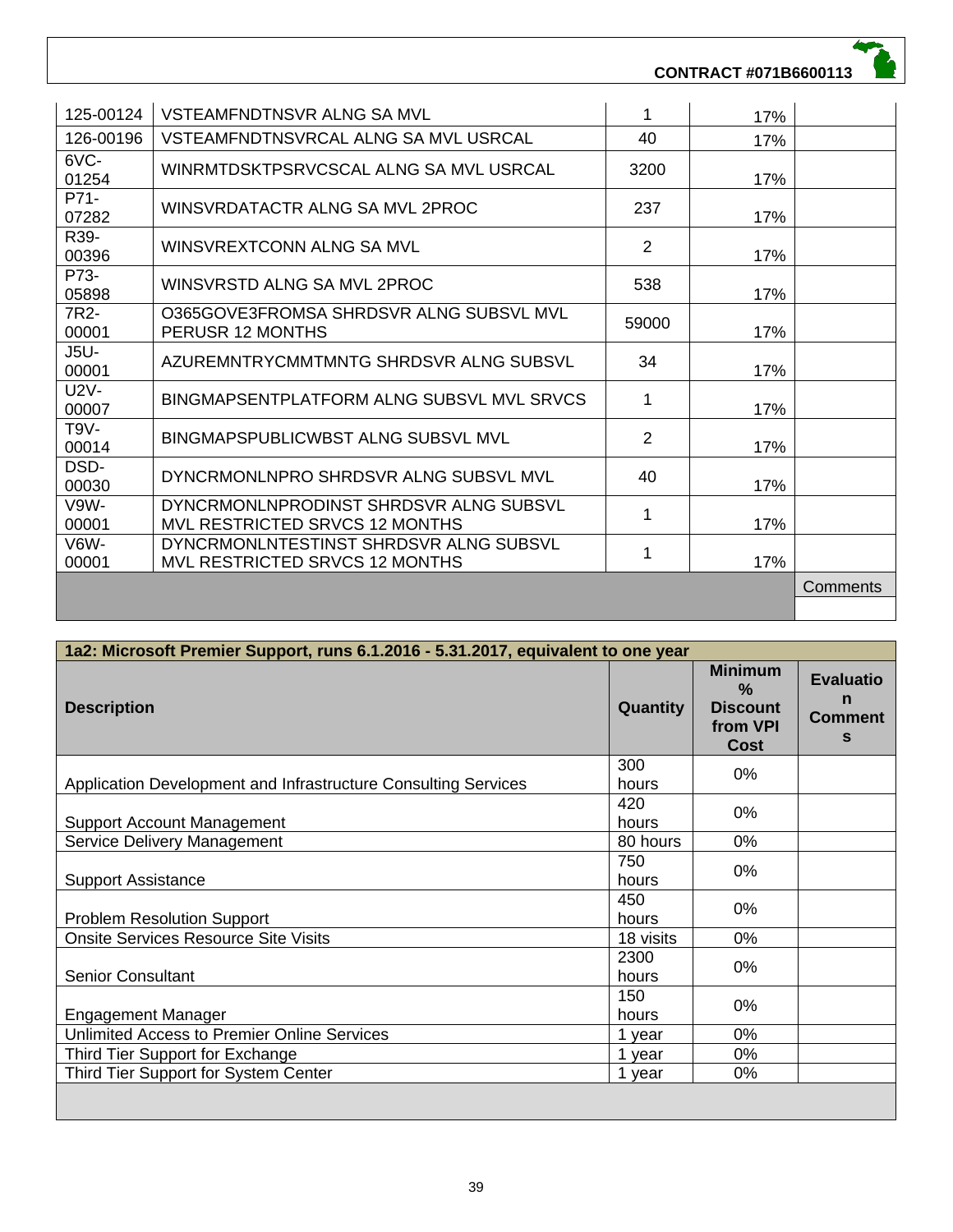| | | | | |
|---|---|---|---|---|
| 125-00124 | VSTEAMFNDTNSVR ALNG SA MVL | 1 | 17% | |
| 126-00196 | VSTEAMFNDTNSVRCAL ALNG SA MVL USRCAL | 40 | 17% | |
| 6VC-01254 | WINRMTDSKTPSRVCSCAL ALNG SA MVL USRCAL | 3200 | 17% | |
| P71-07282 | WINSVRDATACTR ALNG SA MVL 2PROC | 237 | 17% | |
| R39-00396 | WINSVREXTCONN ALNG SA MVL | 2 | 17% | |
| P73-05898 | WINSVRSTD ALNG SA MVL 2PROC | 538 | 17% | |
| 7R2-00001 | O365GOVE3FROMSA SHRDSVR ALNG SUBSVL MVL PERUSR 12 MONTHS | 59000 | 17% | |
| J5U-00001 | AZUREMNTRYCMMTMNTG SHRDSVR ALNG SUBSVL | 34 | 17% | |
| U2V-00007 | BINGMAPSENTPLATFORM ALNG SUBSVL MVL SRVCS | 1 | 17% | |
| T9V-00014 | BINGMAPSPUBLICWBST ALNG SUBSVL MVL | 2 | 17% | |
| DSD-00030 | DYNCRMONLNPRO SHRDSVR ALNG SUBSVL MVL | 40 | 17% | |
| V9W-00001 | DYNCRMONLNPRODINST SHRDSVR ALNG SUBSVL MVL RESTRICTED SRVCS 12 MONTHS | 1 | 17% | |
| V6W-00001 | DYNCRMONLNTESTINST SHRDSVR ALNG SUBSVL MVL RESTRICTED SRVCS 12 MONTHS | 1 | 17% | |
| | | | | Comments |
| | | | | |

| 1a2: Microsoft Premier Support, runs 6.1.2016 - 5.31.2017, equivalent to one year | | | |
|---|---|---|---|
| **Description** | **Quantity** | **Minimum % Discount from VPI Cost** | **Evaluation Comments** |
| Application Development and Infrastructure Consulting Services | 300 hours | 0% | |
| Support Account Management | 420 hours | 0% | |
| Service Delivery Management | 80 hours | 0% | |
| Support Assistance | 750 hours | 0% | |
| Problem Resolution Support | 450 hours | 0% | |
| Onsite Services Resource Site Visits | 18 visits | 0% | |
| Senior Consultant | 2300 hours | 0% | |
| Engagement Manager | 150 hours | 0% | |
| Unlimited Access to Premier Online Services | 1 year | 0% | |
| Third Tier Support for Exchange | 1 year | 0% | |
| Third Tier Support for System Center | 1 year | 0% | |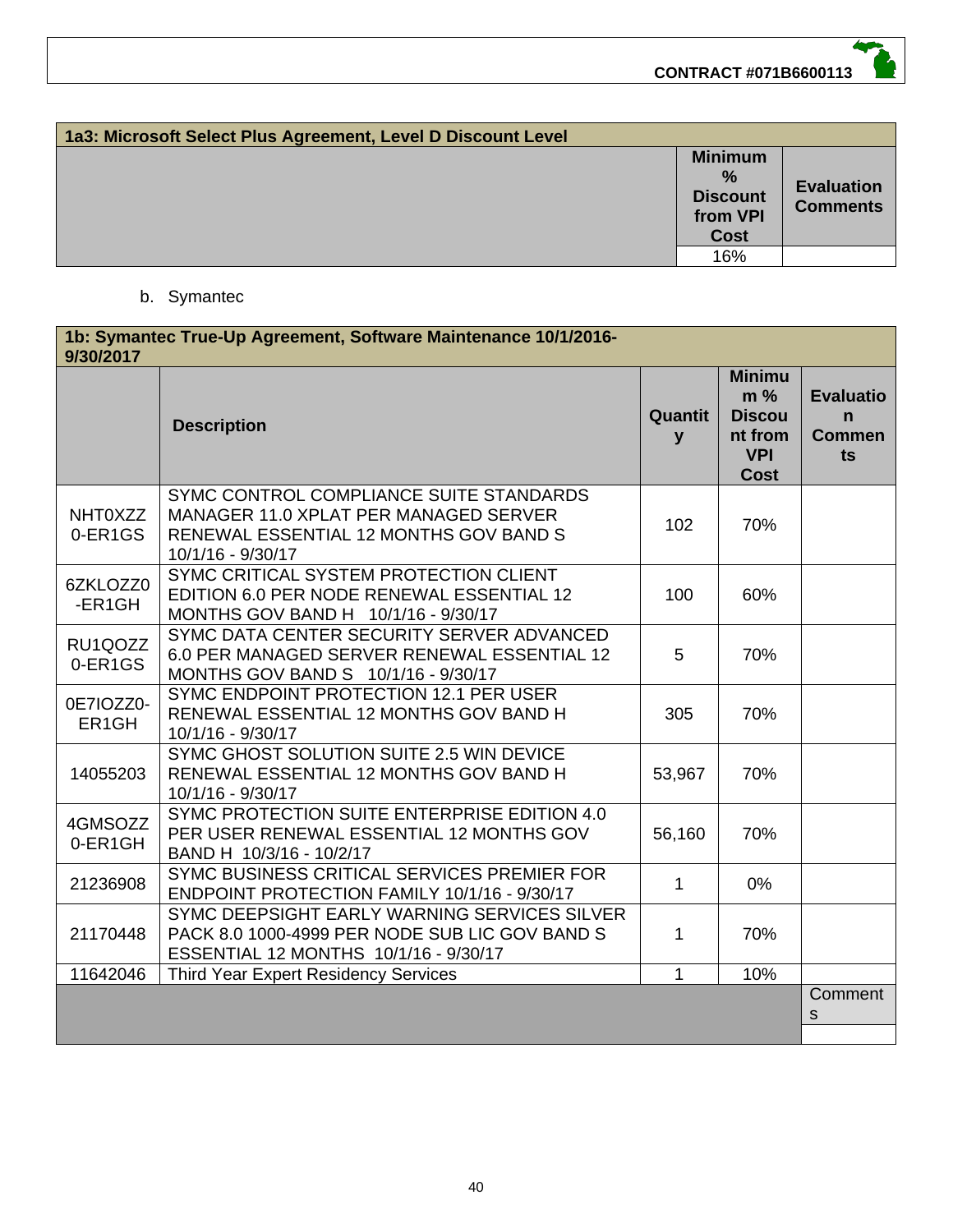| 1a3: Microsoft Select Plus Agreement, Level D Discount Level | | |
|---|---|---|
| | **Minimum % Discount from VPI Cost** | **Evaluation Comments** |
| | 16% | |

b. Symantec

| 1b: Symantec True-Up Agreement, Software Maintenance 10/1/2016-9/30/2017 | | | | |
|---|---|---|---|---|
| | **Description** | **Quantity** | **Minimum % Discount from VPI Cost** | **Evaluation Comments** |
| NHT0XZZ0-ER1GS | SYMC CONTROL COMPLIANCE SUITE STANDARDS MANAGER 11.0 XPLAT PER MANAGED SERVER RENEWAL ESSENTIAL 12 MONTHS GOV BAND S 10/1/16 - 9/30/17 | 102 | 70% | |
| 6ZKLOZZ0-ER1GH | SYMC CRITICAL SYSTEM PROTECTION CLIENT EDITION 6.0 PER NODE RENEWAL ESSENTIAL 12 MONTHS GOV BAND H 10/1/16 - 9/30/17 | 100 | 60% | |
| RU1QOZZ0-ER1GS | SYMC DATA CENTER SECURITY SERVER ADVANCED 6.0 PER MANAGED SERVER RENEWAL ESSENTIAL 12 MONTHS GOV BAND S 10/1/16 - 9/30/17 | 5 | 70% | |
| 0E7IOZZ0-ER1GH | SYMC ENDPOINT PROTECTION 12.1 PER USER RENEWAL ESSENTIAL 12 MONTHS GOV BAND H 10/1/16 - 9/30/17 | 305 | 70% | |
| 14055203 | SYMC GHOST SOLUTION SUITE 2.5 WIN DEVICE RENEWAL ESSENTIAL 12 MONTHS GOV BAND H 10/1/16 - 9/30/17 | 53,967 | 70% | |
| 4GMSOZZ0-ER1GH | SYMC PROTECTION SUITE ENTERPRISE EDITION 4.0 PER USER RENEWAL ESSENTIAL 12 MONTHS GOV BAND H 10/3/16 - 10/2/17 | 56,160 | 70% | |
| 21236908 | SYMC BUSINESS CRITICAL SERVICES PREMIER FOR ENDPOINT PROTECTION FAMILY 10/1/16 - 9/30/17 | 1 | 0% | |
| 21170448 | SYMC DEEPSIGHT EARLY WARNING SERVICES SILVER PACK 8.0 1000-4999 PER NODE SUB LIC GOV BAND S ESSENTIAL 12 MONTHS 10/1/16 - 9/30/17 | 1 | 70% | |
| 11642046 | Third Year Expert Residency Services | 1 | 10% | |
| | | | | Comments |
| | | | | |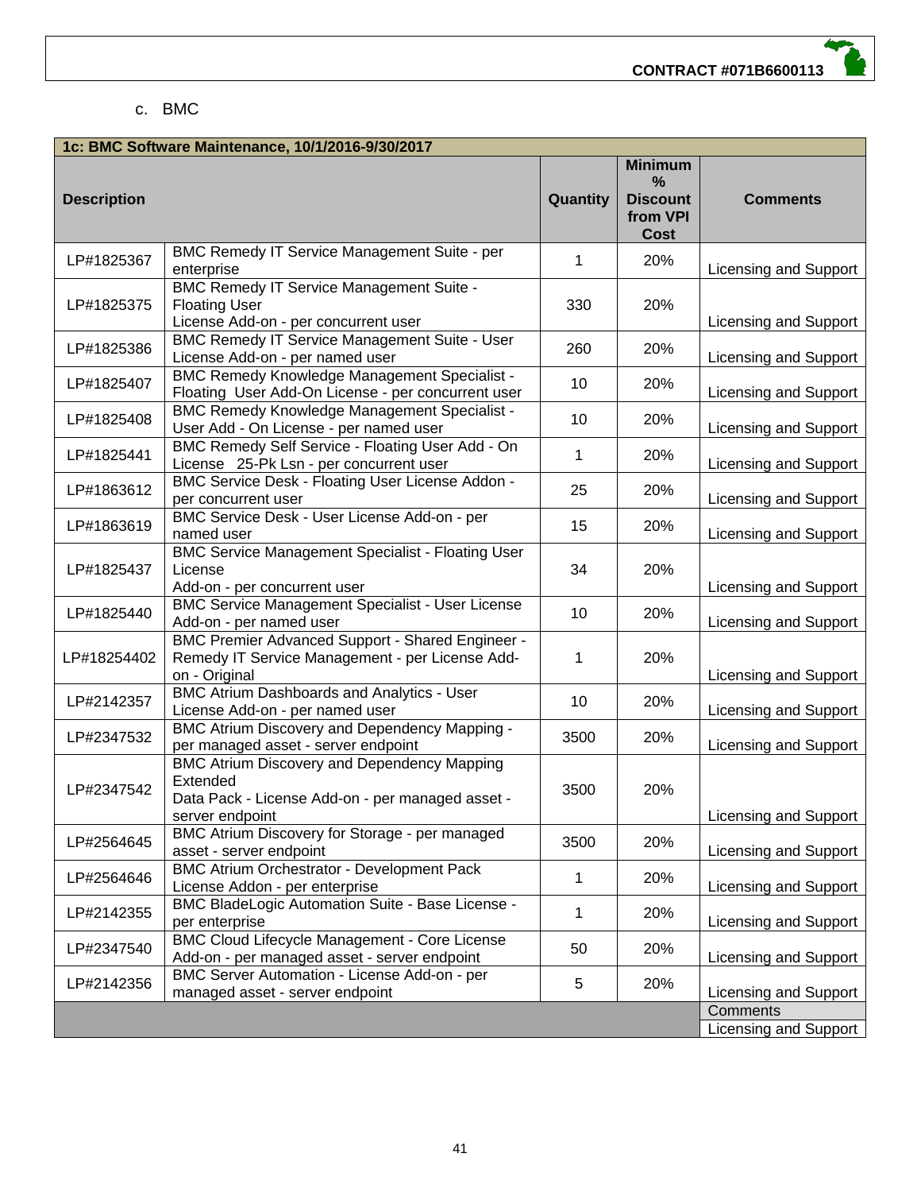c. BMC

| 1c: BMC Software Maintenance, 10/1/2016-9/30/2017 | | | | |
|---|---|---|---|---|
| **Description** | | **Quantity** | **Minimum % Discount from VPI Cost** | **Comments** |
| LP#1825367 | BMC Remedy IT Service Management Suite - per enterprise | 1 | 20% | Licensing and Support |
| LP#1825375 | BMC Remedy IT Service Management Suite - Floating User License Add-on - per concurrent user | 330 | 20% | Licensing and Support |
| LP#1825386 | BMC Remedy IT Service Management Suite - User License Add-on - per named user | 260 | 20% | Licensing and Support |
| LP#1825407 | BMC Remedy Knowledge Management Specialist - Floating User Add-On License - per concurrent user | 10 | 20% | Licensing and Support |
| LP#1825408 | BMC Remedy Knowledge Management Specialist - User Add - On License - per named user | 10 | 20% | Licensing and Support |
| LP#1825441 | BMC Remedy Self Service - Floating User Add - On License 25-Pk Lsn - per concurrent user | 1 | 20% | Licensing and Support |
| LP#1863612 | BMC Service Desk - Floating User License Addon - per concurrent user | 25 | 20% | Licensing and Support |
| LP#1863619 | BMC Service Desk - User License Add-on - per named user | 15 | 20% | Licensing and Support |
| LP#1825437 | BMC Service Management Specialist - Floating User License Add-on - per concurrent user | 34 | 20% | Licensing and Support |
| LP#1825440 | BMC Service Management Specialist - User License Add-on - per named user | 10 | 20% | Licensing and Support |
| LP#18254402 | BMC Premier Advanced Support - Shared Engineer - Remedy IT Service Management - per License Add-on - Original | 1 | 20% | Licensing and Support |
| LP#2142357 | BMC Atrium Dashboards and Analytics - User License Add-on - per named user | 10 | 20% | Licensing and Support |
| LP#2347532 | BMC Atrium Discovery and Dependency Mapping - per managed asset - server endpoint | 3500 | 20% | Licensing and Support |
| LP#2347542 | BMC Atrium Discovery and Dependency Mapping Extended Data Pack - License Add-on - per managed asset - server endpoint | 3500 | 20% | Licensing and Support |
| LP#2564645 | BMC Atrium Discovery for Storage - per managed asset - server endpoint | 3500 | 20% | Licensing and Support |
| LP#2564646 | BMC Atrium Orchestrator - Development Pack License Addon - per enterprise | 1 | 20% | Licensing and Support |
| LP#2142355 | BMC BladeLogic Automation Suite - Base License - per enterprise | 1 | 20% | Licensing and Support |
| LP#2347540 | BMC Cloud Lifecycle Management - Core License Add-on - per managed asset - server endpoint | 50 | 20% | Licensing and Support |
| LP#2142356 | BMC Server Automation - License Add-on - per managed asset - server endpoint | 5 | 20% | Licensing and Support |
| | | | | Comments |
| | | | | Licensing and Support |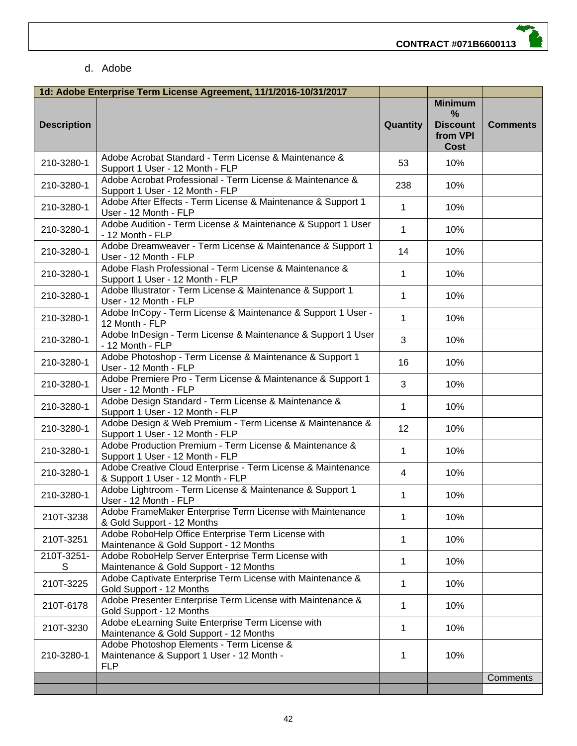d. Adobe

| 1d: Adobe Enterprise Term License Agreement, 11/1/2016-10/31/2017 | | | | |
|---|---|---|---|---|
| **Description** | | **Quantity** | **Minimum % Discount from VPI Cost** | **Comments** |
| 210-3280-1 | Adobe Acrobat Standard - Term License & Maintenance & Support 1 User - 12 Month - FLP | 53 | 10% | |
| 210-3280-1 | Adobe Acrobat Professional - Term License & Maintenance & Support 1 User - 12 Month - FLP | 238 | 10% | |
| 210-3280-1 | Adobe After Effects - Term License & Maintenance & Support 1 User - 12 Month - FLP | 1 | 10% | |
| 210-3280-1 | Adobe Audition - Term License & Maintenance & Support 1 User - 12 Month - FLP | 1 | 10% | |
| 210-3280-1 | Adobe Dreamweaver - Term License & Maintenance & Support 1 User - 12 Month - FLP | 14 | 10% | |
| 210-3280-1 | Adobe Flash Professional - Term License & Maintenance & Support 1 User - 12 Month - FLP | 1 | 10% | |
| 210-3280-1 | Adobe Illustrator - Term License & Maintenance & Support 1 User - 12 Month - FLP | 1 | 10% | |
| 210-3280-1 | Adobe InCopy - Term License & Maintenance & Support 1 User - 12 Month - FLP | 1 | 10% | |
| 210-3280-1 | Adobe InDesign - Term License & Maintenance & Support 1 User - 12 Month - FLP | 3 | 10% | |
| 210-3280-1 | Adobe Photoshop - Term License & Maintenance & Support 1 User - 12 Month - FLP | 16 | 10% | |
| 210-3280-1 | Adobe Premiere Pro - Term License & Maintenance & Support 1 User - 12 Month - FLP | 3 | 10% | |
| 210-3280-1 | Adobe Design Standard - Term License & Maintenance & Support 1 User - 12 Month - FLP | 1 | 10% | |
| 210-3280-1 | Adobe Design & Web Premium - Term License & Maintenance & Support 1 User - 12 Month - FLP | 12 | 10% | |
| 210-3280-1 | Adobe Production Premium - Term License & Maintenance & Support 1 User - 12 Month - FLP | 1 | 10% | |
| 210-3280-1 | Adobe Creative Cloud Enterprise - Term License & Maintenance & Support 1 User - 12 Month - FLP | 4 | 10% | |
| 210-3280-1 | Adobe Lightroom - Term License & Maintenance & Support 1 User - 12 Month - FLP | 1 | 10% | |
| 210T-3238 | Adobe FrameMaker Enterprise Term License with Maintenance & Gold Support - 12 Months | 1 | 10% | |
| 210T-3251 | Adobe RoboHelp Office Enterprise Term License with Maintenance & Gold Support - 12 Months | 1 | 10% | |
| 210T-3251-S | Adobe RoboHelp Server Enterprise Term License with Maintenance & Gold Support - 12 Months | 1 | 10% | |
| 210T-3225 | Adobe Captivate Enterprise Term License with Maintenance & Gold Support - 12 Months | 1 | 10% | |
| 210T-6178 | Adobe Presenter Enterprise Term License with Maintenance & Gold Support - 12 Months | 1 | 10% | |
| 210T-3230 | Adobe eLearning Suite Enterprise Term License with Maintenance & Gold Support - 12 Months | 1 | 10% | |
| 210-3280-1 | Adobe Photoshop Elements - Term License & Maintenance & Support 1 User - 12 Month - FLP | 1 | 10% | |
| | | | | Comments |
| | | | | |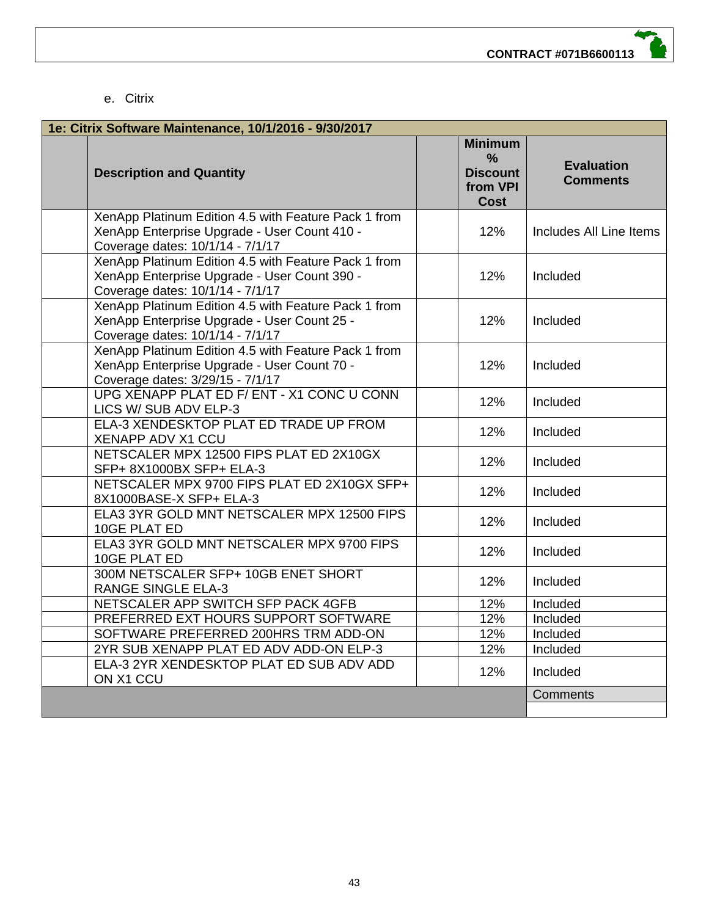e. Citrix

| 1e: Citrix Software Maintenance, 10/1/2016 - 9/30/2017 | | | | |
|---|---|---|---|---|
| | **Description and Quantity** | | **Minimum % Discount from VPI Cost** | **Evaluation Comments** |
| | XenApp Platinum Edition 4.5 with Feature Pack 1 from XenApp Enterprise Upgrade - User Count 410 - Coverage dates: 10/1/14 - 7/1/17 | | 12% | Includes All Line Items |
| | XenApp Platinum Edition 4.5 with Feature Pack 1 from XenApp Enterprise Upgrade - User Count 390 - Coverage dates: 10/1/14 - 7/1/17 | | 12% | Included |
| | XenApp Platinum Edition 4.5 with Feature Pack 1 from XenApp Enterprise Upgrade - User Count 25 - Coverage dates: 10/1/14 - 7/1/17 | | 12% | Included |
| | XenApp Platinum Edition 4.5 with Feature Pack 1 from XenApp Enterprise Upgrade - User Count 70 - Coverage dates: 3/29/15 - 7/1/17 | | 12% | Included |
| | UPG XENAPP PLAT ED F/ ENT - X1 CONC U CONN LICS W/ SUB ADV ELP-3 | | 12% | Included |
| | ELA-3 XENDESKTOP PLAT ED TRADE UP FROM XENAPP ADV X1 CCU | | 12% | Included |
| | NETSCALER MPX 12500 FIPS PLAT ED 2X10GX SFP+ 8X1000BX SFP+ ELA-3 | | 12% | Included |
| | NETSCALER MPX 9700 FIPS PLAT ED 2X10GX SFP+ 8X1000BASE-X SFP+ ELA-3 | | 12% | Included |
| | ELA3 3YR GOLD MNT NETSCALER MPX 12500 FIPS 10GE PLAT ED | | 12% | Included |
| | ELA3 3YR GOLD MNT NETSCALER MPX 9700 FIPS 10GE PLAT ED | | 12% | Included |
| | 300M NETSCALER SFP+ 10GB ENET SHORT RANGE SINGLE ELA-3 | | 12% | Included |
| | NETSCALER APP SWITCH SFP PACK 4GFB | | 12% | Included |
| | PREFERRED EXT HOURS SUPPORT SOFTWARE | | 12% | Included |
| | SOFTWARE PREFERRED 200HRS TRM ADD-ON | | 12% | Included |
| | 2YR SUB XENAPP PLAT ED ADV ADD-ON ELP-3 | | 12% | Included |
| | ELA-3 2YR XENDESKTOP PLAT ED SUB ADV ADD ON X1 CCU | | 12% | Included |
| | | | | Comments |
| | | | | |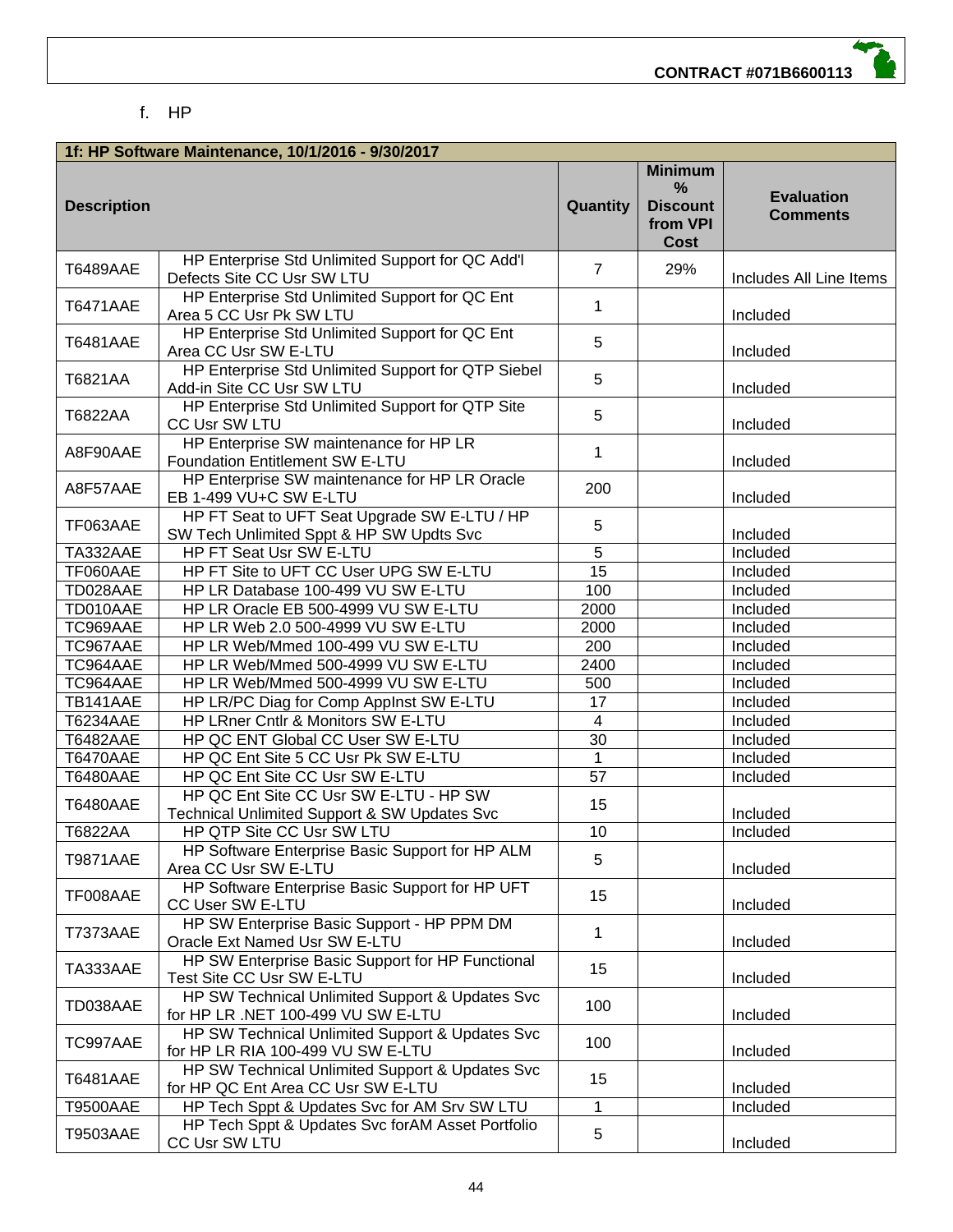f. HP

| 1f: HP Software Maintenance, 10/1/2016 - 9/30/2017 | | | | |
|---|---|---|---|---|
| **Description** | | **Quantity** | **Minimum % Discount from VPI Cost** | **Evaluation Comments** |
| T6489AAE | HP Enterprise Std Unlimited Support for QC Add'l Defects Site CC Usr SW LTU | 7 | 29% | Includes All Line Items |
| T6471AAE | HP Enterprise Std Unlimited Support for QC Ent Area 5 CC Usr Pk SW LTU | 1 | | Included |
| T6481AAE | HP Enterprise Std Unlimited Support for QC Ent Area CC Usr SW E-LTU | 5 | | Included |
| T6821AA | HP Enterprise Std Unlimited Support for QTP Siebel Add-in Site CC Usr SW LTU | 5 | | Included |
| T6822AA | HP Enterprise Std Unlimited Support for QTP Site CC Usr SW LTU | 5 | | Included |
| A8F90AAE | HP Enterprise SW maintenance for HP LR Foundation Entitlement SW E-LTU | 1 | | Included |
| A8F57AAE | HP Enterprise SW maintenance for HP LR Oracle EB 1-499 VU+C SW E-LTU | 200 | | Included |
| TF063AAE | HP FT Seat to UFT Seat Upgrade SW E-LTU / HP SW Tech Unlimited Sppt & HP SW Updts Svc | 5 | | Included |
| TA332AAE | HP FT Seat Usr SW E-LTU | 5 | | Included |
| TF060AAE | HP FT Site to UFT CC User UPG SW E-LTU | 15 | | Included |
| TD028AAE | HP LR Database 100-499 VU SW E-LTU | 100 | | Included |
| TD010AAE | HP LR Oracle EB 500-4999 VU SW E-LTU | 2000 | | Included |
| TC969AAE | HP LR Web 2.0 500-4999 VU SW E-LTU | 2000 | | Included |
| TC967AAE | HP LR Web/Mmed 100-499 VU SW E-LTU | 200 | | Included |
| TC964AAE | HP LR Web/Mmed 500-4999 VU SW E-LTU | 2400 | | Included |
| TC964AAE | HP LR Web/Mmed 500-4999 VU SW E-LTU | 500 | | Included |
| TB141AAE | HP LR/PC Diag for Comp AppInst SW E-LTU | 17 | | Included |
| T6234AAE | HP LRner Cntlr & Monitors SW E-LTU | 4 | | Included |
| T6482AAE | HP QC ENT Global CC User SW E-LTU | 30 | | Included |
| T6470AAE | HP QC Ent Site 5 CC Usr Pk SW E-LTU | 1 | | Included |
| T6480AAE | HP QC Ent Site CC Usr SW E-LTU | 57 | | Included |
| T6480AAE | HP QC Ent Site CC Usr SW E-LTU - HP SW Technical Unlimited Support & SW Updates Svc | 15 | | Included |
| T6822AA | HP QTP Site CC Usr SW LTU | 10 | | Included |
| T9871AAE | HP Software Enterprise Basic Support for HP ALM Area CC Usr SW E-LTU | 5 | | Included |
| TF008AAE | HP Software Enterprise Basic Support for HP UFT CC User SW E-LTU | 15 | | Included |
| T7373AAE | HP SW Enterprise Basic Support - HP PPM DM Oracle Ext Named Usr SW E-LTU | 1 | | Included |
| TA333AAE | HP SW Enterprise Basic Support for HP Functional Test Site CC Usr SW E-LTU | 15 | | Included |
| TD038AAE | HP SW Technical Unlimited Support & Updates Svc for HP LR .NET 100-499 VU SW E-LTU | 100 | | Included |
| TC997AAE | HP SW Technical Unlimited Support & Updates Svc for HP LR RIA 100-499 VU SW E-LTU | 100 | | Included |
| T6481AAE | HP SW Technical Unlimited Support & Updates Svc for HP QC Ent Area CC Usr SW E-LTU | 15 | | Included |
| T9500AAE | HP Tech Sppt & Updates Svc for AM Srv SW LTU | 1 | | Included |
| T9503AAE | HP Tech Sppt & Updates Svc forAM Asset Portfolio CC Usr SW LTU | 5 | | Included |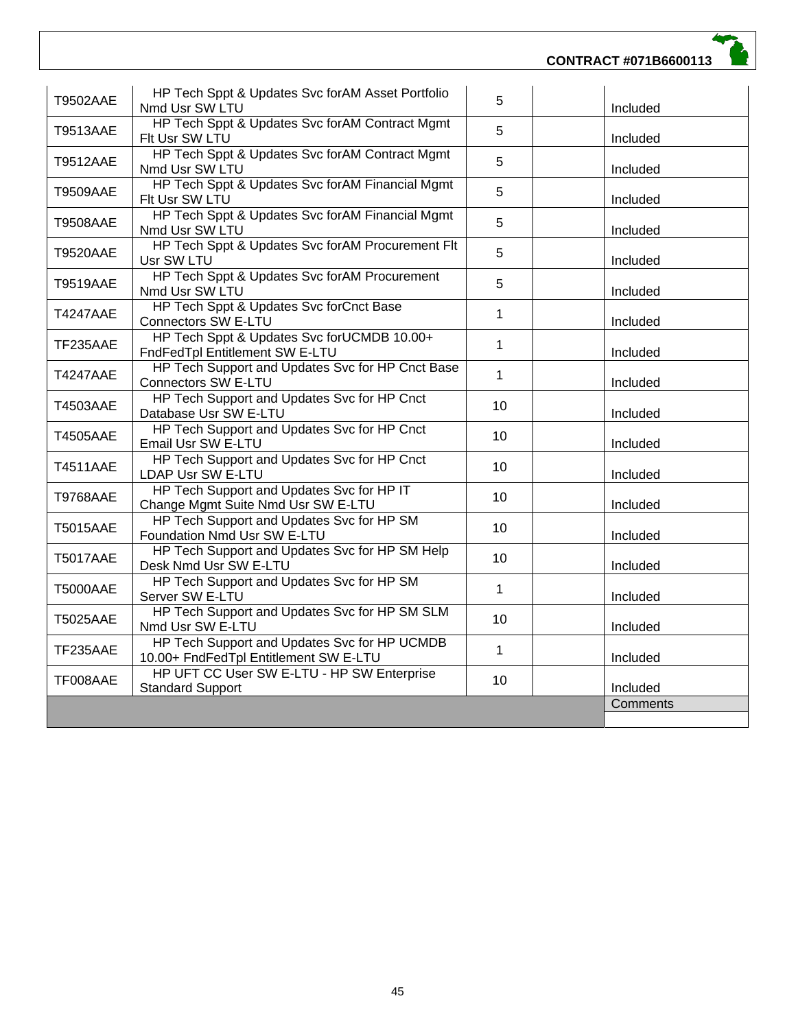| | | | | |
|---|---|---|---|---|
| T9502AAE | HP Tech Sppt & Updates Svc forAM Asset Portfolio Nmd Usr SW LTU | 5 | | Included |
| T9513AAE | HP Tech Sppt & Updates Svc forAM Contract Mgmt Flt Usr SW LTU | 5 | | Included |
| T9512AAE | HP Tech Sppt & Updates Svc forAM Contract Mgmt Nmd Usr SW LTU | 5 | | Included |
| T9509AAE | HP Tech Sppt & Updates Svc forAM Financial Mgmt Flt Usr SW LTU | 5 | | Included |
| T9508AAE | HP Tech Sppt & Updates Svc forAM Financial Mgmt Nmd Usr SW LTU | 5 | | Included |
| T9520AAE | HP Tech Sppt & Updates Svc forAM Procurement Flt Usr SW LTU | 5 | | Included |
| T9519AAE | HP Tech Sppt & Updates Svc forAM Procurement Nmd Usr SW LTU | 5 | | Included |
| T4247AAE | HP Tech Sppt & Updates Svc forCnct Base Connectors SW E-LTU | 1 | | Included |
| TF235AAE | HP Tech Sppt & Updates Svc forUCMDB 10.00+ FndFedTpl Entitlement SW E-LTU | 1 | | Included |
| T4247AAE | HP Tech Support and Updates Svc for HP Cnct Base Connectors SW E-LTU | 1 | | Included |
| T4503AAE | HP Tech Support and Updates Svc for HP Cnct Database Usr SW E-LTU | 10 | | Included |
| T4505AAE | HP Tech Support and Updates Svc for HP Cnct Email Usr SW E-LTU | 10 | | Included |
| T4511AAE | HP Tech Support and Updates Svc for HP Cnct LDAP Usr SW E-LTU | 10 | | Included |
| T9768AAE | HP Tech Support and Updates Svc for HP IT Change Mgmt Suite Nmd Usr SW E-LTU | 10 | | Included |
| T5015AAE | HP Tech Support and Updates Svc for HP SM Foundation Nmd Usr SW E-LTU | 10 | | Included |
| T5017AAE | HP Tech Support and Updates Svc for HP SM Help Desk Nmd Usr SW E-LTU | 10 | | Included |
| T5000AAE | HP Tech Support and Updates Svc for HP SM Server SW E-LTU | 1 | | Included |
| T5025AAE | HP Tech Support and Updates Svc for HP SM SLM Nmd Usr SW E-LTU | 10 | | Included |
| TF235AAE | HP Tech Support and Updates Svc for HP UCMDB 10.00+ FndFedTpl Entitlement SW E-LTU | 1 | | Included |
| TF008AAE | HP UFT CC User SW E-LTU - HP SW Enterprise Standard Support | 10 | | Included |
| | | | | Comments |
| | | | | |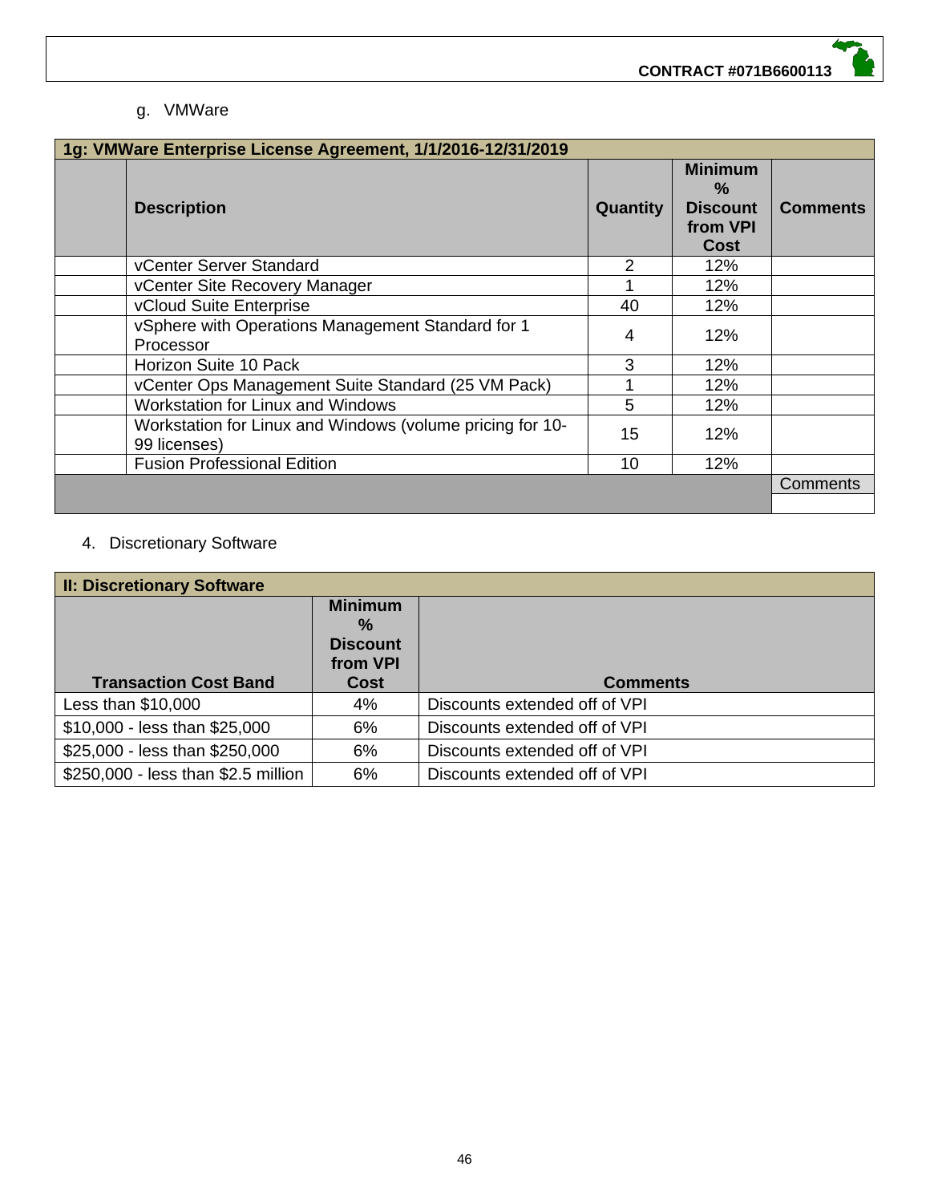g. VMWare

| 1g: VMWare Enterprise License Agreement, 1/1/2016-12/31/2019 | | | | |
|---|---|---|---|---|
| | **Description** | **Quantity** | **Minimum % Discount from VPI Cost** | **Comments** |
| | vCenter Server Standard | 2 | 12% | |
| | vCenter Site Recovery Manager | 1 | 12% | |
| | vCloud Suite Enterprise | 40 | 12% | |
| | vSphere with Operations Management Standard for 1 Processor | 4 | 12% | |
| | Horizon Suite 10 Pack | 3 | 12% | |
| | vCenter Ops Management Suite Standard (25 VM Pack) | 1 | 12% | |
| | Workstation for Linux and Windows | 5 | 12% | |
| | Workstation for Linux and Windows (volume pricing for 10-99 licenses) | 15 | 12% | |
| | Fusion Professional Edition | 10 | 12% | |
| | | | | Comments |
| | | | | |

4. Discretionary Software

| II: Discretionary Software | | |
|---|---|---|
| **Transaction Cost Band** | **Minimum % Discount from VPI Cost** | **Comments** |
| Less than $10,000 | 4% | Discounts extended off of VPI |
| $10,000 - less than $25,000 | 6% | Discounts extended off of VPI |
| $25,000 - less than $250,000 | 6% | Discounts extended off of VPI |
| $250,000 - less than $2.5 million | 6% | Discounts extended off of VPI |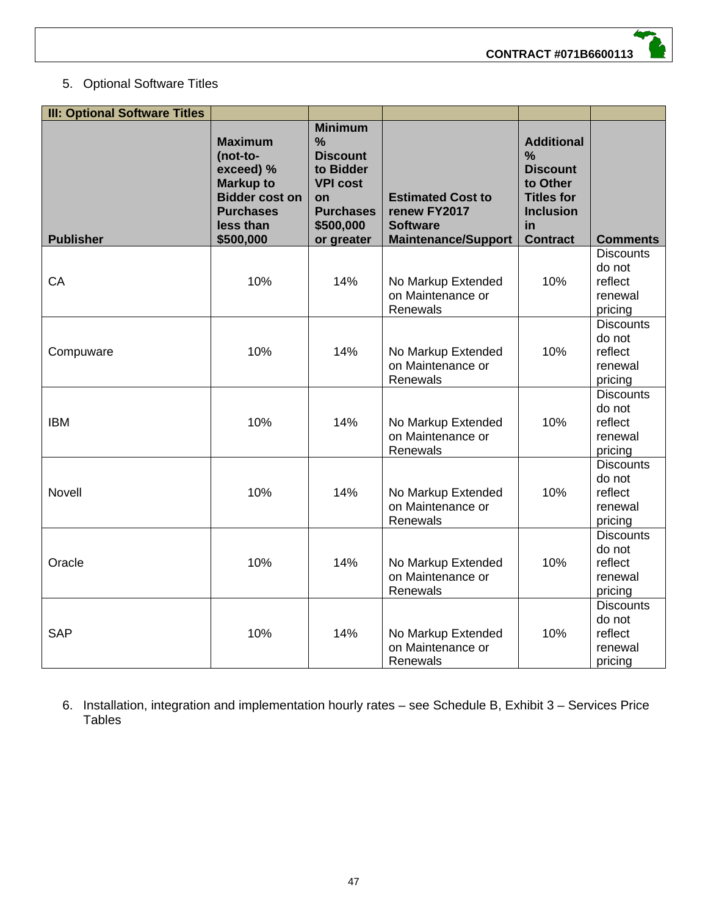5. Optional Software Titles

| III: Optional Software Titles | | | | | |
|---|---|---|---|---|---|
| **Publisher** | **Maximum (not-to-exceed) % Markup to Bidder cost on Purchases less than $500,000** | **Minimum % Discount to Bidder VPI cost on Purchases $500,000 or greater** | **Estimated Cost to renew FY2017 Software Maintenance/Support** | **Additional % Discount to Other Titles for Inclusion in Contract** | **Comments** |
| CA | 10% | 14% | No Markup Extended on Maintenance or Renewals | 10% | Discounts do not reflect renewal pricing |
| Compuware | 10% | 14% | No Markup Extended on Maintenance or Renewals | 10% | Discounts do not reflect renewal pricing |
| IBM | 10% | 14% | No Markup Extended on Maintenance or Renewals | 10% | Discounts do not reflect renewal pricing |
| Novell | 10% | 14% | No Markup Extended on Maintenance or Renewals | 10% | Discounts do not reflect renewal pricing |
| Oracle | 10% | 14% | No Markup Extended on Maintenance or Renewals | 10% | Discounts do not reflect renewal pricing |
| SAP | 10% | 14% | No Markup Extended on Maintenance or Renewals | 10% | Discounts do not reflect renewal pricing |

6. Installation, integration and implementation hourly rates – see Schedule B, Exhibit 3 – Services Price Tables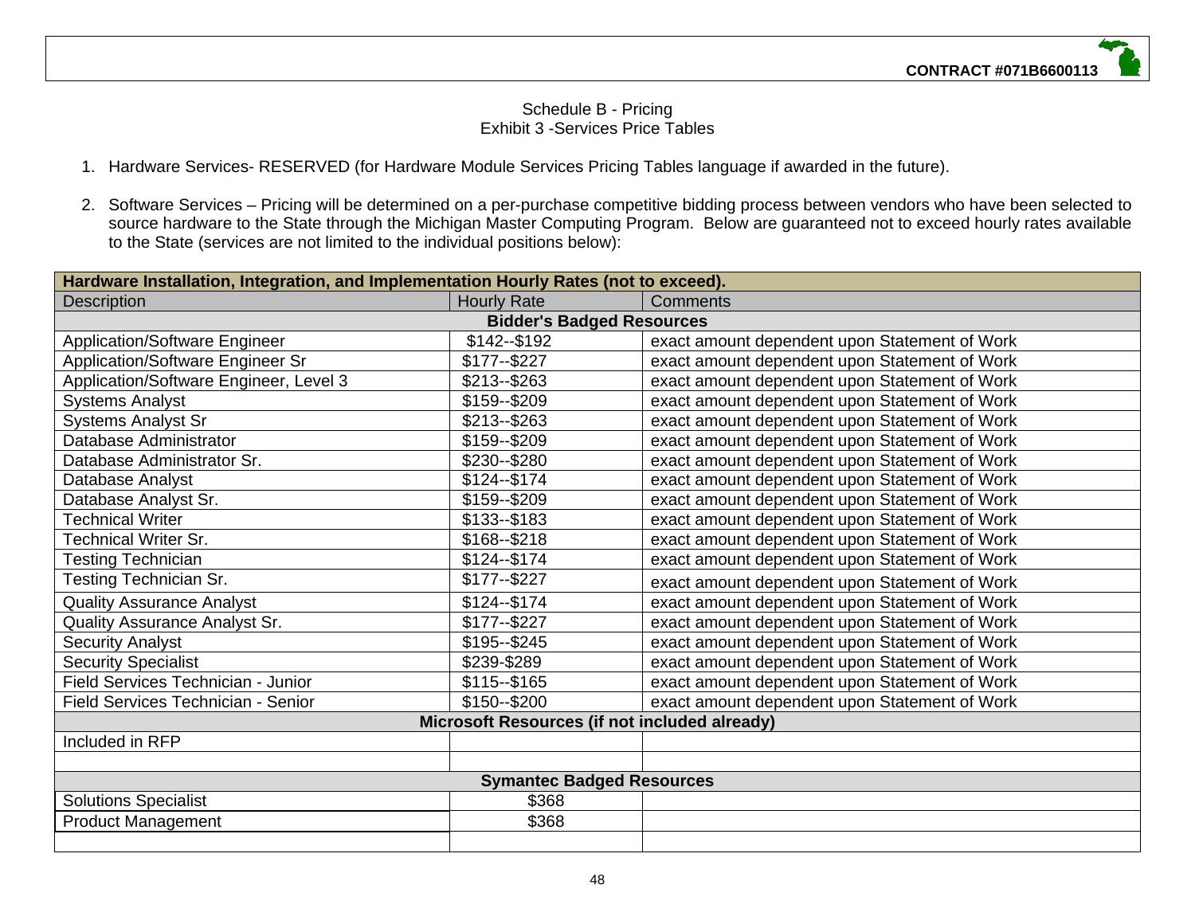Schedule B - Pricing
Exhibit 3 -Services Price Tables

1. Hardware Services- RESERVED (for Hardware Module Services Pricing Tables language if awarded in the future).

2. Software Services – Pricing will be determined on a per-purchase competitive bidding process between vendors who have been selected to source hardware to the State through the Michigan Master Computing Program. Below are guaranteed not to exceed hourly rates available to the State (services are not limited to the individual positions below):

| **Hardware Installation, Integration, and Implementation Hourly Rates (not to exceed).** | | |
|---|---|---|
| Description | Hourly Rate | Comments |
| **Bidder's Badged Resources** | | |
| Application/Software Engineer | $142--$192 | exact amount dependent upon Statement of Work |
| Application/Software Engineer Sr | $177--$227 | exact amount dependent upon Statement of Work |
| Application/Software Engineer, Level 3 | $213--$263 | exact amount dependent upon Statement of Work |
| Systems Analyst | $159--$209 | exact amount dependent upon Statement of Work |
| Systems Analyst Sr | $213--$263 | exact amount dependent upon Statement of Work |
| Database Administrator | $159--$209 | exact amount dependent upon Statement of Work |
| Database Administrator Sr. | $230--$280 | exact amount dependent upon Statement of Work |
| Database Analyst | $124--$174 | exact amount dependent upon Statement of Work |
| Database Analyst Sr. | $159--$209 | exact amount dependent upon Statement of Work |
| Technical Writer | $133--$183 | exact amount dependent upon Statement of Work |
| Technical Writer Sr. | $168--$218 | exact amount dependent upon Statement of Work |
| Testing Technician | $124--$174 | exact amount dependent upon Statement of Work |
| Testing Technician Sr. | $177--$227 | exact amount dependent upon Statement of Work |
| Quality Assurance Analyst | $124--$174 | exact amount dependent upon Statement of Work |
| Quality Assurance Analyst Sr. | $177--$227 | exact amount dependent upon Statement of Work |
| Security Analyst | $195--$245 | exact amount dependent upon Statement of Work |
| Security Specialist | $239-$289 | exact amount dependent upon Statement of Work |
| Field Services Technician - Junior | $115--$165 | exact amount dependent upon Statement of Work |
| Field Services Technician - Senior | $150--$200 | exact amount dependent upon Statement of Work |
| **Microsoft Resources (if not included already)** | | |
| Included in RFP | | |
| | | |
| **Symantec Badged Resources** | | |
| Solutions Specialist | $368 | |
| Product Management | $368 | |
| | | |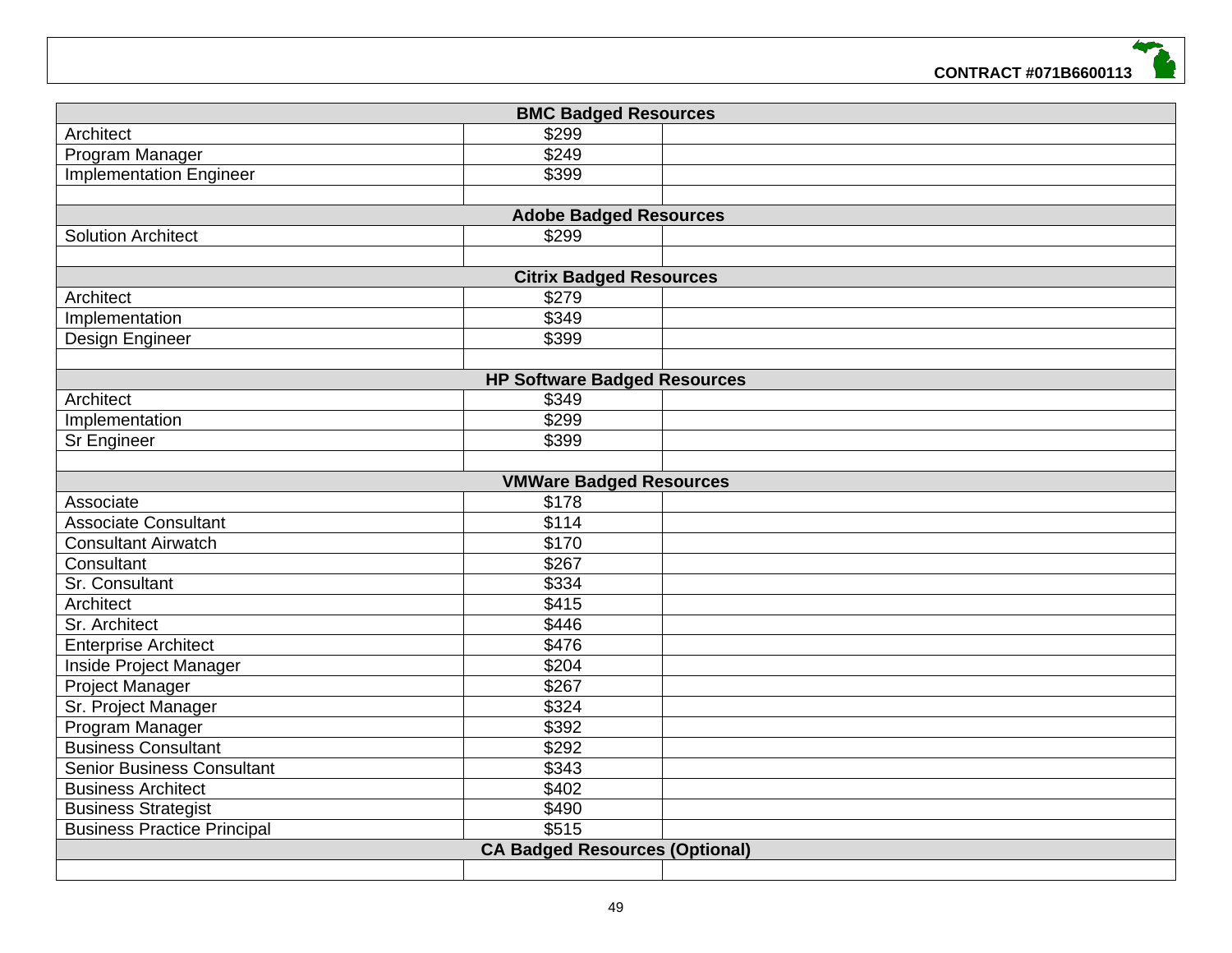| BMC Badged Resources | | |
|---|---|---|
| Architect | $299 | |
| Program Manager | $249 | |
| Implementation Engineer | $399 | |
| | | |
| **Adobe Badged Resources** | | |
| Solution Architect | $299 | |
| | | |
| **Citrix Badged Resources** | | |
| Architect | $279 | |
| Implementation | $349 | |
| Design Engineer | $399 | |
| | | |
| **HP Software Badged Resources** | | |
| Architect | $349 | |
| Implementation | $299 | |
| Sr Engineer | $399 | |
| | | |
| **VMWare Badged Resources** | | |
| Associate | $178 | |
| Associate Consultant | $114 | |
| Consultant Airwatch | $170 | |
| Consultant | $267 | |
| Sr. Consultant | $334 | |
| Architect | $415 | |
| Sr. Architect | $446 | |
| Enterprise Architect | $476 | |
| Inside Project Manager | $204 | |
| Project Manager | $267 | |
| Sr. Project Manager | $324 | |
| Program Manager | $392 | |
| Business Consultant | $292 | |
| Senior Business Consultant | $343 | |
| Business Architect | $402 | |
| Business Strategist | $490 | |
| Business Practice Principal | $515 | |
| **CA Badged Resources (Optional)** | | |
| | | |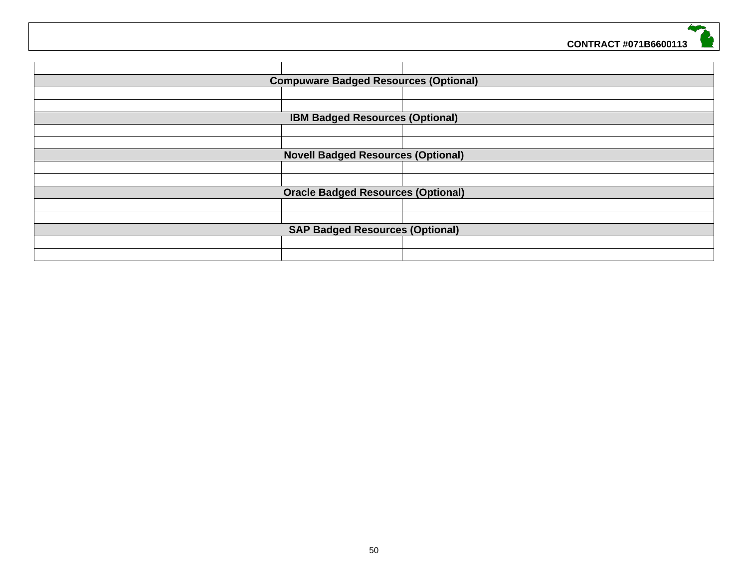| | | |
|---|---|---|
| | | |
| **Compuware Badged Resources (Optional)** | | |
| | | |
| | | |
| **IBM Badged Resources (Optional)** | | |
| | | |
| | | |
| **Novell Badged Resources (Optional)** | | |
| | | |
| | | |
| **Oracle Badged Resources (Optional)** | | |
| | | |
| | | |
| **SAP Badged Resources (Optional)** | | |
| | | |
| | | |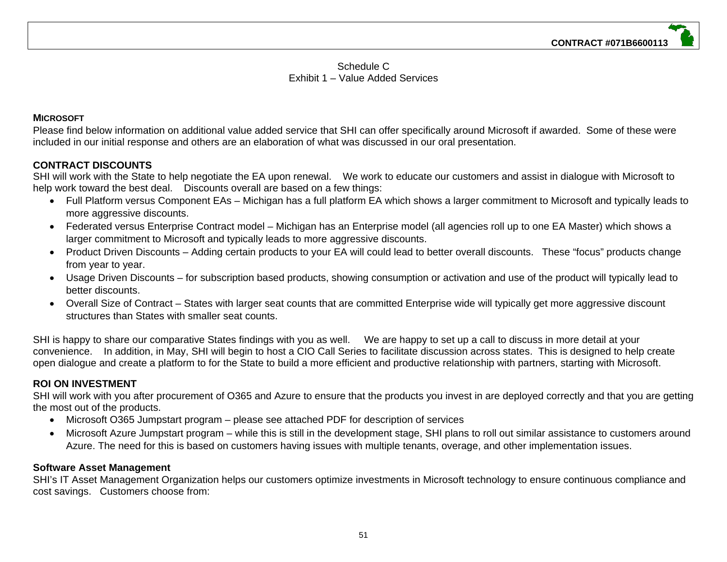Schedule C
Exhibit 1 – Value Added Services

**MICROSOFT**

Please find below information on additional value added service that SHI can offer specifically around Microsoft if awarded. Some of these were included in our initial response and others are an elaboration of what was discussed in our oral presentation.

**CONTRACT DISCOUNTS**

SHI will work with the State to help negotiate the EA upon renewal. We work to educate our customers and assist in dialogue with Microsoft to help work toward the best deal. Discounts overall are based on a few things:

- Full Platform versus Component EAs – Michigan has a full platform EA which shows a larger commitment to Microsoft and typically leads to more aggressive discounts.
- Federated versus Enterprise Contract model – Michigan has an Enterprise model (all agencies roll up to one EA Master) which shows a larger commitment to Microsoft and typically leads to more aggressive discounts.
- Product Driven Discounts – Adding certain products to your EA will could lead to better overall discounts. These "focus" products change from year to year.
- Usage Driven Discounts – for subscription based products, showing consumption or activation and use of the product will typically lead to better discounts.
- Overall Size of Contract – States with larger seat counts that are committed Enterprise wide will typically get more aggressive discount structures than States with smaller seat counts.

SHI is happy to share our comparative States findings with you as well. We are happy to set up a call to discuss in more detail at your convenience. In addition, in May, SHI will begin to host a CIO Call Series to facilitate discussion across states. This is designed to help create open dialogue and create a platform to for the State to build a more efficient and productive relationship with partners, starting with Microsoft.

**ROI ON INVESTMENT**

SHI will work with you after procurement of O365 and Azure to ensure that the products you invest in are deployed correctly and that you are getting the most out of the products.

- Microsoft O365 Jumpstart program – please see attached PDF for description of services
- Microsoft Azure Jumpstart program – while this is still in the development stage, SHI plans to roll out similar assistance to customers around Azure. The need for this is based on customers having issues with multiple tenants, overage, and other implementation issues.

**Software Asset Management**

SHI's IT Asset Management Organization helps our customers optimize investments in Microsoft technology to ensure continuous compliance and cost savings. Customers choose from: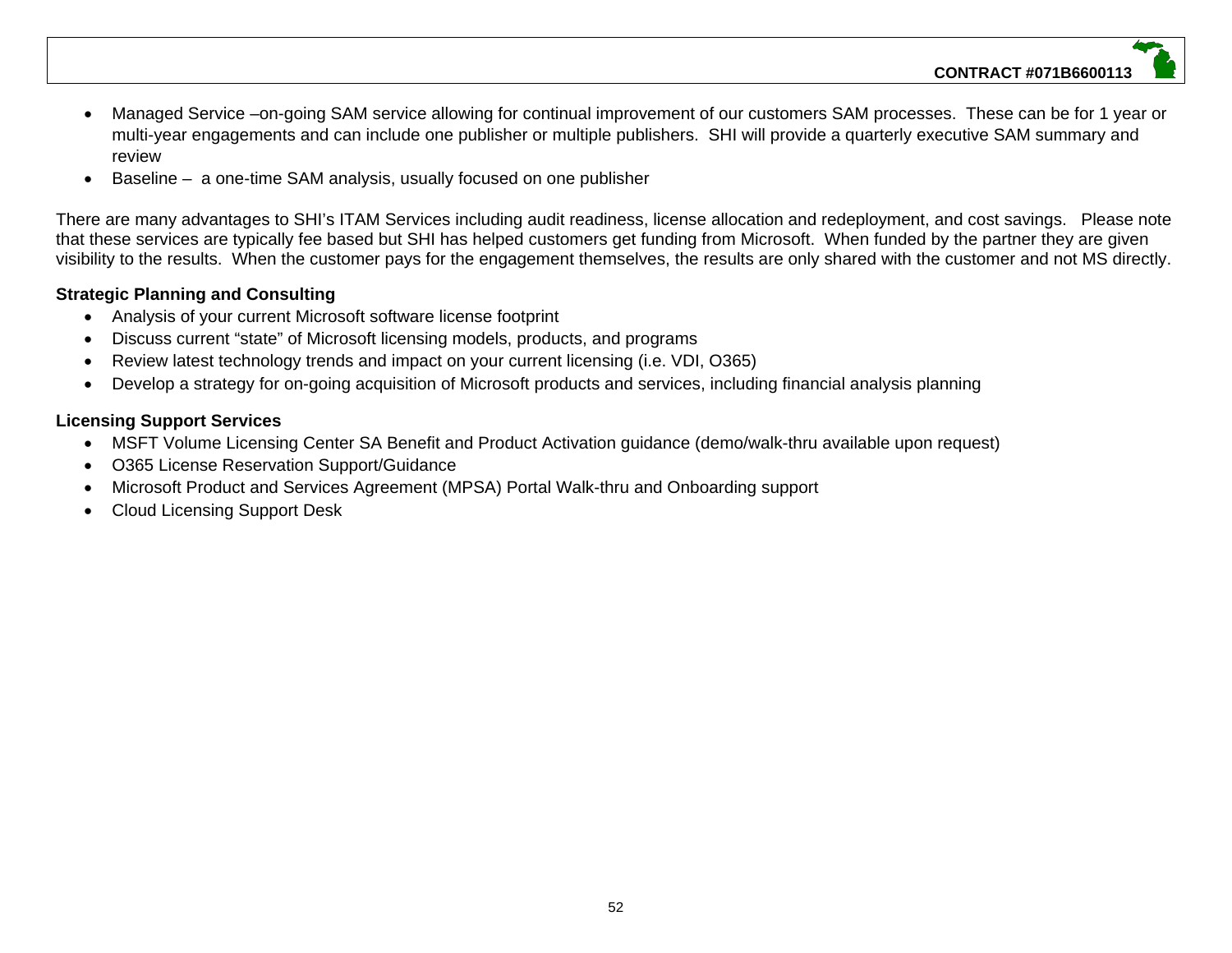- Managed Service –on-going SAM service allowing for continual improvement of our customers SAM processes. These can be for 1 year or multi-year engagements and can include one publisher or multiple publishers. SHI will provide a quarterly executive SAM summary and review
- Baseline – a one-time SAM analysis, usually focused on one publisher

There are many advantages to SHI's ITAM Services including audit readiness, license allocation and redeployment, and cost savings. Please note that these services are typically fee based but SHI has helped customers get funding from Microsoft. When funded by the partner they are given visibility to the results. When the customer pays for the engagement themselves, the results are only shared with the customer and not MS directly.

**Strategic Planning and Consulting**

- Analysis of your current Microsoft software license footprint
- Discuss current "state" of Microsoft licensing models, products, and programs
- Review latest technology trends and impact on your current licensing (i.e. VDI, O365)
- Develop a strategy for on-going acquisition of Microsoft products and services, including financial analysis planning

**Licensing Support Services**

- MSFT Volume Licensing Center SA Benefit and Product Activation guidance (demo/walk-thru available upon request)
- O365 License Reservation Support/Guidance
- Microsoft Product and Services Agreement (MPSA) Portal Walk-thru and Onboarding support
- Cloud Licensing Support Desk